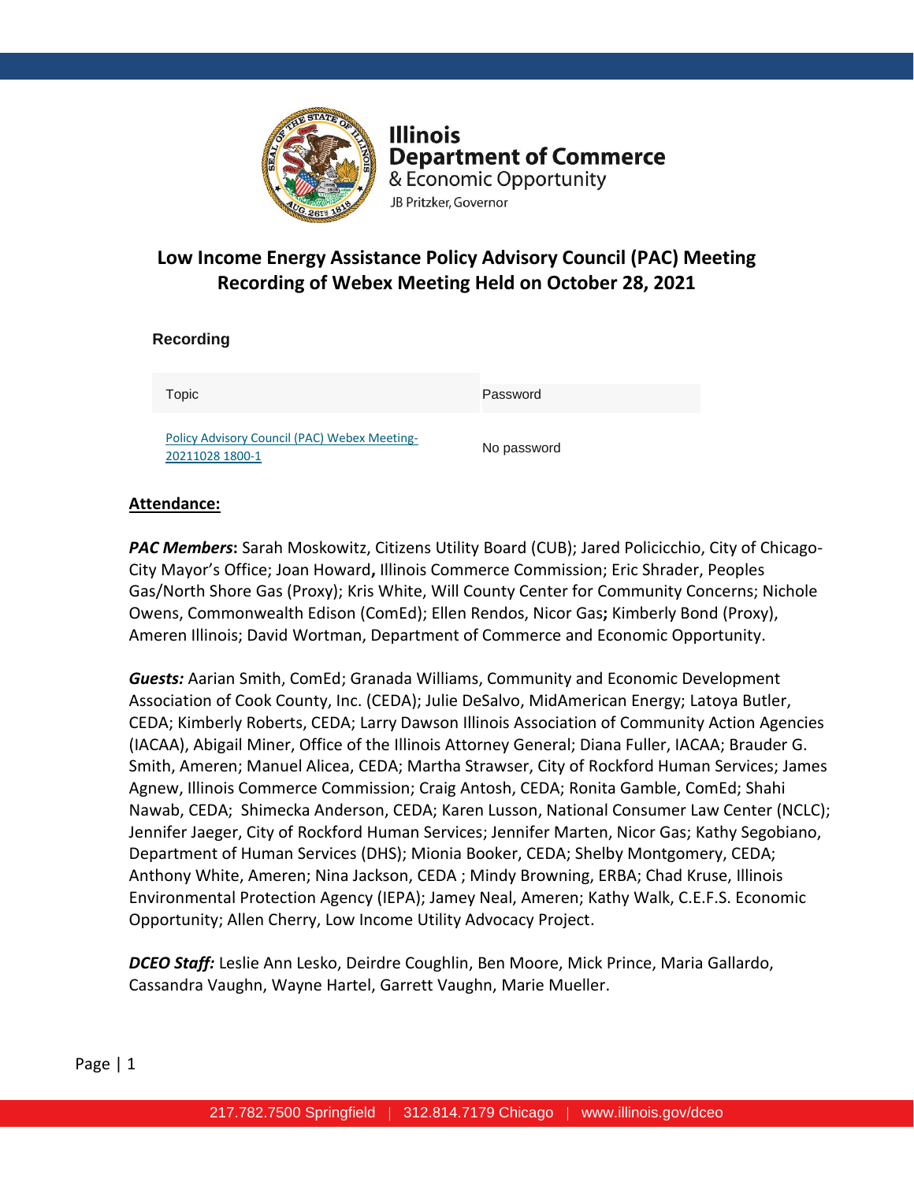**Illinois Department of Commerce & Economic Opportunity**
JB Pritzker, Governor

# Low Income Energy Assistance Policy Advisory Council (PAC) Meeting Recording of Webex Meeting Held on October 28, 2021

## Recording

| Topic | Password |
|---|---|
| Policy Advisory Council (PAC) Webex Meeting-20211028 1800-1 | No password |

**Attendance:**

***PAC Members*:** Sarah Moskowitz, Citizens Utility Board (CUB); Jared Policicchio, City of Chicago-City Mayor's Office; Joan Howard**,** Illinois Commerce Commission; Eric Shrader, Peoples Gas/North Shore Gas (Proxy); Kris White, Will County Center for Community Concerns; Nichole Owens, Commonwealth Edison (ComEd); Ellen Rendos, Nicor Gas**;** Kimberly Bond (Proxy), Ameren Illinois; David Wortman, Department of Commerce and Economic Opportunity.

***Guests:*** Aarian Smith, ComEd; Granada Williams, Community and Economic Development Association of Cook County, Inc. (CEDA); Julie DeSalvo, MidAmerican Energy; Latoya Butler, CEDA; Kimberly Roberts, CEDA; Larry Dawson Illinois Association of Community Action Agencies (IACAA), Abigail Miner, Office of the Illinois Attorney General; Diana Fuller, IACAA; Brauder G. Smith, Ameren; Manuel Alicea, CEDA; Martha Strawser, City of Rockford Human Services; James Agnew, Illinois Commerce Commission; Craig Antosh, CEDA; Ronita Gamble, ComEd; Shahi Nawab, CEDA; Shimecka Anderson, CEDA; Karen Lusson, National Consumer Law Center (NCLC); Jennifer Jaeger, City of Rockford Human Services; Jennifer Marten, Nicor Gas; Kathy Segobiano, Department of Human Services (DHS); Mionia Booker, CEDA; Shelby Montgomery, CEDA; Anthony White, Ameren; Nina Jackson, CEDA ; Mindy Browning, ERBA; Chad Kruse, Illinois Environmental Protection Agency (IEPA); Jamey Neal, Ameren; Kathy Walk, C.E.F.S. Economic Opportunity; Allen Cherry, Low Income Utility Advocacy Project.

***DCEO Staff:*** Leslie Ann Lesko, Deirdre Coughlin, Ben Moore, Mick Prince, Maria Gallardo, Cassandra Vaughn, Wayne Hartel, Garrett Vaughn, Marie Mueller.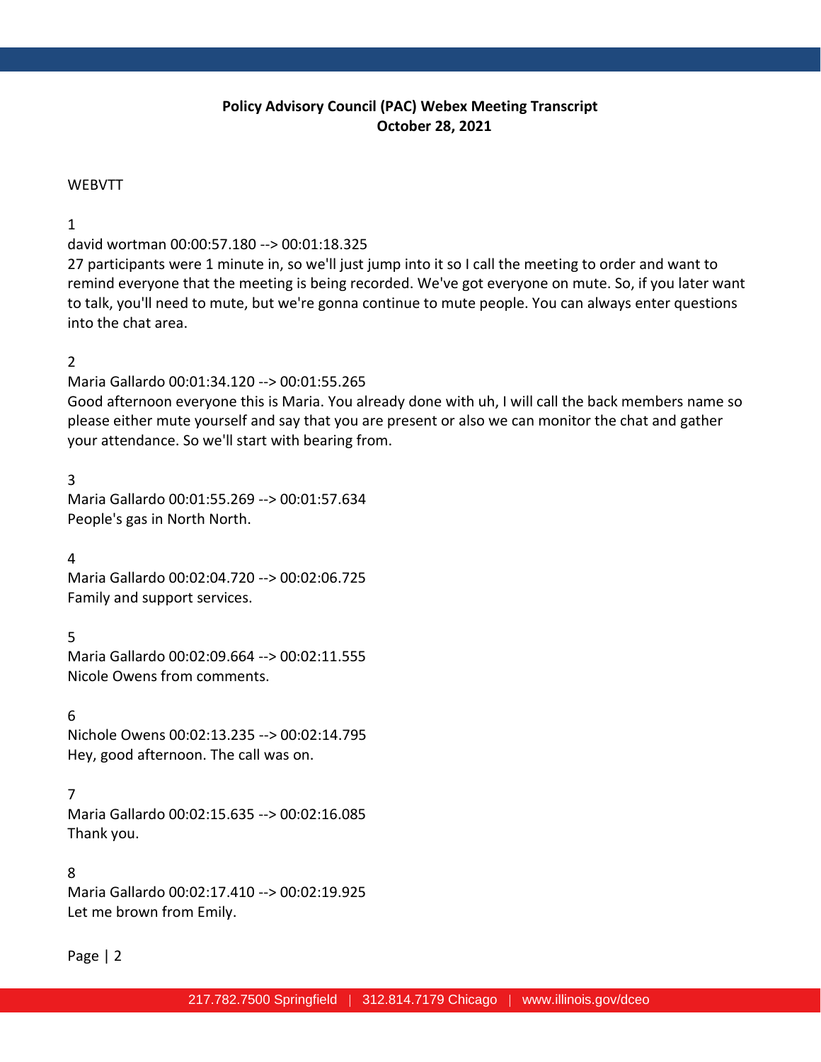**Policy Advisory Council (PAC) Webex Meeting Transcript**
**October 28, 2021**

WEBVTT

1

david wortman 00:00:57.180 --> 00:01:18.325
27 participants were 1 minute in, so we'll just jump into it so I call the meeting to order and want to remind everyone that the meeting is being recorded. We've got everyone on mute. So, if you later want to talk, you'll need to mute, but we're gonna continue to mute people. You can always enter questions into the chat area.

2

Maria Gallardo 00:01:34.120 --> 00:01:55.265
Good afternoon everyone this is Maria. You already done with uh, I will call the back members name so please either mute yourself and say that you are present or also we can monitor the chat and gather your attendance. So we'll start with bearing from.

3

Maria Gallardo 00:01:55.269 --> 00:01:57.634
People's gas in North North.

4

Maria Gallardo 00:02:04.720 --> 00:02:06.725
Family and support services.

5

Maria Gallardo 00:02:09.664 --> 00:02:11.555
Nicole Owens from comments.

6

Nichole Owens 00:02:13.235 --> 00:02:14.795
Hey, good afternoon. The call was on.

7

Maria Gallardo 00:02:15.635 --> 00:02:16.085
Thank you.

8

Maria Gallardo 00:02:17.410 --> 00:02:19.925
Let me brown from Emily.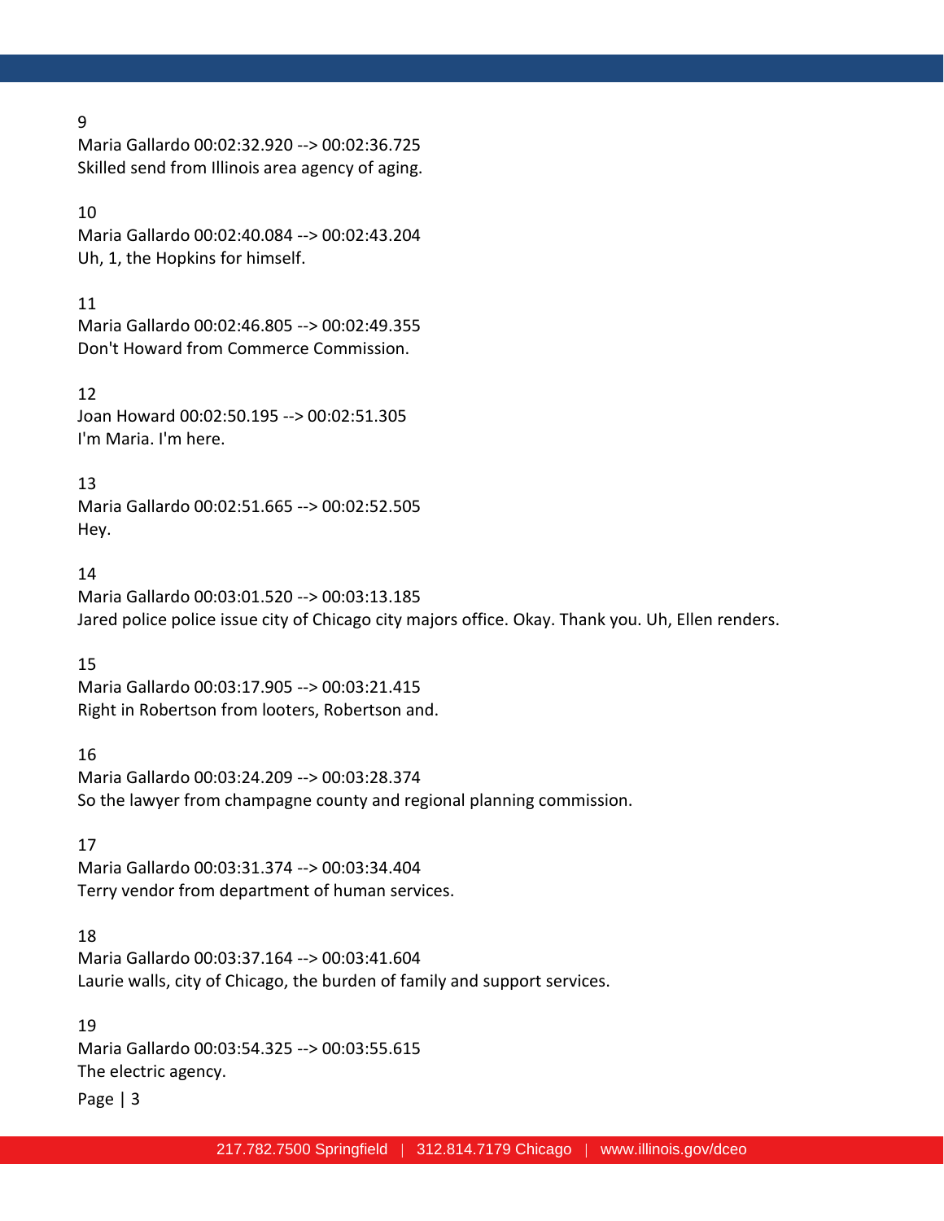9
Maria Gallardo 00:02:32.920 --> 00:02:36.725
Skilled send from Illinois area agency of aging.

10
Maria Gallardo 00:02:40.084 --> 00:02:43.204
Uh, 1, the Hopkins for himself.

11
Maria Gallardo 00:02:46.805 --> 00:02:49.355
Don't Howard from Commerce Commission.

12
Joan Howard 00:02:50.195 --> 00:02:51.305
I'm Maria. I'm here.

13
Maria Gallardo 00:02:51.665 --> 00:02:52.505
Hey.

14
Maria Gallardo 00:03:01.520 --> 00:03:13.185
Jared police police issue city of Chicago city majors office. Okay. Thank you. Uh, Ellen renders.

15
Maria Gallardo 00:03:17.905 --> 00:03:21.415
Right in Robertson from looters, Robertson and.

16
Maria Gallardo 00:03:24.209 --> 00:03:28.374
So the lawyer from champagne county and regional planning commission.

17
Maria Gallardo 00:03:31.374 --> 00:03:34.404
Terry vendor from department of human services.

18
Maria Gallardo 00:03:37.164 --> 00:03:41.604
Laurie walls, city of Chicago, the burden of family and support services.

19
Maria Gallardo 00:03:54.325 --> 00:03:55.615
The electric agency.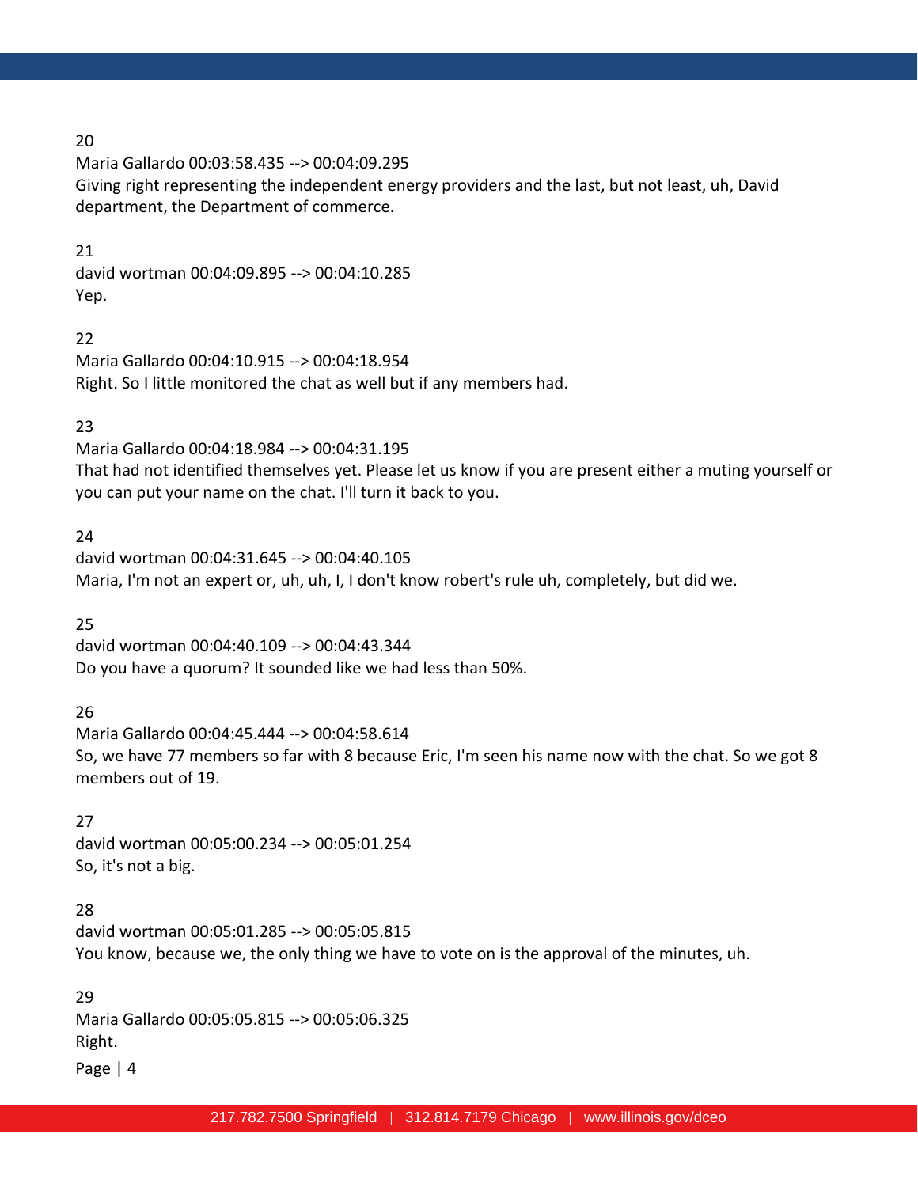20
Maria Gallardo 00:03:58.435 --> 00:04:09.295
Giving right representing the independent energy providers and the last, but not least, uh, David department, the Department of commerce.

21
david wortman 00:04:09.895 --> 00:04:10.285
Yep.

22
Maria Gallardo 00:04:10.915 --> 00:04:18.954
Right. So I little monitored the chat as well but if any members had.

23
Maria Gallardo 00:04:18.984 --> 00:04:31.195
That had not identified themselves yet. Please let us know if you are present either a muting yourself or you can put your name on the chat. I'll turn it back to you.

24
david wortman 00:04:31.645 --> 00:04:40.105
Maria, I'm not an expert or, uh, uh, I, I don't know robert's rule uh, completely, but did we.

25
david wortman 00:04:40.109 --> 00:04:43.344
Do you have a quorum? It sounded like we had less than 50%.

26
Maria Gallardo 00:04:45.444 --> 00:04:58.614
So, we have 77 members so far with 8 because Eric, I'm seen his name now with the chat. So we got 8 members out of 19.

27
david wortman 00:05:00.234 --> 00:05:01.254
So, it's not a big.

28
david wortman 00:05:01.285 --> 00:05:05.815
You know, because we, the only thing we have to vote on is the approval of the minutes, uh.

29
Maria Gallardo 00:05:05.815 --> 00:05:06.325
Right.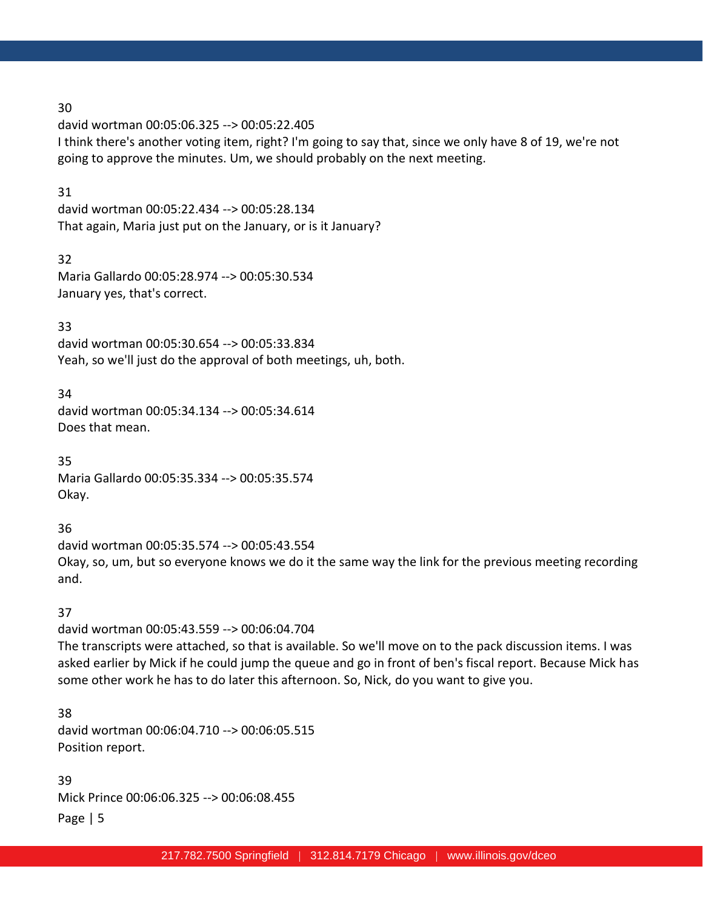30

david wortman 00:05:06.325 --> 00:05:22.405

I think there's another voting item, right? I'm going to say that, since we only have 8 of 19, we're not going to approve the minutes. Um, we should probably on the next meeting.

31

david wortman 00:05:22.434 --> 00:05:28.134

That again, Maria just put on the January, or is it January?

32

Maria Gallardo 00:05:28.974 --> 00:05:30.534

January yes, that's correct.

33

david wortman 00:05:30.654 --> 00:05:33.834

Yeah, so we'll just do the approval of both meetings, uh, both.

34

david wortman 00:05:34.134 --> 00:05:34.614

Does that mean.

35

Maria Gallardo 00:05:35.334 --> 00:05:35.574

Okay.

36

david wortman 00:05:35.574 --> 00:05:43.554

Okay, so, um, but so everyone knows we do it the same way the link for the previous meeting recording and.

37

david wortman 00:05:43.559 --> 00:06:04.704

The transcripts were attached, so that is available. So we'll move on to the pack discussion items. I was asked earlier by Mick if he could jump the queue and go in front of ben's fiscal report. Because Mick has some other work he has to do later this afternoon. So, Nick, do you want to give you.

38

david wortman 00:06:04.710 --> 00:06:05.515

Position report.

39

Mick Prince 00:06:06.325 --> 00:06:08.455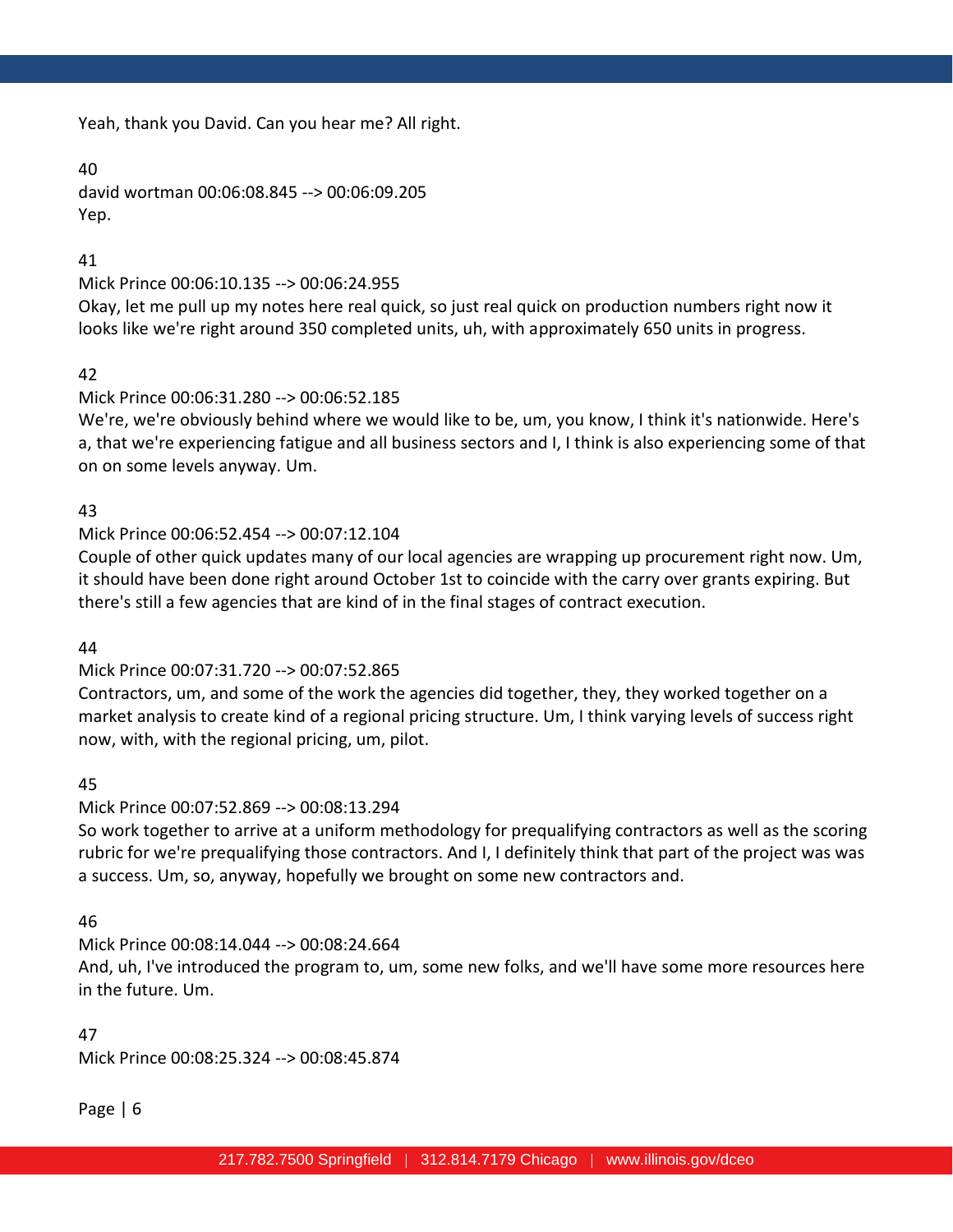Yeah, thank you David. Can you hear me? All right.

40
david wortman 00:06:08.845 --> 00:06:09.205
Yep.

41
Mick Prince 00:06:10.135 --> 00:06:24.955
Okay, let me pull up my notes here real quick, so just real quick on production numbers right now it looks like we're right around 350 completed units, uh, with approximately 650 units in progress.

42
Mick Prince 00:06:31.280 --> 00:06:52.185
We're, we're obviously behind where we would like to be, um, you know, I think it's nationwide. Here's a, that we're experiencing fatigue and all business sectors and I, I think is also experiencing some of that on on some levels anyway. Um.

43
Mick Prince 00:06:52.454 --> 00:07:12.104
Couple of other quick updates many of our local agencies are wrapping up procurement right now. Um, it should have been done right around October 1st to coincide with the carry over grants expiring. But there's still a few agencies that are kind of in the final stages of contract execution.

44
Mick Prince 00:07:31.720 --> 00:07:52.865
Contractors, um, and some of the work the agencies did together, they, they worked together on a market analysis to create kind of a regional pricing structure. Um, I think varying levels of success right now, with, with the regional pricing, um, pilot.

45
Mick Prince 00:07:52.869 --> 00:08:13.294
So work together to arrive at a uniform methodology for prequalifying contractors as well as the scoring rubric for we're prequalifying those contractors. And I, I definitely think that part of the project was was a success. Um, so, anyway, hopefully we brought on some new contractors and.

46
Mick Prince 00:08:14.044 --> 00:08:24.664
And, uh, I've introduced the program to, um, some new folks, and we'll have some more resources here in the future. Um.

47
Mick Prince 00:08:25.324 --> 00:08:45.874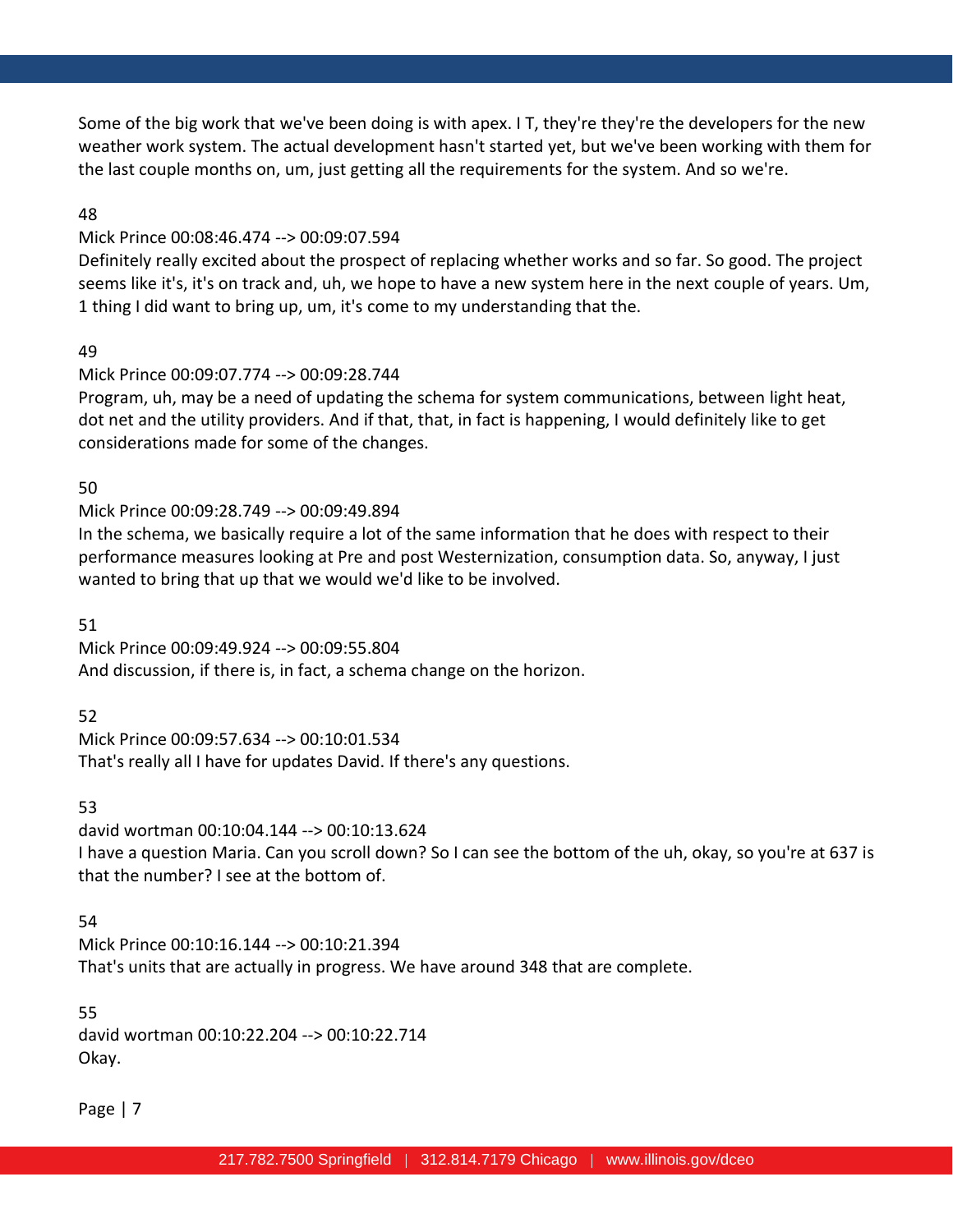Some of the big work that we've been doing is with apex. I T, they're they're the developers for the new weather work system. The actual development hasn't started yet, but we've been working with them for the last couple months on, um, just getting all the requirements for the system. And so we're.

48

Mick Prince 00:08:46.474 --> 00:09:07.594

Definitely really excited about the prospect of replacing whether works and so far. So good. The project seems like it's, it's on track and, uh, we hope to have a new system here in the next couple of years. Um, 1 thing I did want to bring up, um, it's come to my understanding that the.

49

Mick Prince 00:09:07.774 --> 00:09:28.744

Program, uh, may be a need of updating the schema for system communications, between light heat, dot net and the utility providers. And if that, that, in fact is happening, I would definitely like to get considerations made for some of the changes.

50

Mick Prince 00:09:28.749 --> 00:09:49.894

In the schema, we basically require a lot of the same information that he does with respect to their performance measures looking at Pre and post Westernization, consumption data. So, anyway, I just wanted to bring that up that we would we'd like to be involved.

51

Mick Prince 00:09:49.924 --> 00:09:55.804

And discussion, if there is, in fact, a schema change on the horizon.

52

Mick Prince 00:09:57.634 --> 00:10:01.534

That's really all I have for updates David. If there's any questions.

53

david wortman 00:10:04.144 --> 00:10:13.624

I have a question Maria. Can you scroll down? So I can see the bottom of the uh, okay, so you're at 637 is that the number? I see at the bottom of.

54

Mick Prince 00:10:16.144 --> 00:10:21.394

That's units that are actually in progress. We have around 348 that are complete.

55

david wortman 00:10:22.204 --> 00:10:22.714

Okay.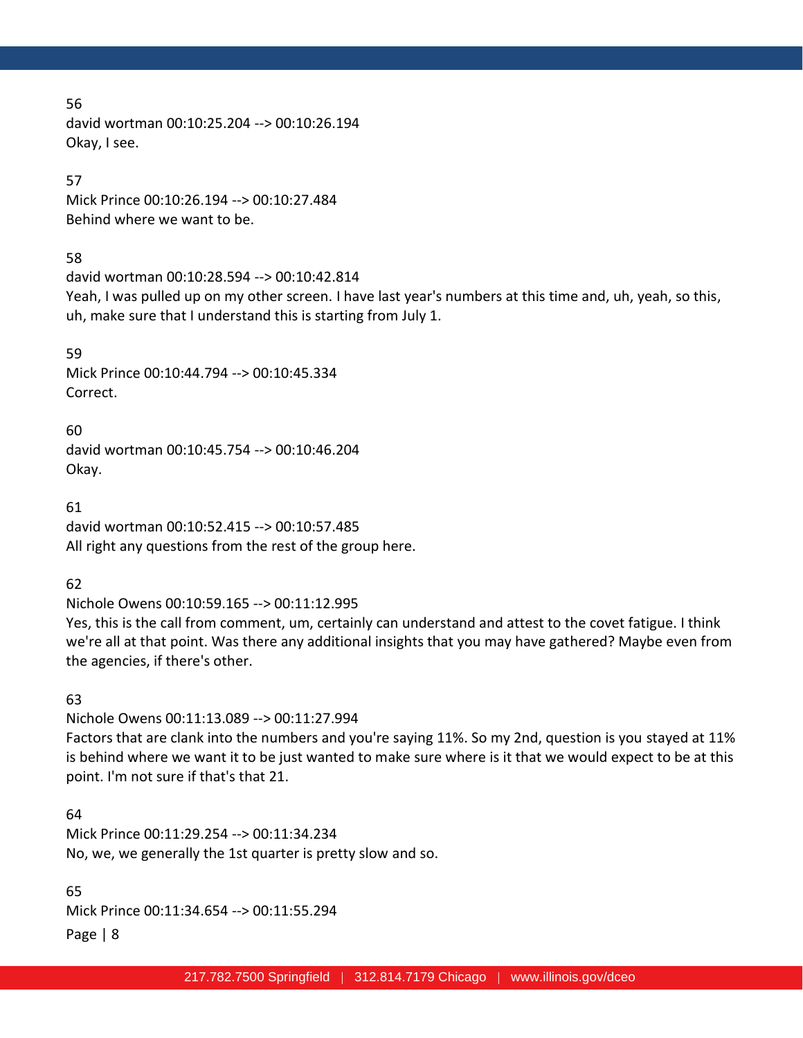56
david wortman 00:10:25.204 --> 00:10:26.194
Okay, I see.

57
Mick Prince 00:10:26.194 --> 00:10:27.484
Behind where we want to be.

58
david wortman 00:10:28.594 --> 00:10:42.814
Yeah, I was pulled up on my other screen. I have last year's numbers at this time and, uh, yeah, so this, uh, make sure that I understand this is starting from July 1.

59
Mick Prince 00:10:44.794 --> 00:10:45.334
Correct.

60
david wortman 00:10:45.754 --> 00:10:46.204
Okay.

61
david wortman 00:10:52.415 --> 00:10:57.485
All right any questions from the rest of the group here.

62
Nichole Owens 00:10:59.165 --> 00:11:12.995
Yes, this is the call from comment, um, certainly can understand and attest to the covet fatigue. I think we're all at that point. Was there any additional insights that you may have gathered? Maybe even from the agencies, if there's other.

63
Nichole Owens 00:11:13.089 --> 00:11:27.994
Factors that are clank into the numbers and you're saying 11%. So my 2nd, question is you stayed at 11% is behind where we want it to be just wanted to make sure where is it that we would expect to be at this point. I'm not sure if that's that 21.

64
Mick Prince 00:11:29.254 --> 00:11:34.234
No, we, we generally the 1st quarter is pretty slow and so.

65
Mick Prince 00:11:34.654 --> 00:11:55.294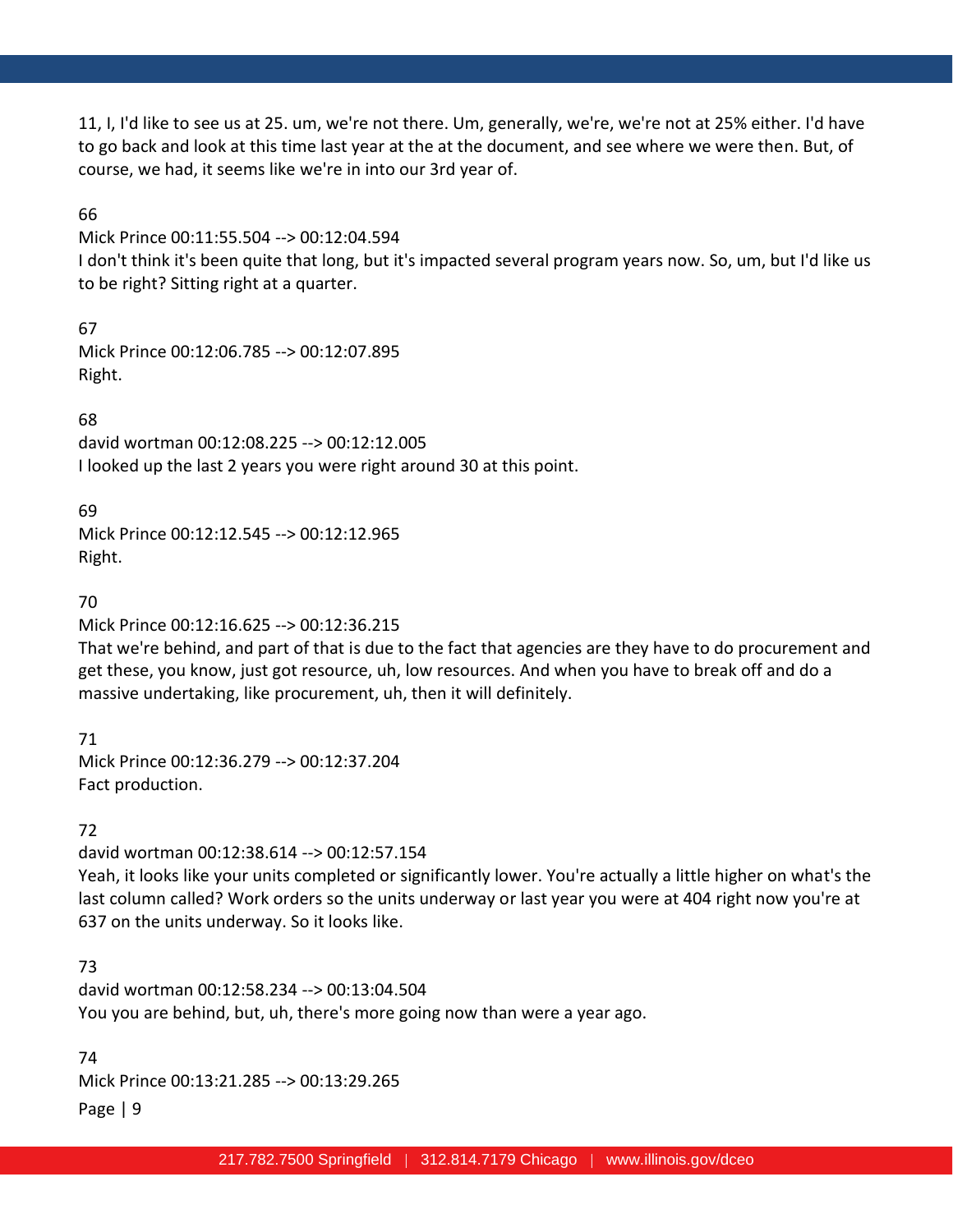11, I, I'd like to see us at 25. um, we're not there. Um, generally, we're, we're not at 25% either. I'd have to go back and look at this time last year at the at the document, and see where we were then. But, of course, we had, it seems like we're in into our 3rd year of.

66
Mick Prince 00:11:55.504 --> 00:12:04.594
I don't think it's been quite that long, but it's impacted several program years now. So, um, but I'd like us to be right? Sitting right at a quarter.

67
Mick Prince 00:12:06.785 --> 00:12:07.895
Right.

68
david wortman 00:12:08.225 --> 00:12:12.005
I looked up the last 2 years you were right around 30 at this point.

69
Mick Prince 00:12:12.545 --> 00:12:12.965
Right.

70
Mick Prince 00:12:16.625 --> 00:12:36.215
That we're behind, and part of that is due to the fact that agencies are they have to do procurement and get these, you know, just got resource, uh, low resources. And when you have to break off and do a massive undertaking, like procurement, uh, then it will definitely.

71
Mick Prince 00:12:36.279 --> 00:12:37.204
Fact production.

72
david wortman 00:12:38.614 --> 00:12:57.154
Yeah, it looks like your units completed or significantly lower. You're actually a little higher on what's the last column called? Work orders so the units underway or last year you were at 404 right now you're at 637 on the units underway. So it looks like.

73
david wortman 00:12:58.234 --> 00:13:04.504
You you are behind, but, uh, there's more going now than were a year ago.

74
Mick Prince 00:13:21.285 --> 00:13:29.265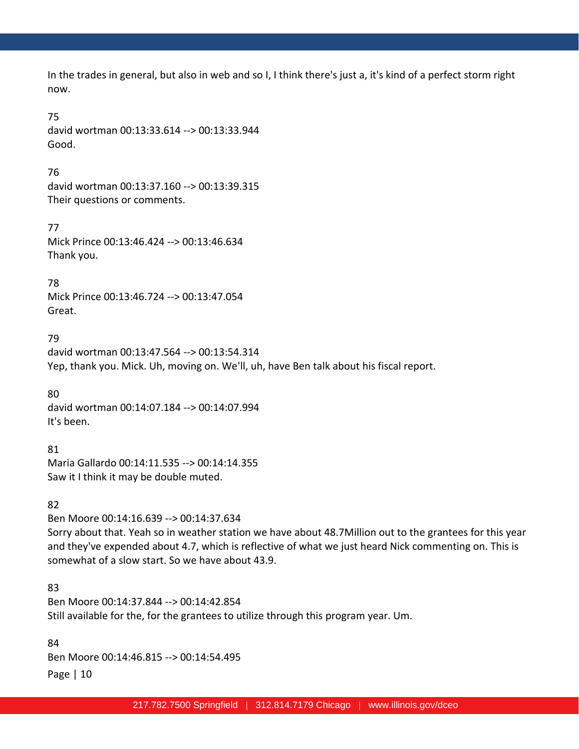In the trades in general, but also in web and so I, I think there's just a, it's kind of a perfect storm right now.

75
david wortman 00:13:33.614 --> 00:13:33.944
Good.

76
david wortman 00:13:37.160 --> 00:13:39.315
Their questions or comments.

77
Mick Prince 00:13:46.424 --> 00:13:46.634
Thank you.

78
Mick Prince 00:13:46.724 --> 00:13:47.054
Great.

79
david wortman 00:13:47.564 --> 00:13:54.314
Yep, thank you. Mick. Uh, moving on. We'll, uh, have Ben talk about his fiscal report.

80
david wortman 00:14:07.184 --> 00:14:07.994
It's been.

81
Maria Gallardo 00:14:11.535 --> 00:14:14.355
Saw it I think it may be double muted.

82
Ben Moore 00:14:16.639 --> 00:14:37.634
Sorry about that. Yeah so in weather station we have about 48.7Million out to the grantees for this year and they've expended about 4.7, which is reflective of what we just heard Nick commenting on. This is somewhat of a slow start. So we have about 43.9.

83
Ben Moore 00:14:37.844 --> 00:14:42.854
Still available for the, for the grantees to utilize through this program year. Um.

84
Ben Moore 00:14:46.815 --> 00:14:54.495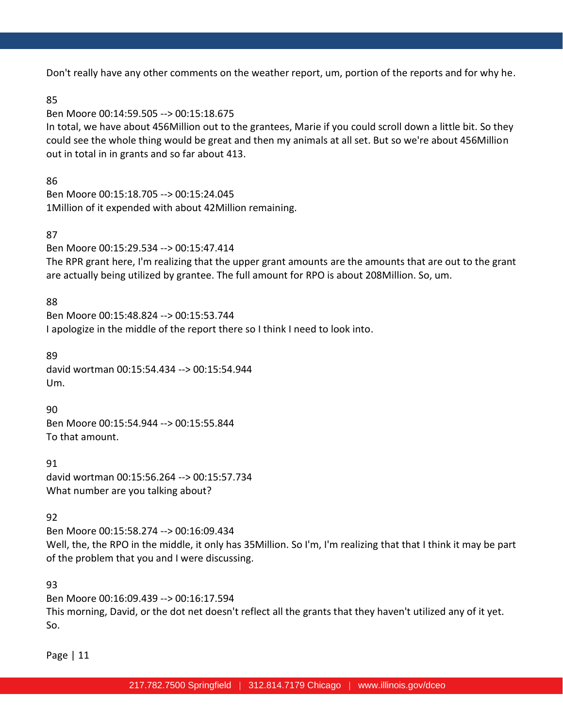Don't really have any other comments on the weather report, um, portion of the reports and for why he.

85

Ben Moore 00:14:59.505 --> 00:15:18.675

In total, we have about 456Million out to the grantees, Marie if you could scroll down a little bit. So they could see the whole thing would be great and then my animals at all set. But so we're about 456Million out in total in in grants and so far about 413.

86

Ben Moore 00:15:18.705 --> 00:15:24.045

1Million of it expended with about 42Million remaining.

87

Ben Moore 00:15:29.534 --> 00:15:47.414

The RPR grant here, I'm realizing that the upper grant amounts are the amounts that are out to the grant are actually being utilized by grantee. The full amount for RPO is about 208Million. So, um.

88

Ben Moore 00:15:48.824 --> 00:15:53.744

I apologize in the middle of the report there so I think I need to look into.

89

david wortman 00:15:54.434 --> 00:15:54.944

Um.

90

Ben Moore 00:15:54.944 --> 00:15:55.844

To that amount.

91

david wortman 00:15:56.264 --> 00:15:57.734

What number are you talking about?

92

Ben Moore 00:15:58.274 --> 00:16:09.434

Well, the, the RPO in the middle, it only has 35Million. So I'm, I'm realizing that that I think it may be part of the problem that you and I were discussing.

93

Ben Moore 00:16:09.439 --> 00:16:17.594

This morning, David, or the dot net doesn't reflect all the grants that they haven't utilized any of it yet. So.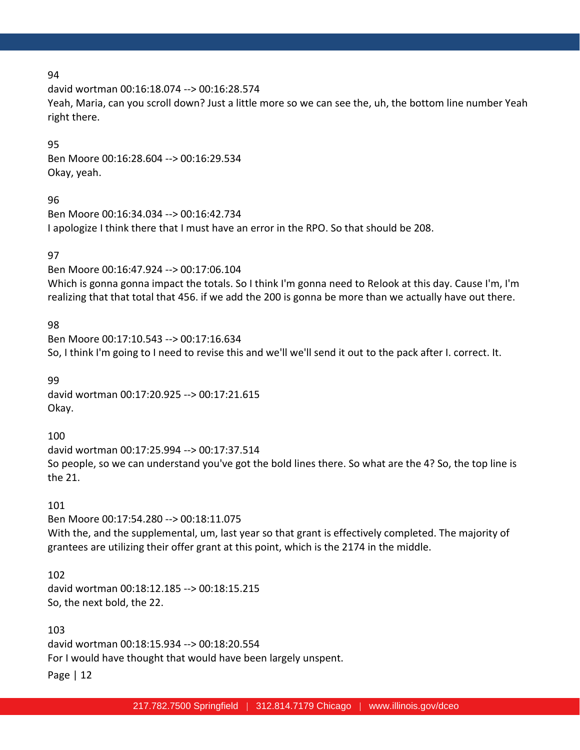94
david wortman 00:16:18.074 --> 00:16:28.574
Yeah, Maria, can you scroll down? Just a little more so we can see the, uh, the bottom line number Yeah right there.

95
Ben Moore 00:16:28.604 --> 00:16:29.534
Okay, yeah.

96
Ben Moore 00:16:34.034 --> 00:16:42.734
I apologize I think there that I must have an error in the RPO. So that should be 208.

97
Ben Moore 00:16:47.924 --> 00:17:06.104
Which is gonna gonna impact the totals. So I think I'm gonna need to Relook at this day. Cause I'm, I'm realizing that that total that 456. if we add the 200 is gonna be more than we actually have out there.

98
Ben Moore 00:17:10.543 --> 00:17:16.634
So, I think I'm going to I need to revise this and we'll we'll send it out to the pack after I. correct. It.

99
david wortman 00:17:20.925 --> 00:17:21.615
Okay.

100
david wortman 00:17:25.994 --> 00:17:37.514
So people, so we can understand you've got the bold lines there. So what are the 4? So, the top line is the 21.

101
Ben Moore 00:17:54.280 --> 00:18:11.075
With the, and the supplemental, um, last year so that grant is effectively completed. The majority of grantees are utilizing their offer grant at this point, which is the 2174 in the middle.

102
david wortman 00:18:12.185 --> 00:18:15.215
So, the next bold, the 22.

103
david wortman 00:18:15.934 --> 00:18:20.554
For I would have thought that would have been largely unspent.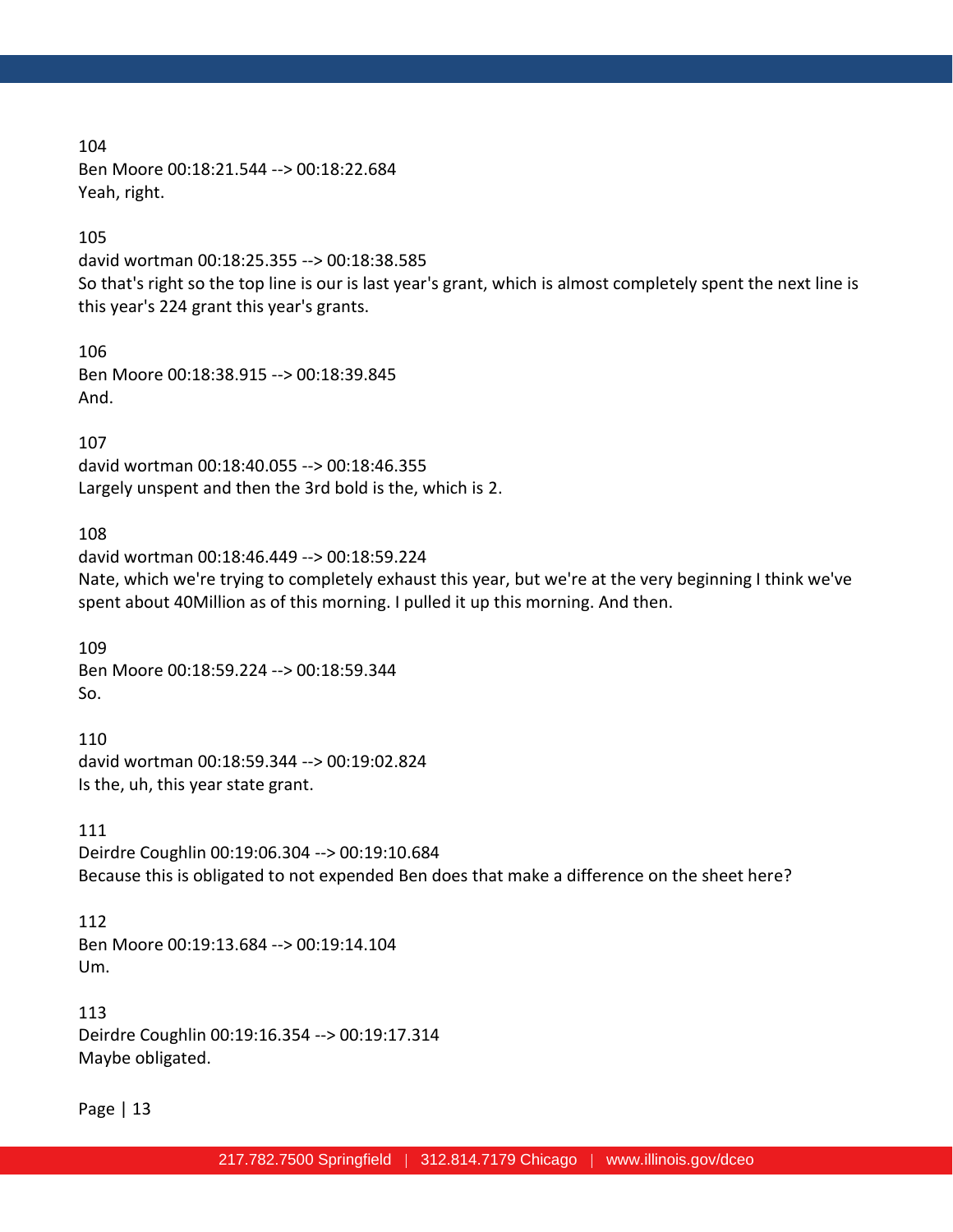104
Ben Moore 00:18:21.544 --> 00:18:22.684
Yeah, right.

105
david wortman 00:18:25.355 --> 00:18:38.585
So that's right so the top line is our is last year's grant, which is almost completely spent the next line is this year's 224 grant this year's grants.

106
Ben Moore 00:18:38.915 --> 00:18:39.845
And.

107
david wortman 00:18:40.055 --> 00:18:46.355
Largely unspent and then the 3rd bold is the, which is 2.

108
david wortman 00:18:46.449 --> 00:18:59.224
Nate, which we're trying to completely exhaust this year, but we're at the very beginning I think we've spent about 40Million as of this morning. I pulled it up this morning. And then.

109
Ben Moore 00:18:59.224 --> 00:18:59.344
So.

110
david wortman 00:18:59.344 --> 00:19:02.824
Is the, uh, this year state grant.

111
Deirdre Coughlin 00:19:06.304 --> 00:19:10.684
Because this is obligated to not expended Ben does that make a difference on the sheet here?

112
Ben Moore 00:19:13.684 --> 00:19:14.104
Um.

113
Deirdre Coughlin 00:19:16.354 --> 00:19:17.314
Maybe obligated.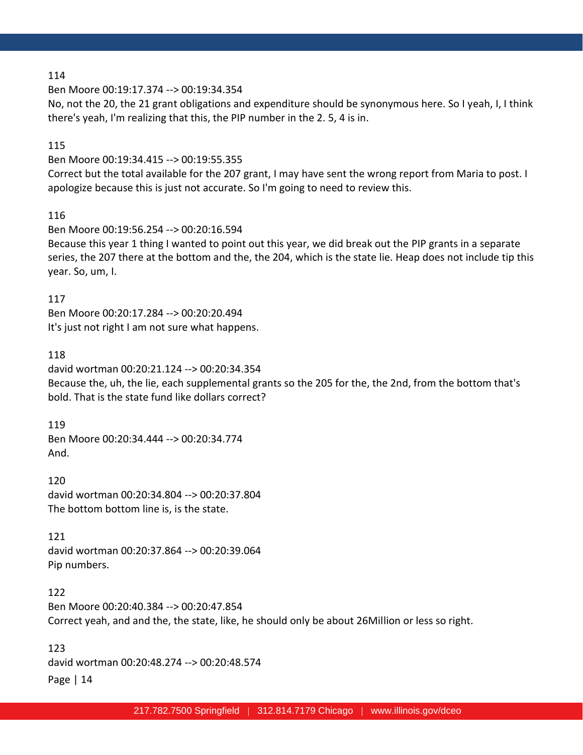114

Ben Moore 00:19:17.374 --> 00:19:34.354

No, not the 20, the 21 grant obligations and expenditure should be synonymous here. So I yeah, I, I think there's yeah, I'm realizing that this, the PIP number in the 2. 5, 4 is in.

115

Ben Moore 00:19:34.415 --> 00:19:55.355

Correct but the total available for the 207 grant, I may have sent the wrong report from Maria to post. I apologize because this is just not accurate. So I'm going to need to review this.

116

Ben Moore 00:19:56.254 --> 00:20:16.594

Because this year 1 thing I wanted to point out this year, we did break out the PIP grants in a separate series, the 207 there at the bottom and the, the 204, which is the state lie. Heap does not include tip this year. So, um, I.

117

Ben Moore 00:20:17.284 --> 00:20:20.494

It's just not right I am not sure what happens.

118

david wortman 00:20:21.124 --> 00:20:34.354

Because the, uh, the lie, each supplemental grants so the 205 for the, the 2nd, from the bottom that's bold. That is the state fund like dollars correct?

119

Ben Moore 00:20:34.444 --> 00:20:34.774

And.

120

david wortman 00:20:34.804 --> 00:20:37.804

The bottom bottom line is, is the state.

121

david wortman 00:20:37.864 --> 00:20:39.064

Pip numbers.

122

Ben Moore 00:20:40.384 --> 00:20:47.854

Correct yeah, and and the, the state, like, he should only be about 26Million or less so right.

123

david wortman 00:20:48.274 --> 00:20:48.574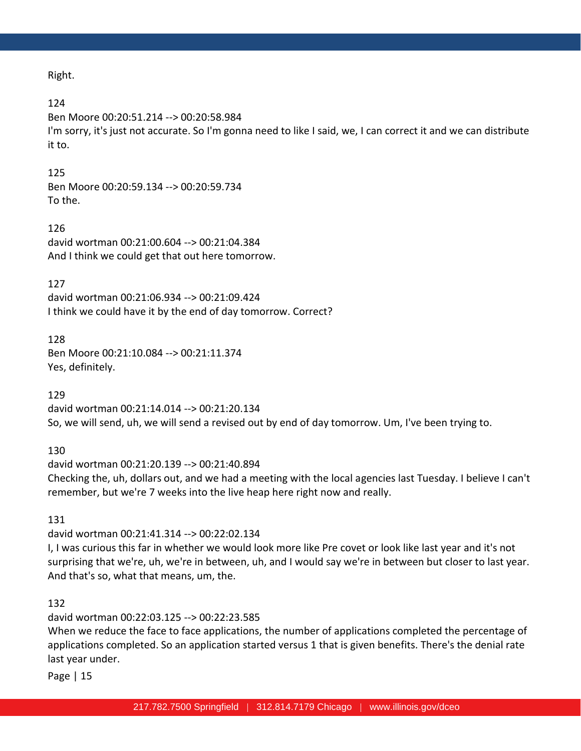Right.

124
Ben Moore 00:20:51.214 --> 00:20:58.984
I'm sorry, it's just not accurate. So I'm gonna need to like I said, we, I can correct it and we can distribute it to.

125
Ben Moore 00:20:59.134 --> 00:20:59.734
To the.

126
david wortman 00:21:00.604 --> 00:21:04.384
And I think we could get that out here tomorrow.

127
david wortman 00:21:06.934 --> 00:21:09.424
I think we could have it by the end of day tomorrow. Correct?

128
Ben Moore 00:21:10.084 --> 00:21:11.374
Yes, definitely.

129
david wortman 00:21:14.014 --> 00:21:20.134
So, we will send, uh, we will send a revised out by end of day tomorrow. Um, I've been trying to.

130
david wortman 00:21:20.139 --> 00:21:40.894
Checking the, uh, dollars out, and we had a meeting with the local agencies last Tuesday. I believe I can't remember, but we're 7 weeks into the live heap here right now and really.

131
david wortman 00:21:41.314 --> 00:22:02.134
I, I was curious this far in whether we would look more like Pre covet or look like last year and it's not surprising that we're, uh, we're in between, uh, and I would say we're in between but closer to last year. And that's so, what that means, um, the.

132
david wortman 00:22:03.125 --> 00:22:23.585
When we reduce the face to face applications, the number of applications completed the percentage of applications completed. So an application started versus 1 that is given benefits. There's the denial rate last year under.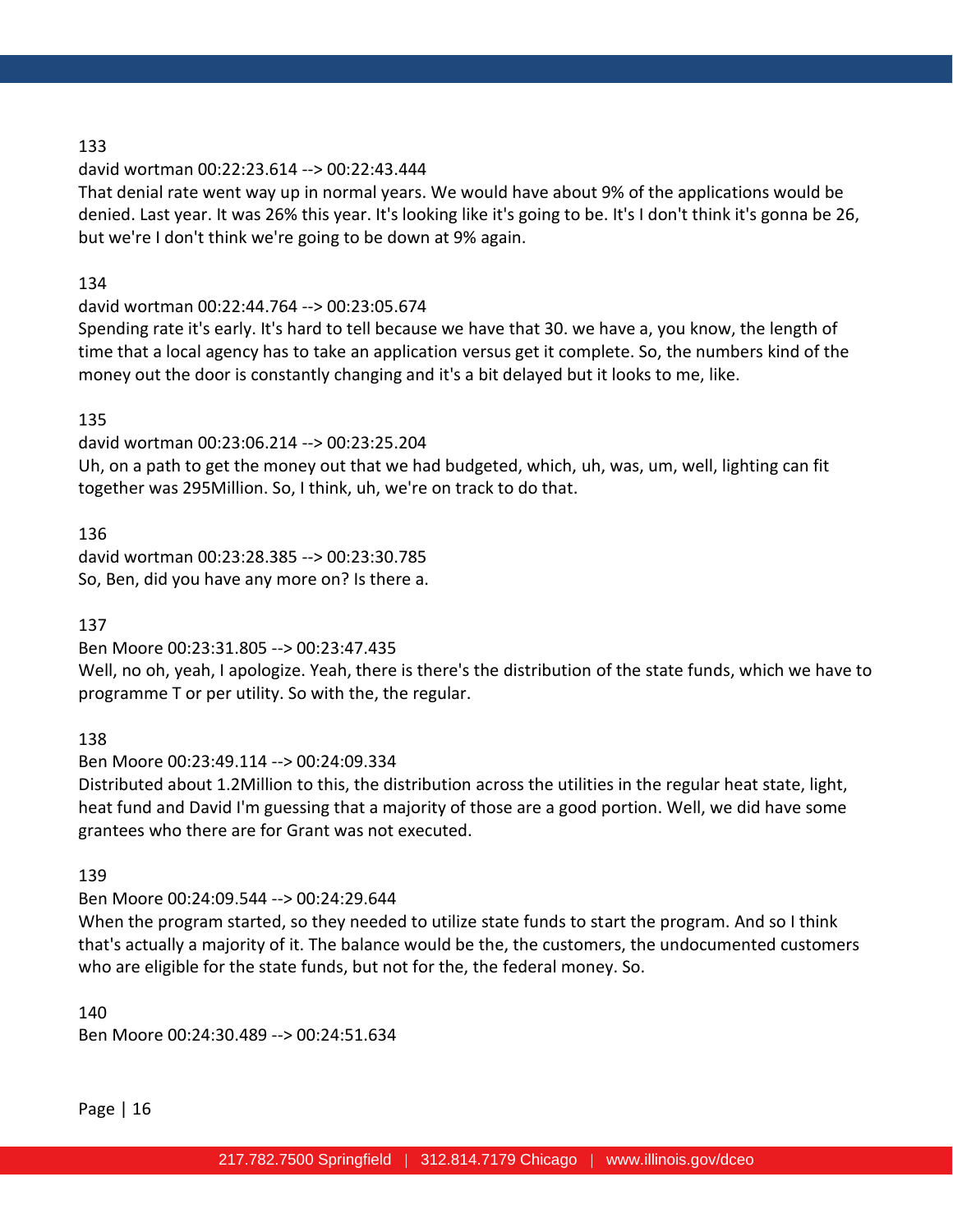133

david wortman 00:22:23.614 --> 00:22:43.444

That denial rate went way up in normal years. We would have about 9% of the applications would be denied. Last year. It was 26% this year. It's looking like it's going to be. It's I don't think it's gonna be 26, but we're I don't think we're going to be down at 9% again.

134

david wortman 00:22:44.764 --> 00:23:05.674

Spending rate it's early. It's hard to tell because we have that 30. we have a, you know, the length of time that a local agency has to take an application versus get it complete. So, the numbers kind of the money out the door is constantly changing and it's a bit delayed but it looks to me, like.

135

david wortman 00:23:06.214 --> 00:23:25.204

Uh, on a path to get the money out that we had budgeted, which, uh, was, um, well, lighting can fit together was 295Million. So, I think, uh, we're on track to do that.

136

david wortman 00:23:28.385 --> 00:23:30.785

So, Ben, did you have any more on? Is there a.

137

Ben Moore 00:23:31.805 --> 00:23:47.435

Well, no oh, yeah, I apologize. Yeah, there is there's the distribution of the state funds, which we have to programme T or per utility. So with the, the regular.

138

Ben Moore 00:23:49.114 --> 00:24:09.334

Distributed about 1.2Million to this, the distribution across the utilities in the regular heat state, light, heat fund and David I'm guessing that a majority of those are a good portion. Well, we did have some grantees who there are for Grant was not executed.

139

Ben Moore 00:24:09.544 --> 00:24:29.644

When the program started, so they needed to utilize state funds to start the program. And so I think that's actually a majority of it. The balance would be the, the customers, the undocumented customers who are eligible for the state funds, but not for the, the federal money. So.

140

Ben Moore 00:24:30.489 --> 00:24:51.634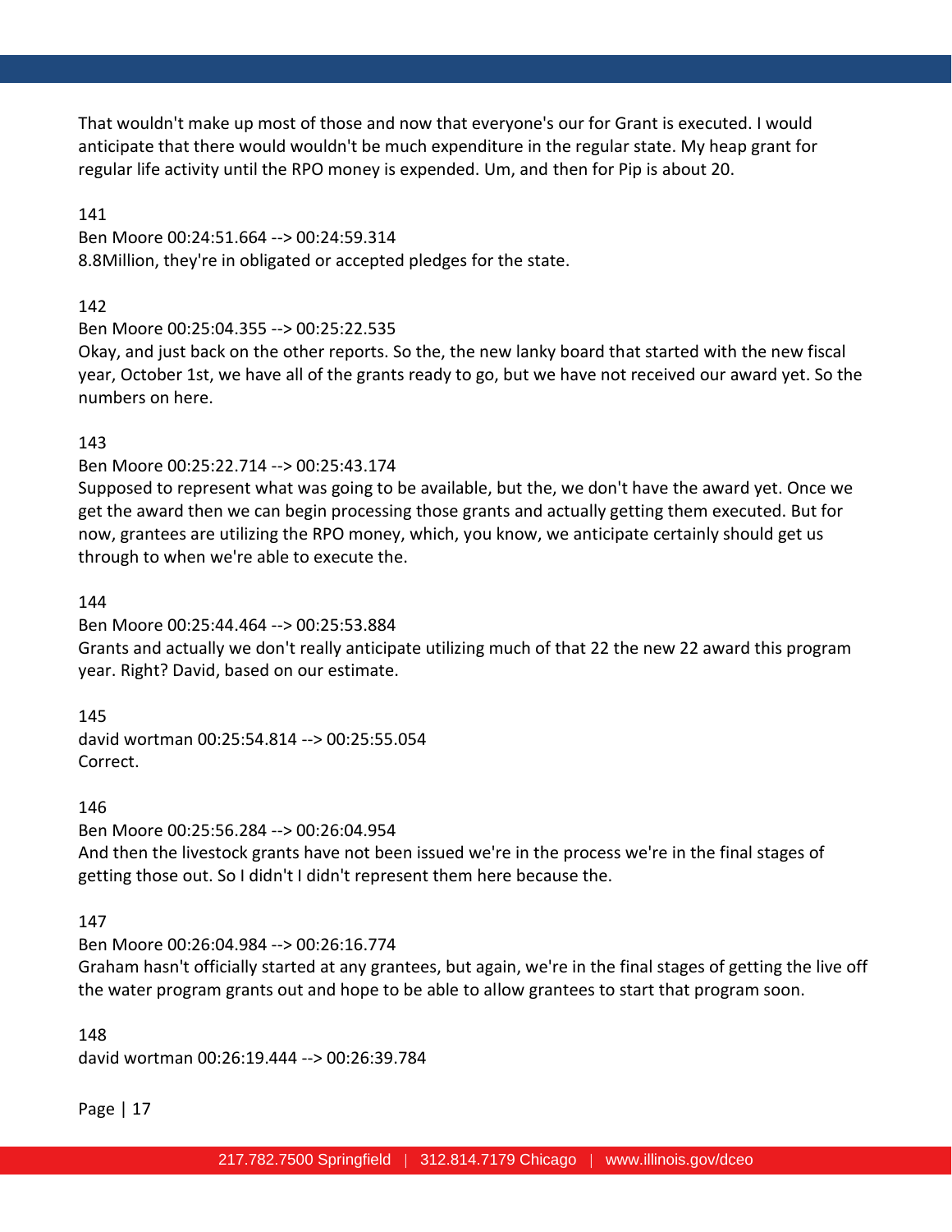That wouldn't make up most of those and now that everyone's our for Grant is executed. I would anticipate that there would wouldn't be much expenditure in the regular state. My heap grant for regular life activity until the RPO money is expended. Um, and then for Pip is about 20.

141

Ben Moore 00:24:51.664 --> 00:24:59.314

8.8Million, they're in obligated or accepted pledges for the state.

142

Ben Moore 00:25:04.355 --> 00:25:22.535

Okay, and just back on the other reports. So the, the new lanky board that started with the new fiscal year, October 1st, we have all of the grants ready to go, but we have not received our award yet. So the numbers on here.

143

Ben Moore 00:25:22.714 --> 00:25:43.174

Supposed to represent what was going to be available, but the, we don't have the award yet. Once we get the award then we can begin processing those grants and actually getting them executed. But for now, grantees are utilizing the RPO money, which, you know, we anticipate certainly should get us through to when we're able to execute the.

144

Ben Moore 00:25:44.464 --> 00:25:53.884

Grants and actually we don't really anticipate utilizing much of that 22 the new 22 award this program year. Right? David, based on our estimate.

145

david wortman 00:25:54.814 --> 00:25:55.054

Correct.

146

Ben Moore 00:25:56.284 --> 00:26:04.954

And then the livestock grants have not been issued we're in the process we're in the final stages of getting those out. So I didn't I didn't represent them here because the.

147

Ben Moore 00:26:04.984 --> 00:26:16.774

Graham hasn't officially started at any grantees, but again, we're in the final stages of getting the live off the water program grants out and hope to be able to allow grantees to start that program soon.

148

david wortman 00:26:19.444 --> 00:26:39.784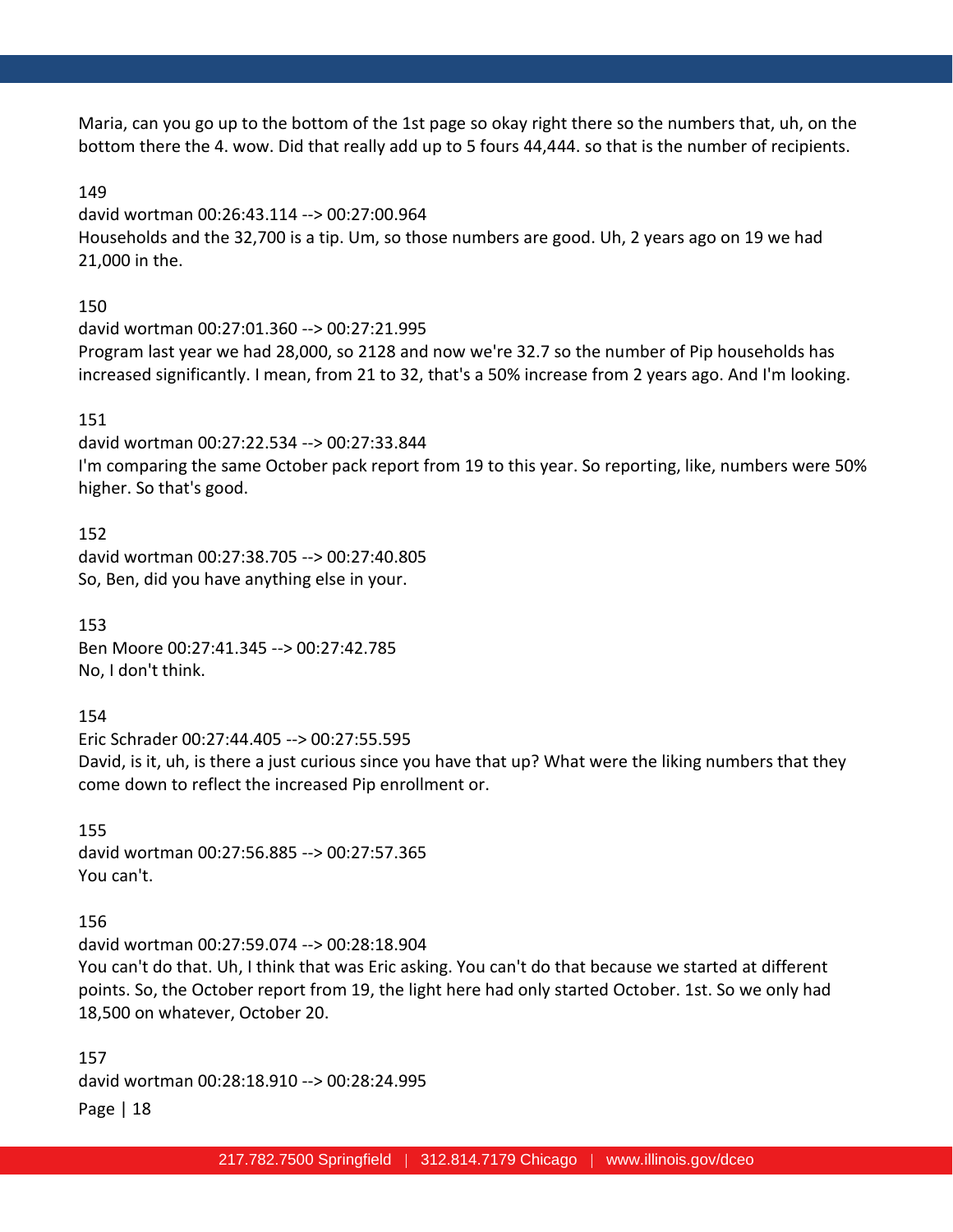Maria, can you go up to the bottom of the 1st page so okay right there so the numbers that, uh, on the bottom there the 4. wow. Did that really add up to 5 fours 44,444. so that is the number of recipients.

149
david wortman 00:26:43.114 --> 00:27:00.964
Households and the 32,700 is a tip. Um, so those numbers are good. Uh, 2 years ago on 19 we had 21,000 in the.

150
david wortman 00:27:01.360 --> 00:27:21.995
Program last year we had 28,000, so 2128 and now we're 32.7 so the number of Pip households has increased significantly. I mean, from 21 to 32, that's a 50% increase from 2 years ago. And I'm looking.

151
david wortman 00:27:22.534 --> 00:27:33.844
I'm comparing the same October pack report from 19 to this year. So reporting, like, numbers were 50% higher. So that's good.

152
david wortman 00:27:38.705 --> 00:27:40.805
So, Ben, did you have anything else in your.

153
Ben Moore 00:27:41.345 --> 00:27:42.785
No, I don't think.

154
Eric Schrader 00:27:44.405 --> 00:27:55.595
David, is it, uh, is there a just curious since you have that up? What were the liking numbers that they come down to reflect the increased Pip enrollment or.

155
david wortman 00:27:56.885 --> 00:27:57.365
You can't.

156
david wortman 00:27:59.074 --> 00:28:18.904
You can't do that. Uh, I think that was Eric asking. You can't do that because we started at different points. So, the October report from 19, the light here had only started October. 1st. So we only had 18,500 on whatever, October 20.

157
david wortman 00:28:18.910 --> 00:28:24.995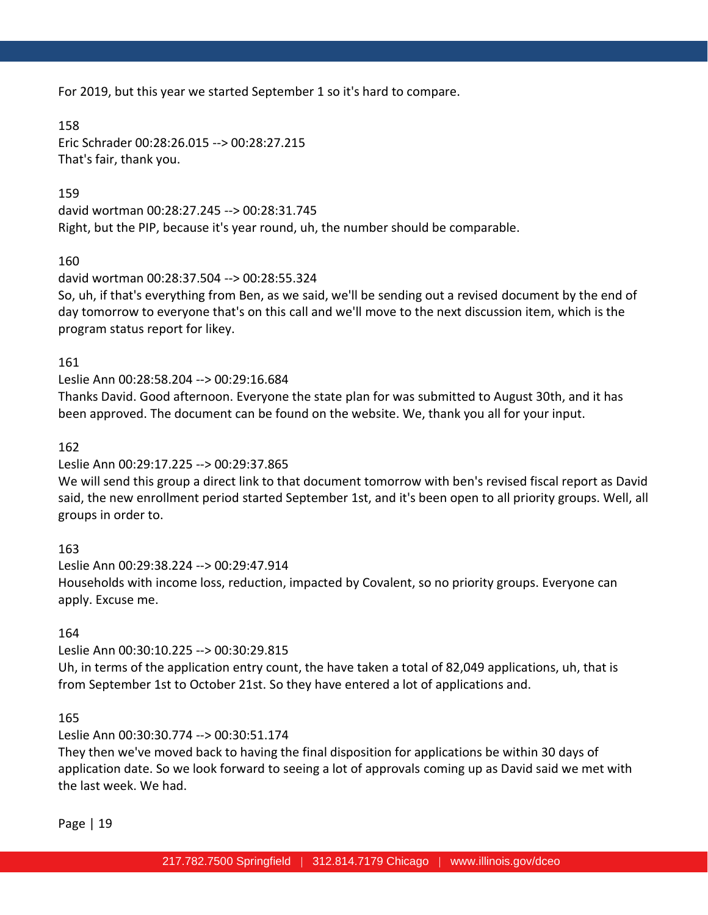For 2019, but this year we started September 1 so it's hard to compare.

158
Eric Schrader 00:28:26.015 --> 00:28:27.215
That's fair, thank you.

159
david wortman 00:28:27.245 --> 00:28:31.745
Right, but the PIP, because it's year round, uh, the number should be comparable.

160
david wortman 00:28:37.504 --> 00:28:55.324
So, uh, if that's everything from Ben, as we said, we'll be sending out a revised document by the end of day tomorrow to everyone that's on this call and we'll move to the next discussion item, which is the program status report for likey.

161
Leslie Ann 00:28:58.204 --> 00:29:16.684
Thanks David. Good afternoon. Everyone the state plan for was submitted to August 30th, and it has been approved. The document can be found on the website. We, thank you all for your input.

162
Leslie Ann 00:29:17.225 --> 00:29:37.865
We will send this group a direct link to that document tomorrow with ben's revised fiscal report as David said, the new enrollment period started September 1st, and it's been open to all priority groups. Well, all groups in order to.

163
Leslie Ann 00:29:38.224 --> 00:29:47.914
Households with income loss, reduction, impacted by Covalent, so no priority groups. Everyone can apply. Excuse me.

164
Leslie Ann 00:30:10.225 --> 00:30:29.815
Uh, in terms of the application entry count, the have taken a total of 82,049 applications, uh, that is from September 1st to October 21st. So they have entered a lot of applications and.

165
Leslie Ann 00:30:30.774 --> 00:30:51.174
They then we've moved back to having the final disposition for applications be within 30 days of application date. So we look forward to seeing a lot of approvals coming up as David said we met with the last week. We had.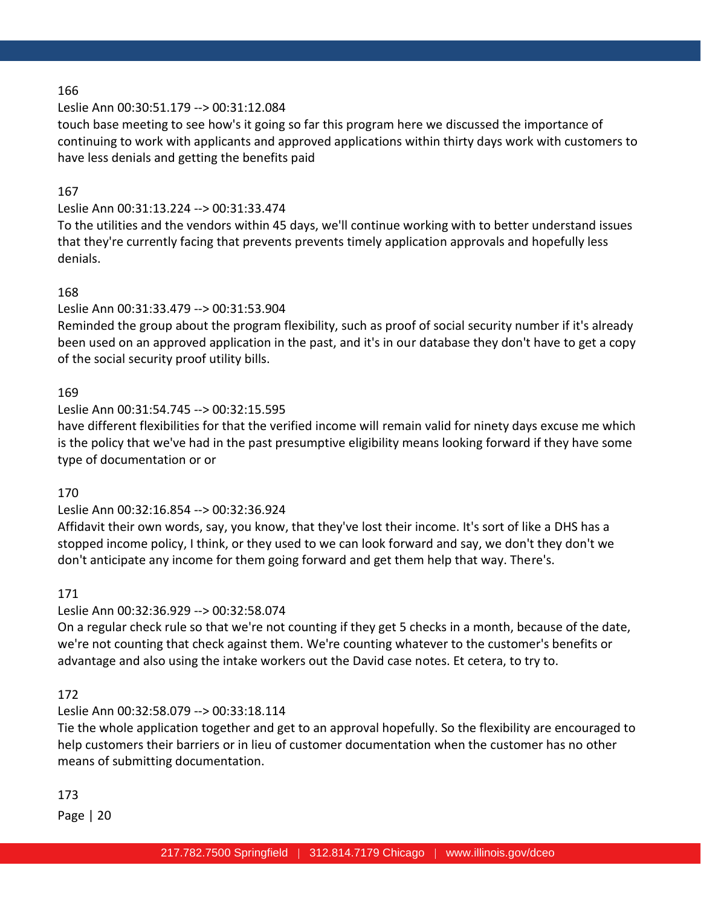166

Leslie Ann 00:30:51.179 --> 00:31:12.084

touch base meeting to see how's it going so far this program here we discussed the importance of continuing to work with applicants and approved applications within thirty days work with customers to have less denials and getting the benefits paid

167

Leslie Ann 00:31:13.224 --> 00:31:33.474

To the utilities and the vendors within 45 days, we'll continue working with to better understand issues that they're currently facing that prevents prevents timely application approvals and hopefully less denials.

168

Leslie Ann 00:31:33.479 --> 00:31:53.904

Reminded the group about the program flexibility, such as proof of social security number if it's already been used on an approved application in the past, and it's in our database they don't have to get a copy of the social security proof utility bills.

169

Leslie Ann 00:31:54.745 --> 00:32:15.595

have different flexibilities for that the verified income will remain valid for ninety days excuse me which is the policy that we've had in the past presumptive eligibility means looking forward if they have some type of documentation or or

170

Leslie Ann 00:32:16.854 --> 00:32:36.924

Affidavit their own words, say, you know, that they've lost their income. It's sort of like a DHS has a stopped income policy, I think, or they used to we can look forward and say, we don't they don't we don't anticipate any income for them going forward and get them help that way. There's.

171

Leslie Ann 00:32:36.929 --> 00:32:58.074

On a regular check rule so that we're not counting if they get 5 checks in a month, because of the date, we're not counting that check against them. We're counting whatever to the customer's benefits or advantage and also using the intake workers out the David case notes. Et cetera, to try to.

172

Leslie Ann 00:32:58.079 --> 00:33:18.114

Tie the whole application together and get to an approval hopefully. So the flexibility are encouraged to help customers their barriers or in lieu of customer documentation when the customer has no other means of submitting documentation.

173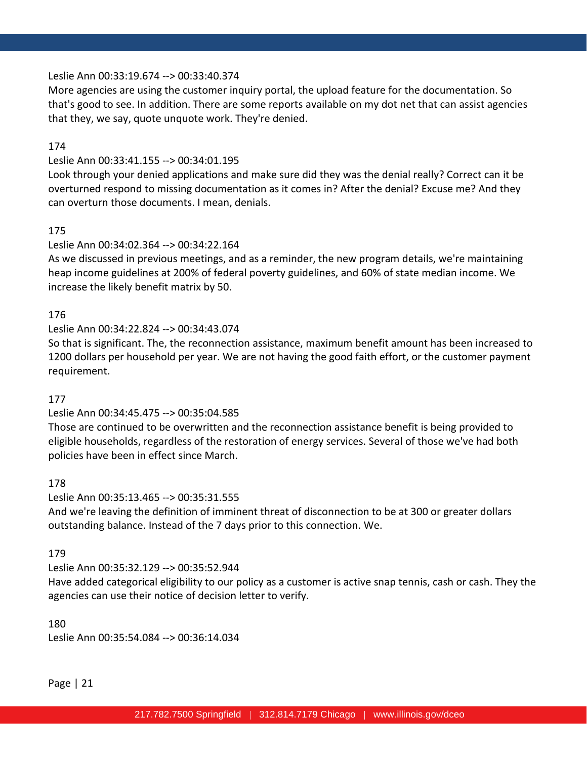Leslie Ann 00:33:19.674 --> 00:33:40.374
More agencies are using the customer inquiry portal, the upload feature for the documentation. So that's good to see. In addition. There are some reports available on my dot net that can assist agencies that they, we say, quote unquote work. They're denied.

174
Leslie Ann 00:33:41.155 --> 00:34:01.195
Look through your denied applications and make sure did they was the denial really? Correct can it be overturned respond to missing documentation as it comes in? After the denial? Excuse me? And they can overturn those documents. I mean, denials.

175
Leslie Ann 00:34:02.364 --> 00:34:22.164
As we discussed in previous meetings, and as a reminder, the new program details, we're maintaining heap income guidelines at 200% of federal poverty guidelines, and 60% of state median income. We increase the likely benefit matrix by 50.

176
Leslie Ann 00:34:22.824 --> 00:34:43.074
So that is significant. The, the reconnection assistance, maximum benefit amount has been increased to 1200 dollars per household per year. We are not having the good faith effort, or the customer payment requirement.

177
Leslie Ann 00:34:45.475 --> 00:35:04.585
Those are continued to be overwritten and the reconnection assistance benefit is being provided to eligible households, regardless of the restoration of energy services. Several of those we've had both policies have been in effect since March.

178
Leslie Ann 00:35:13.465 --> 00:35:31.555
And we're leaving the definition of imminent threat of disconnection to be at 300 or greater dollars outstanding balance. Instead of the 7 days prior to this connection. We.

179
Leslie Ann 00:35:32.129 --> 00:35:52.944
Have added categorical eligibility to our policy as a customer is active snap tennis, cash or cash. They the agencies can use their notice of decision letter to verify.

180
Leslie Ann 00:35:54.084 --> 00:36:14.034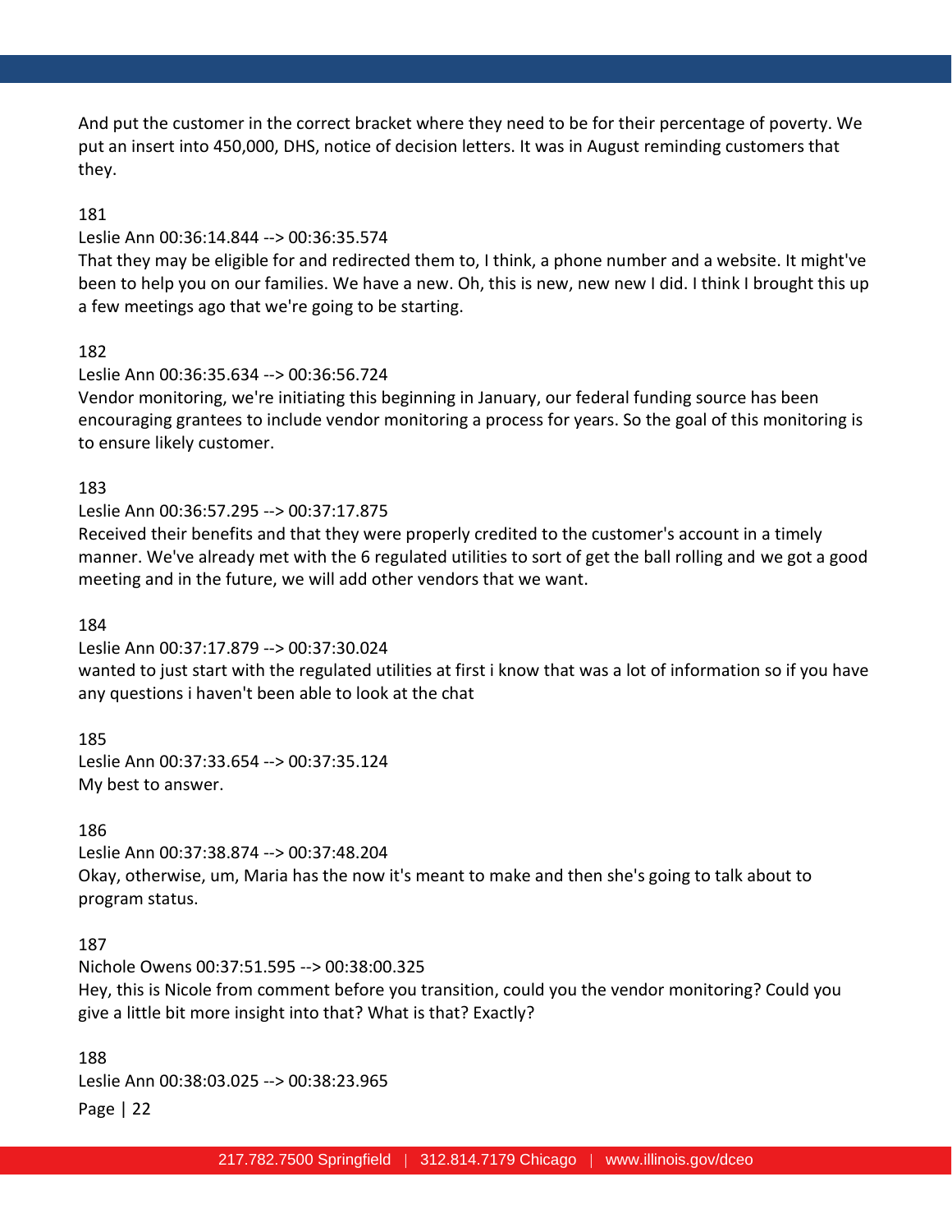And put the customer in the correct bracket where they need to be for their percentage of poverty. We put an insert into 450,000, DHS, notice of decision letters. It was in August reminding customers that they.

181

Leslie Ann 00:36:14.844 --> 00:36:35.574

That they may be eligible for and redirected them to, I think, a phone number and a website. It might've been to help you on our families. We have a new. Oh, this is new, new new I did. I think I brought this up a few meetings ago that we're going to be starting.

182

Leslie Ann 00:36:35.634 --> 00:36:56.724

Vendor monitoring, we're initiating this beginning in January, our federal funding source has been encouraging grantees to include vendor monitoring a process for years. So the goal of this monitoring is to ensure likely customer.

183

Leslie Ann 00:36:57.295 --> 00:37:17.875

Received their benefits and that they were properly credited to the customer's account in a timely manner. We've already met with the 6 regulated utilities to sort of get the ball rolling and we got a good meeting and in the future, we will add other vendors that we want.

184

Leslie Ann 00:37:17.879 --> 00:37:30.024

wanted to just start with the regulated utilities at first i know that was a lot of information so if you have any questions i haven't been able to look at the chat

185

Leslie Ann 00:37:33.654 --> 00:37:35.124

My best to answer.

186

Leslie Ann 00:37:38.874 --> 00:37:48.204

Okay, otherwise, um, Maria has the now it's meant to make and then she's going to talk about to program status.

187

Nichole Owens 00:37:51.595 --> 00:38:00.325

Hey, this is Nicole from comment before you transition, could you the vendor monitoring? Could you give a little bit more insight into that? What is that? Exactly?

188

Leslie Ann 00:38:03.025 --> 00:38:23.965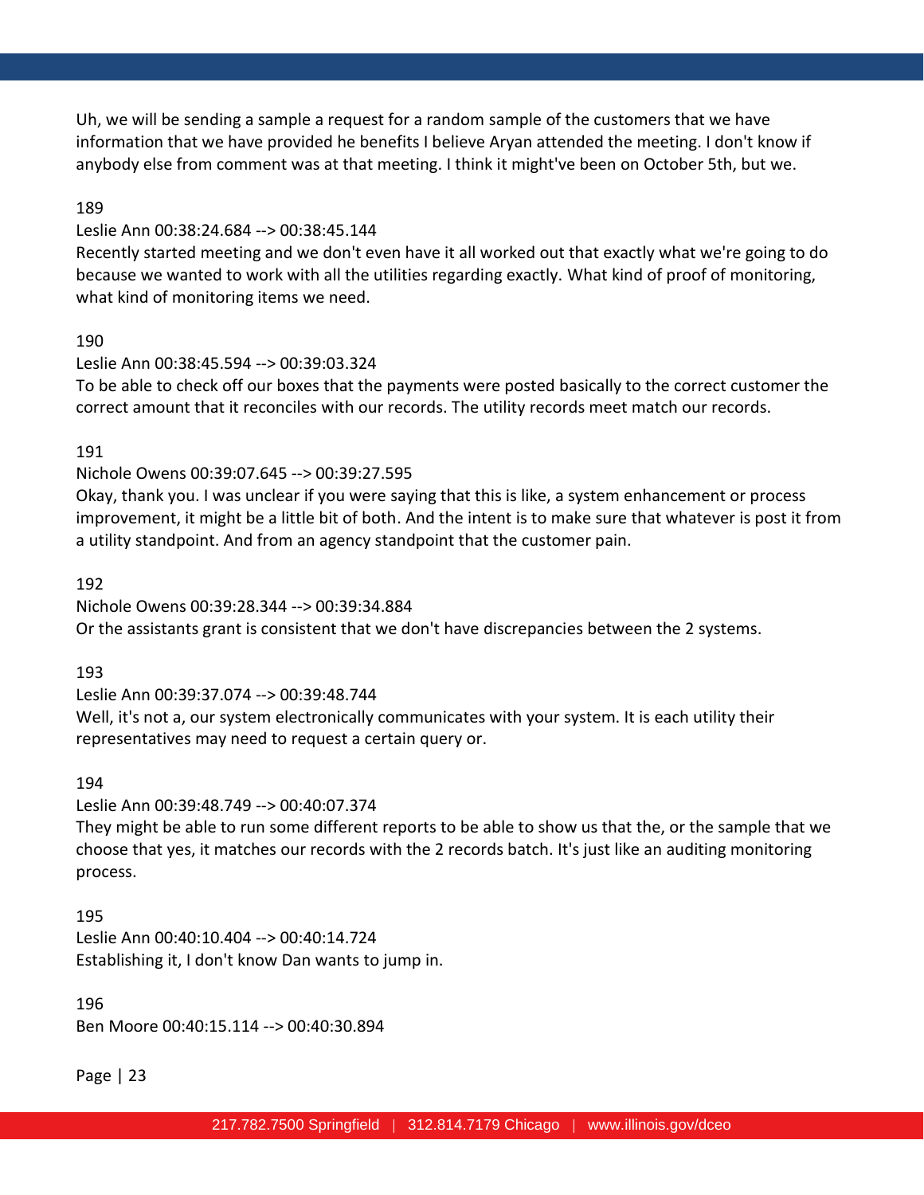Uh, we will be sending a sample a request for a random sample of the customers that we have information that we have provided he benefits I believe Aryan attended the meeting. I don't know if anybody else from comment was at that meeting. I think it might've been on October 5th, but we.

189

Leslie Ann 00:38:24.684 --> 00:38:45.144

Recently started meeting and we don't even have it all worked out that exactly what we're going to do because we wanted to work with all the utilities regarding exactly. What kind of proof of monitoring, what kind of monitoring items we need.

190

Leslie Ann 00:38:45.594 --> 00:39:03.324

To be able to check off our boxes that the payments were posted basically to the correct customer the correct amount that it reconciles with our records. The utility records meet match our records.

191

Nichole Owens 00:39:07.645 --> 00:39:27.595

Okay, thank you. I was unclear if you were saying that this is like, a system enhancement or process improvement, it might be a little bit of both. And the intent is to make sure that whatever is post it from a utility standpoint. And from an agency standpoint that the customer pain.

192

Nichole Owens 00:39:28.344 --> 00:39:34.884

Or the assistants grant is consistent that we don't have discrepancies between the 2 systems.

193

Leslie Ann 00:39:37.074 --> 00:39:48.744

Well, it's not a, our system electronically communicates with your system. It is each utility their representatives may need to request a certain query or.

194

Leslie Ann 00:39:48.749 --> 00:40:07.374

They might be able to run some different reports to be able to show us that the, or the sample that we choose that yes, it matches our records with the 2 records batch. It's just like an auditing monitoring process.

195

Leslie Ann 00:40:10.404 --> 00:40:14.724

Establishing it, I don't know Dan wants to jump in.

196

Ben Moore 00:40:15.114 --> 00:40:30.894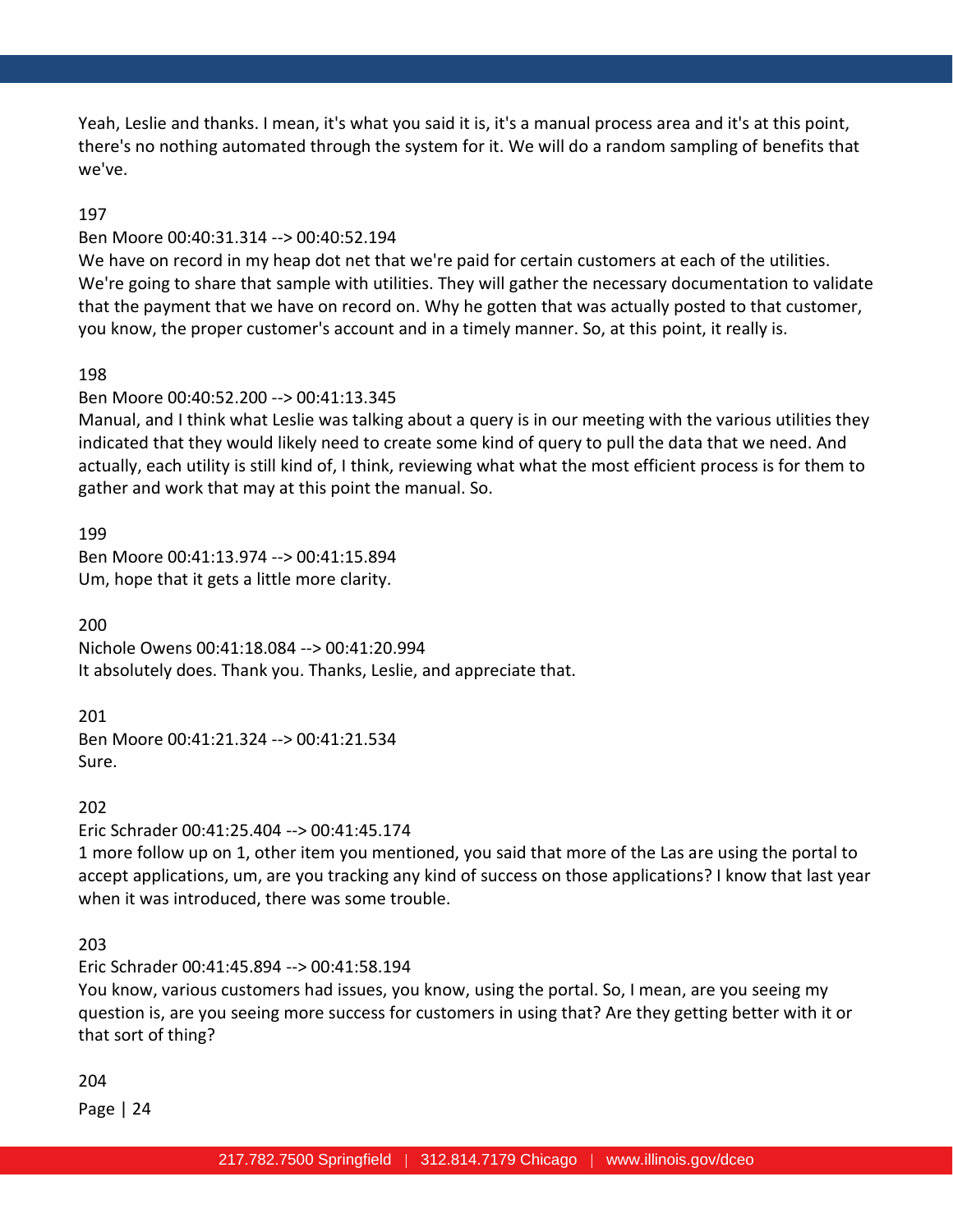Yeah, Leslie and thanks. I mean, it's what you said it is, it's a manual process area and it's at this point, there's no nothing automated through the system for it. We will do a random sampling of benefits that we've.

197

Ben Moore 00:40:31.314 --> 00:40:52.194

We have on record in my heap dot net that we're paid for certain customers at each of the utilities. We're going to share that sample with utilities. They will gather the necessary documentation to validate that the payment that we have on record on. Why he gotten that was actually posted to that customer, you know, the proper customer's account and in a timely manner. So, at this point, it really is.

198

Ben Moore 00:40:52.200 --> 00:41:13.345

Manual, and I think what Leslie was talking about a query is in our meeting with the various utilities they indicated that they would likely need to create some kind of query to pull the data that we need. And actually, each utility is still kind of, I think, reviewing what what the most efficient process is for them to gather and work that may at this point the manual. So.

199

Ben Moore 00:41:13.974 --> 00:41:15.894

Um, hope that it gets a little more clarity.

200

Nichole Owens 00:41:18.084 --> 00:41:20.994

It absolutely does. Thank you. Thanks, Leslie, and appreciate that.

201

Ben Moore 00:41:21.324 --> 00:41:21.534

Sure.

202

Eric Schrader 00:41:25.404 --> 00:41:45.174

1 more follow up on 1, other item you mentioned, you said that more of the Las are using the portal to accept applications, um, are you tracking any kind of success on those applications? I know that last year when it was introduced, there was some trouble.

203

Eric Schrader 00:41:45.894 --> 00:41:58.194

You know, various customers had issues, you know, using the portal. So, I mean, are you seeing my question is, are you seeing more success for customers in using that? Are they getting better with it or that sort of thing?

204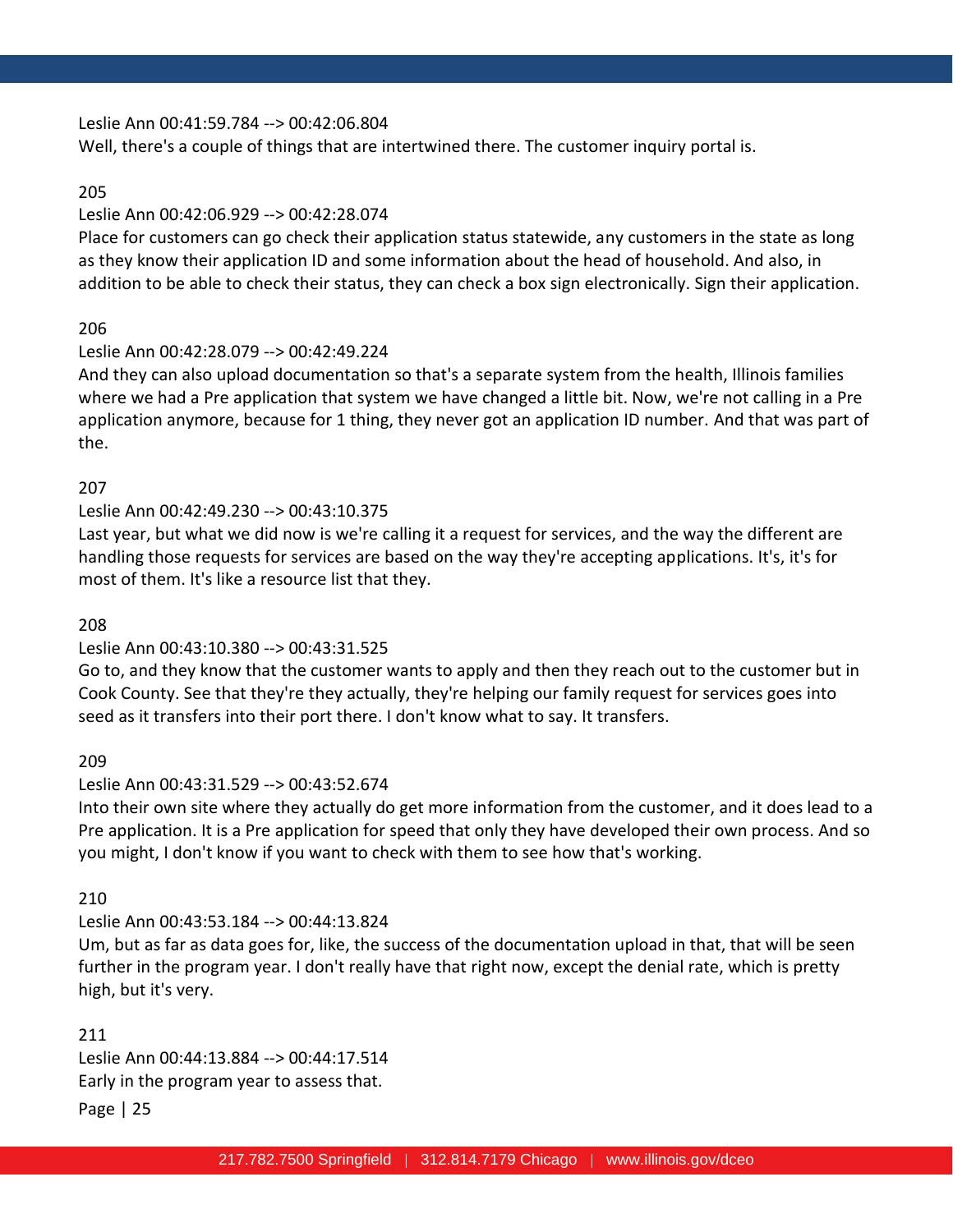Leslie Ann 00:41:59.784 --> 00:42:06.804
Well, there's a couple of things that are intertwined there. The customer inquiry portal is.

205
Leslie Ann 00:42:06.929 --> 00:42:28.074
Place for customers can go check their application status statewide, any customers in the state as long as they know their application ID and some information about the head of household. And also, in addition to be able to check their status, they can check a box sign electronically. Sign their application.

206
Leslie Ann 00:42:28.079 --> 00:42:49.224
And they can also upload documentation so that's a separate system from the health, Illinois families where we had a Pre application that system we have changed a little bit. Now, we're not calling in a Pre application anymore, because for 1 thing, they never got an application ID number. And that was part of the.

207
Leslie Ann 00:42:49.230 --> 00:43:10.375
Last year, but what we did now is we're calling it a request for services, and the way the different are handling those requests for services are based on the way they're accepting applications. It's, it's for most of them. It's like a resource list that they.

208
Leslie Ann 00:43:10.380 --> 00:43:31.525
Go to, and they know that the customer wants to apply and then they reach out to the customer but in Cook County. See that they're they actually, they're helping our family request for services goes into seed as it transfers into their port there. I don't know what to say. It transfers.

209
Leslie Ann 00:43:31.529 --> 00:43:52.674
Into their own site where they actually do get more information from the customer, and it does lead to a Pre application. It is a Pre application for speed that only they have developed their own process. And so you might, I don't know if you want to check with them to see how that's working.

210
Leslie Ann 00:43:53.184 --> 00:44:13.824
Um, but as far as data goes for, like, the success of the documentation upload in that, that will be seen further in the program year. I don't really have that right now, except the denial rate, which is pretty high, but it's very.

211
Leslie Ann 00:44:13.884 --> 00:44:17.514
Early in the program year to assess that.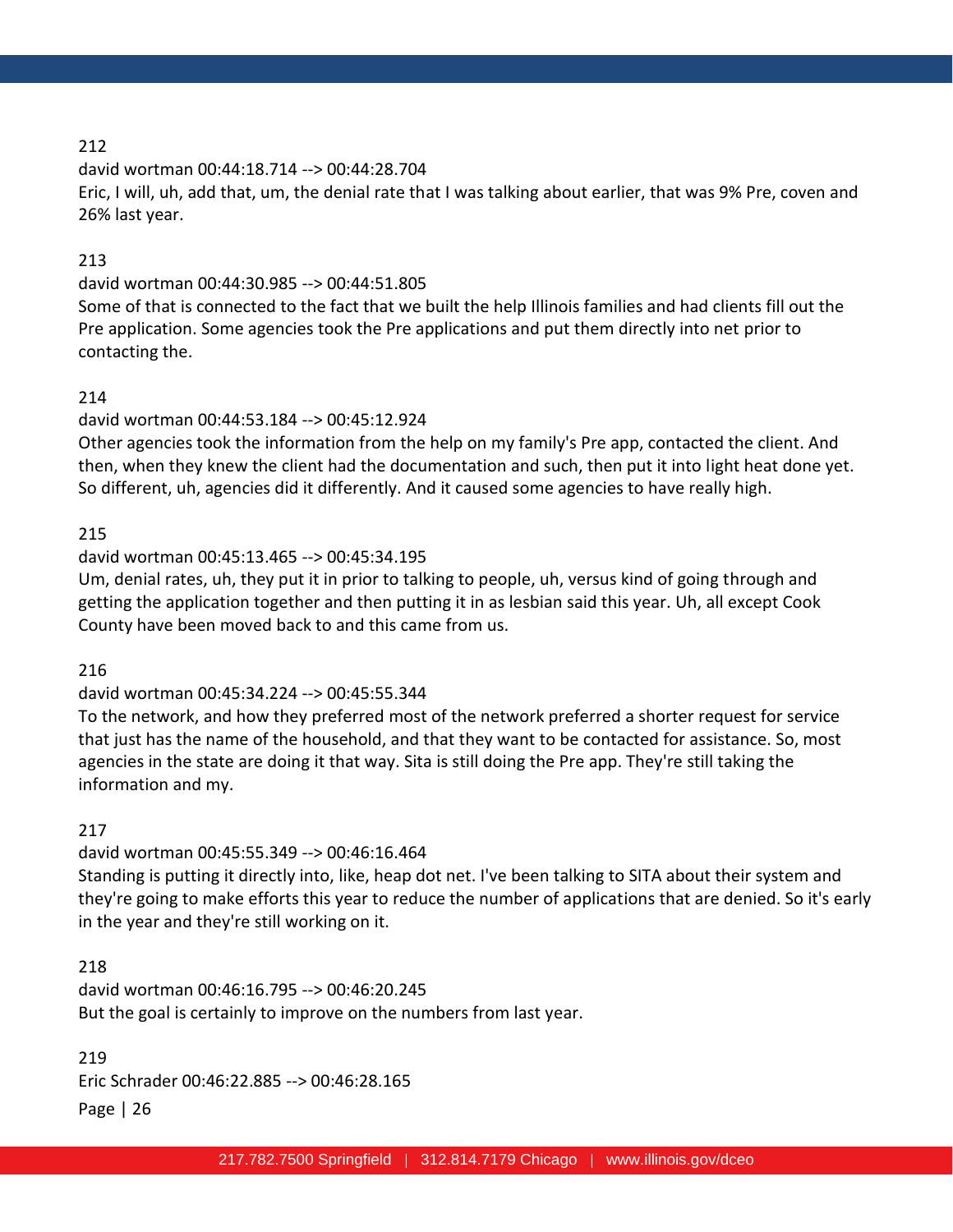212

david wortman 00:44:18.714 --> 00:44:28.704

Eric, I will, uh, add that, um, the denial rate that I was talking about earlier, that was 9% Pre, coven and 26% last year.

213

david wortman 00:44:30.985 --> 00:44:51.805

Some of that is connected to the fact that we built the help Illinois families and had clients fill out the Pre application. Some agencies took the Pre applications and put them directly into net prior to contacting the.

214

david wortman 00:44:53.184 --> 00:45:12.924

Other agencies took the information from the help on my family's Pre app, contacted the client. And then, when they knew the client had the documentation and such, then put it into light heat done yet. So different, uh, agencies did it differently. And it caused some agencies to have really high.

215

david wortman 00:45:13.465 --> 00:45:34.195

Um, denial rates, uh, they put it in prior to talking to people, uh, versus kind of going through and getting the application together and then putting it in as lesbian said this year. Uh, all except Cook County have been moved back to and this came from us.

216

david wortman 00:45:34.224 --> 00:45:55.344

To the network, and how they preferred most of the network preferred a shorter request for service that just has the name of the household, and that they want to be contacted for assistance. So, most agencies in the state are doing it that way. Sita is still doing the Pre app. They're still taking the information and my.

217

david wortman 00:45:55.349 --> 00:46:16.464

Standing is putting it directly into, like, heap dot net. I've been talking to SITA about their system and they're going to make efforts this year to reduce the number of applications that are denied. So it's early in the year and they're still working on it.

218

david wortman 00:46:16.795 --> 00:46:20.245

But the goal is certainly to improve on the numbers from last year.

219

Eric Schrader 00:46:22.885 --> 00:46:28.165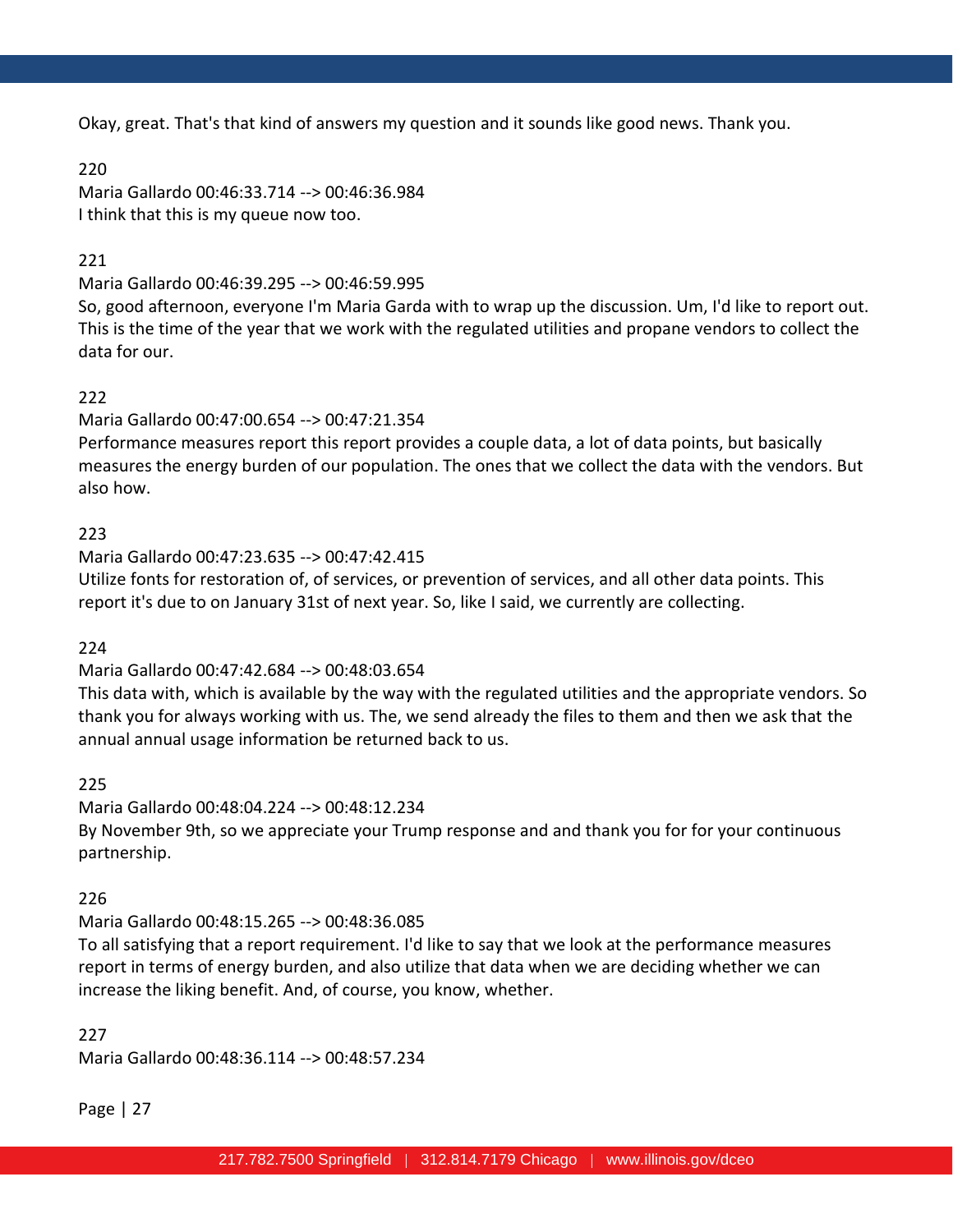Okay, great. That's that kind of answers my question and it sounds like good news. Thank you.

220
Maria Gallardo 00:46:33.714 --> 00:46:36.984
I think that this is my queue now too.

221
Maria Gallardo 00:46:39.295 --> 00:46:59.995
So, good afternoon, everyone I'm Maria Garda with to wrap up the discussion. Um, I'd like to report out. This is the time of the year that we work with the regulated utilities and propane vendors to collect the data for our.

222
Maria Gallardo 00:47:00.654 --> 00:47:21.354
Performance measures report this report provides a couple data, a lot of data points, but basically measures the energy burden of our population. The ones that we collect the data with the vendors. But also how.

223
Maria Gallardo 00:47:23.635 --> 00:47:42.415
Utilize fonts for restoration of, of services, or prevention of services, and all other data points. This report it's due to on January 31st of next year. So, like I said, we currently are collecting.

224
Maria Gallardo 00:47:42.684 --> 00:48:03.654
This data with, which is available by the way with the regulated utilities and the appropriate vendors. So thank you for always working with us. The, we send already the files to them and then we ask that the annual annual usage information be returned back to us.

225
Maria Gallardo 00:48:04.224 --> 00:48:12.234
By November 9th, so we appreciate your Trump response and and thank you for for your continuous partnership.

226
Maria Gallardo 00:48:15.265 --> 00:48:36.085
To all satisfying that a report requirement. I'd like to say that we look at the performance measures report in terms of energy burden, and also utilize that data when we are deciding whether we can increase the liking benefit. And, of course, you know, whether.

227
Maria Gallardo 00:48:36.114 --> 00:48:57.234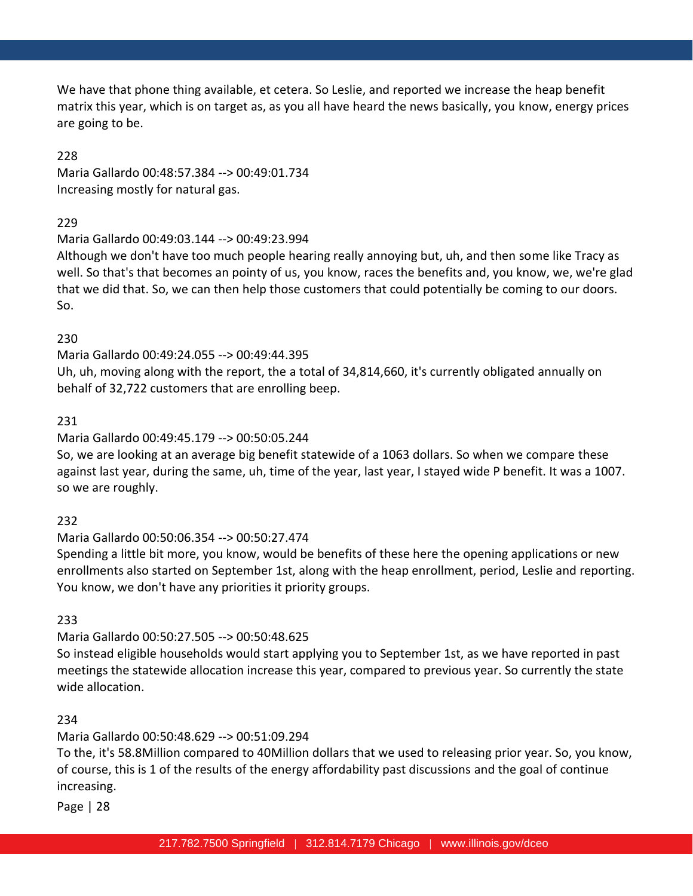We have that phone thing available, et cetera. So Leslie, and reported we increase the heap benefit matrix this year, which is on target as, as you all have heard the news basically, you know, energy prices are going to be.

228

Maria Gallardo 00:48:57.384 --> 00:49:01.734

Increasing mostly for natural gas.

229

Maria Gallardo 00:49:03.144 --> 00:49:23.994

Although we don't have too much people hearing really annoying but, uh, and then some like Tracy as well. So that's that becomes an pointy of us, you know, races the benefits and, you know, we, we're glad that we did that. So, we can then help those customers that could potentially be coming to our doors. So.

230

Maria Gallardo 00:49:24.055 --> 00:49:44.395

Uh, uh, moving along with the report, the a total of 34,814,660, it's currently obligated annually on behalf of 32,722 customers that are enrolling beep.

231

Maria Gallardo 00:49:45.179 --> 00:50:05.244

So, we are looking at an average big benefit statewide of a 1063 dollars. So when we compare these against last year, during the same, uh, time of the year, last year, I stayed wide P benefit. It was a 1007. so we are roughly.

232

Maria Gallardo 00:50:06.354 --> 00:50:27.474

Spending a little bit more, you know, would be benefits of these here the opening applications or new enrollments also started on September 1st, along with the heap enrollment, period, Leslie and reporting. You know, we don't have any priorities it priority groups.

233

Maria Gallardo 00:50:27.505 --> 00:50:48.625

So instead eligible households would start applying you to September 1st, as we have reported in past meetings the statewide allocation increase this year, compared to previous year. So currently the state wide allocation.

234

Maria Gallardo 00:50:48.629 --> 00:51:09.294

To the, it's 58.8Million compared to 40Million dollars that we used to releasing prior year. So, you know, of course, this is 1 of the results of the energy affordability past discussions and the goal of continue increasing.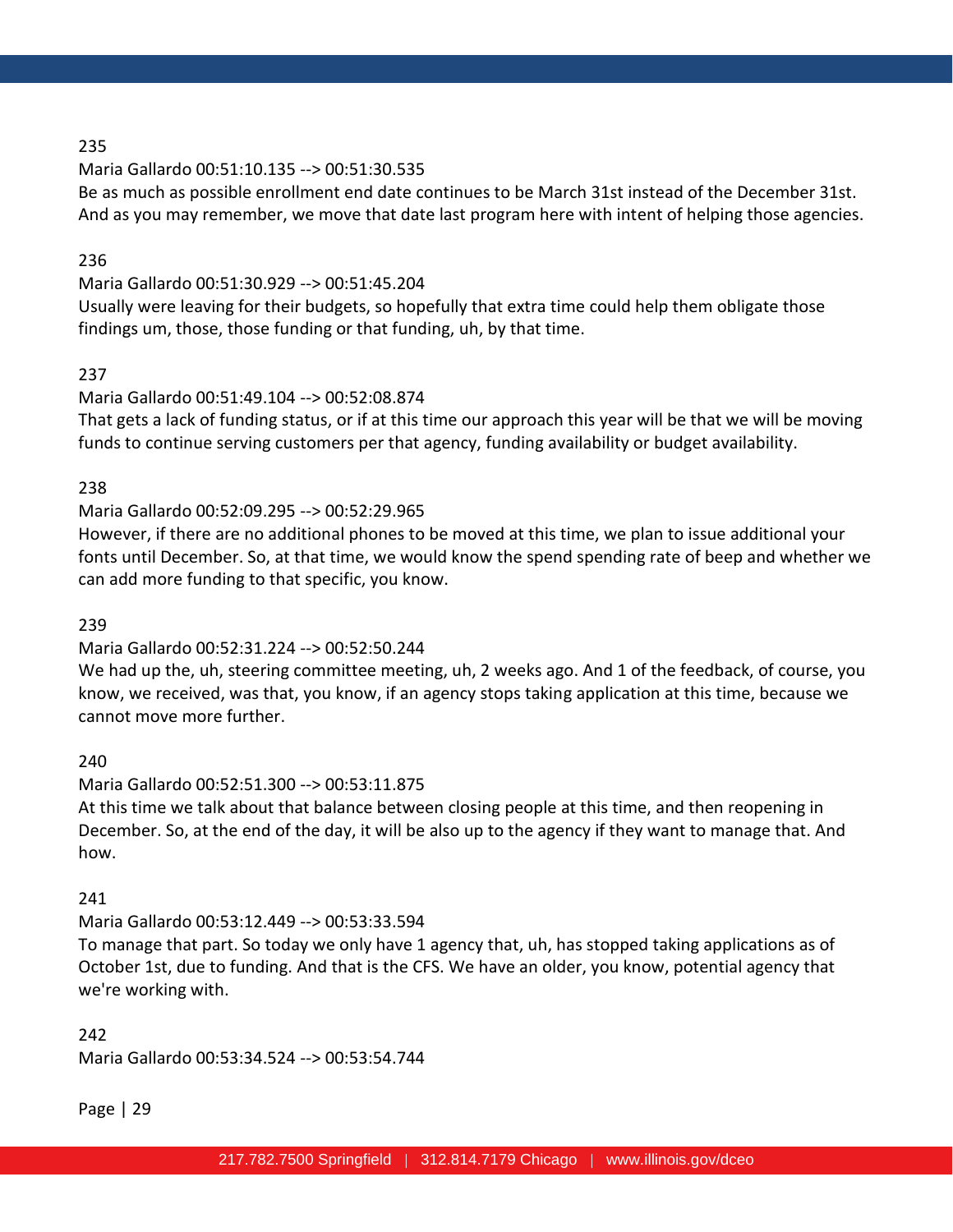235

Maria Gallardo 00:51:10.135 --> 00:51:30.535

Be as much as possible enrollment end date continues to be March 31st instead of the December 31st. And as you may remember, we move that date last program here with intent of helping those agencies.

236

Maria Gallardo 00:51:30.929 --> 00:51:45.204

Usually were leaving for their budgets, so hopefully that extra time could help them obligate those findings um, those, those funding or that funding, uh, by that time.

237

Maria Gallardo 00:51:49.104 --> 00:52:08.874

That gets a lack of funding status, or if at this time our approach this year will be that we will be moving funds to continue serving customers per that agency, funding availability or budget availability.

238

Maria Gallardo 00:52:09.295 --> 00:52:29.965

However, if there are no additional phones to be moved at this time, we plan to issue additional your fonts until December. So, at that time, we would know the spend spending rate of beep and whether we can add more funding to that specific, you know.

239

Maria Gallardo 00:52:31.224 --> 00:52:50.244

We had up the, uh, steering committee meeting, uh, 2 weeks ago. And 1 of the feedback, of course, you know, we received, was that, you know, if an agency stops taking application at this time, because we cannot move more further.

240

Maria Gallardo 00:52:51.300 --> 00:53:11.875

At this time we talk about that balance between closing people at this time, and then reopening in December. So, at the end of the day, it will be also up to the agency if they want to manage that. And how.

241

Maria Gallardo 00:53:12.449 --> 00:53:33.594

To manage that part. So today we only have 1 agency that, uh, has stopped taking applications as of October 1st, due to funding. And that is the CFS. We have an older, you know, potential agency that we're working with.

242

Maria Gallardo 00:53:34.524 --> 00:53:54.744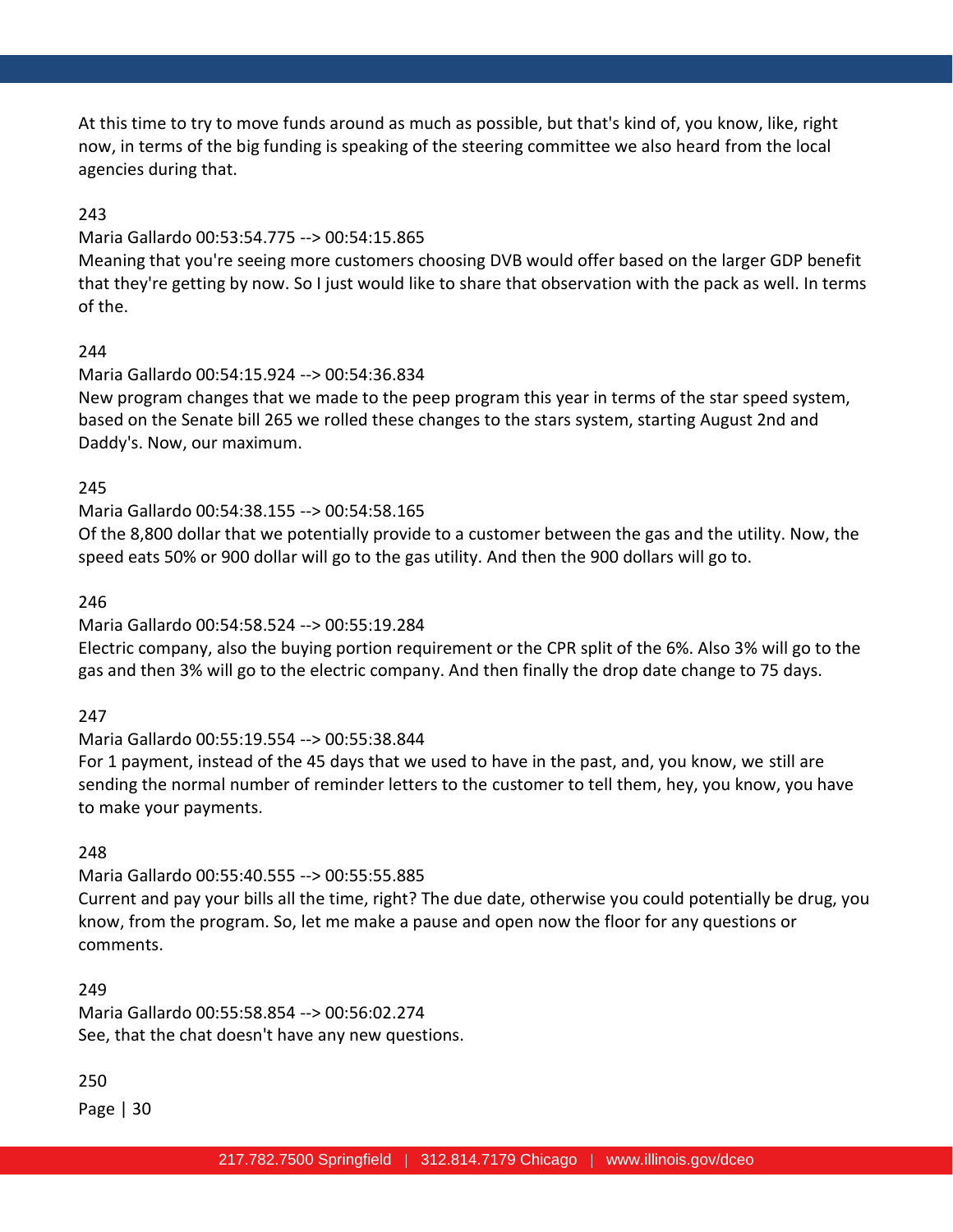At this time to try to move funds around as much as possible, but that's kind of, you know, like, right now, in terms of the big funding is speaking of the steering committee we also heard from the local agencies during that.

243

Maria Gallardo 00:53:54.775 --> 00:54:15.865

Meaning that you're seeing more customers choosing DVB would offer based on the larger GDP benefit that they're getting by now. So I just would like to share that observation with the pack as well. In terms of the.

244

Maria Gallardo 00:54:15.924 --> 00:54:36.834

New program changes that we made to the peep program this year in terms of the star speed system, based on the Senate bill 265 we rolled these changes to the stars system, starting August 2nd and Daddy's. Now, our maximum.

245

Maria Gallardo 00:54:38.155 --> 00:54:58.165

Of the 8,800 dollar that we potentially provide to a customer between the gas and the utility. Now, the speed eats 50% or 900 dollar will go to the gas utility. And then the 900 dollars will go to.

246

Maria Gallardo 00:54:58.524 --> 00:55:19.284

Electric company, also the buying portion requirement or the CPR split of the 6%. Also 3% will go to the gas and then 3% will go to the electric company. And then finally the drop date change to 75 days.

247

Maria Gallardo 00:55:19.554 --> 00:55:38.844

For 1 payment, instead of the 45 days that we used to have in the past, and, you know, we still are sending the normal number of reminder letters to the customer to tell them, hey, you know, you have to make your payments.

248

Maria Gallardo 00:55:40.555 --> 00:55:55.885

Current and pay your bills all the time, right? The due date, otherwise you could potentially be drug, you know, from the program. So, let me make a pause and open now the floor for any questions or comments.

249

Maria Gallardo 00:55:58.854 --> 00:56:02.274

See, that the chat doesn't have any new questions.

250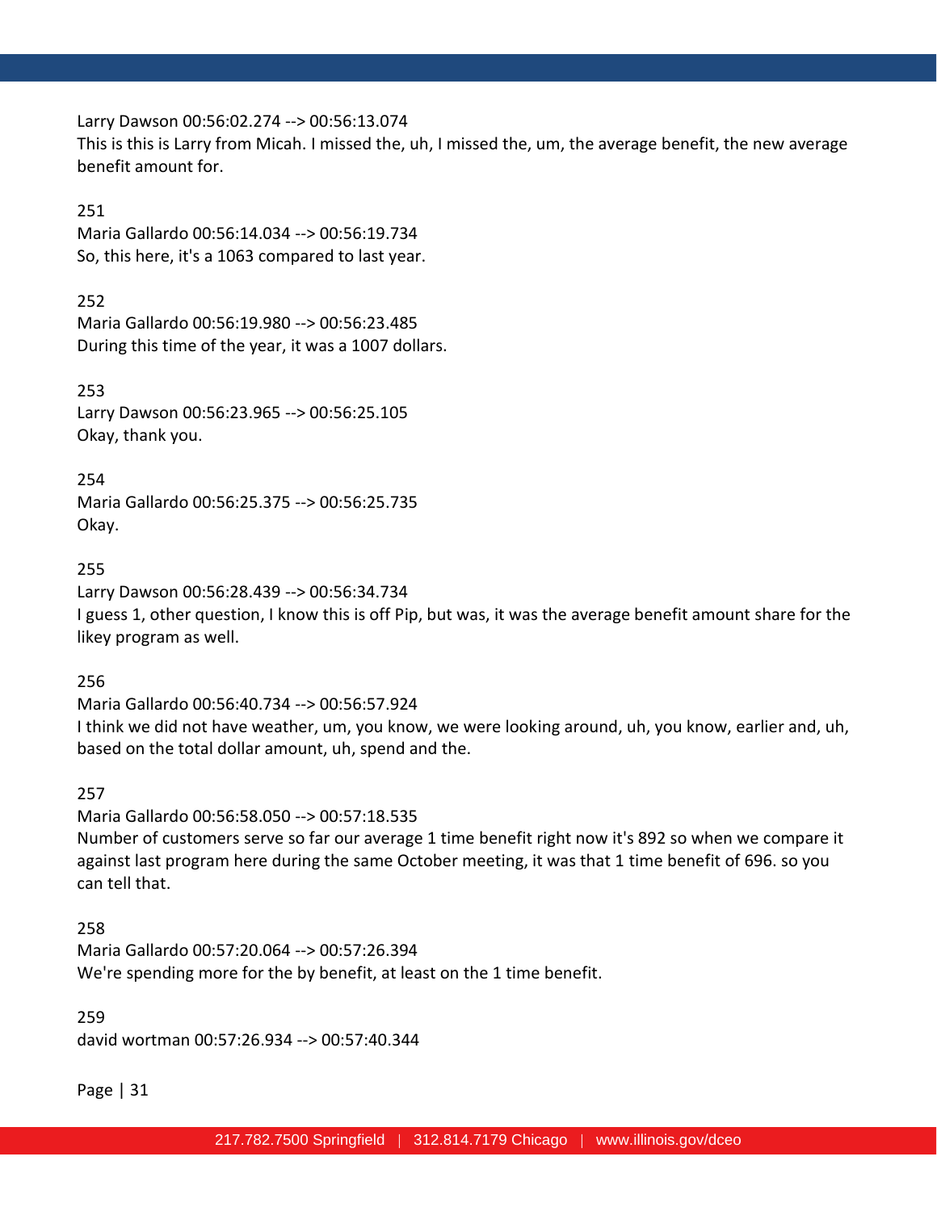Larry Dawson 00:56:02.274 --> 00:56:13.074
This is this is Larry from Micah. I missed the, uh, I missed the, um, the average benefit, the new average benefit amount for.

251
Maria Gallardo 00:56:14.034 --> 00:56:19.734
So, this here, it's a 1063 compared to last year.

252
Maria Gallardo 00:56:19.980 --> 00:56:23.485
During this time of the year, it was a 1007 dollars.

253
Larry Dawson 00:56:23.965 --> 00:56:25.105
Okay, thank you.

254
Maria Gallardo 00:56:25.375 --> 00:56:25.735
Okay.

255
Larry Dawson 00:56:28.439 --> 00:56:34.734
I guess 1, other question, I know this is off Pip, but was, it was the average benefit amount share for the likey program as well.

256
Maria Gallardo 00:56:40.734 --> 00:56:57.924
I think we did not have weather, um, you know, we were looking around, uh, you know, earlier and, uh, based on the total dollar amount, uh, spend and the.

257
Maria Gallardo 00:56:58.050 --> 00:57:18.535
Number of customers serve so far our average 1 time benefit right now it's 892 so when we compare it against last program here during the same October meeting, it was that 1 time benefit of 696. so you can tell that.

258
Maria Gallardo 00:57:20.064 --> 00:57:26.394
We're spending more for the by benefit, at least on the 1 time benefit.

259
david wortman 00:57:26.934 --> 00:57:40.344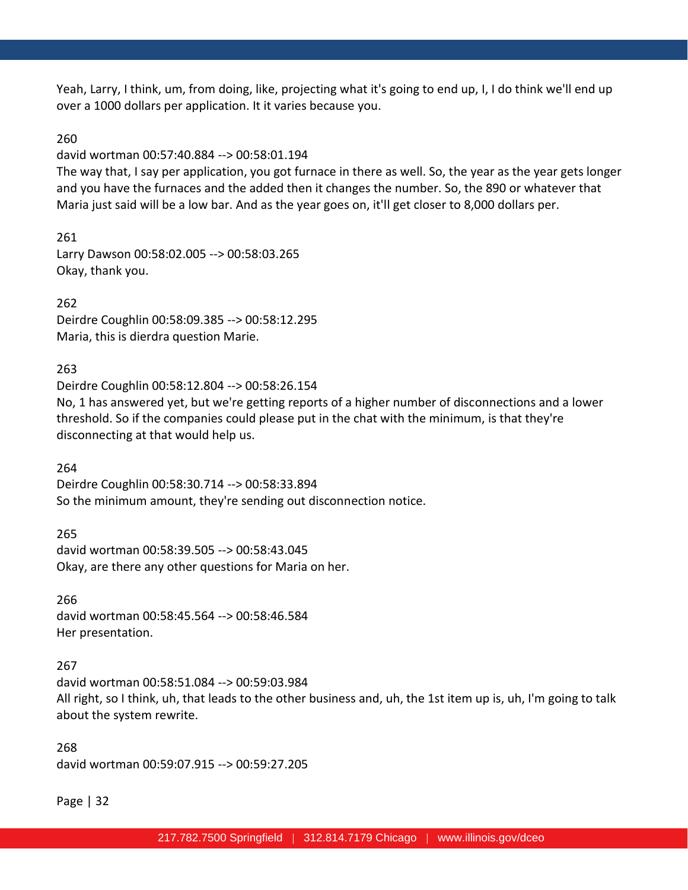Yeah, Larry, I think, um, from doing, like, projecting what it's going to end up, I, I do think we'll end up over a 1000 dollars per application. It it varies because you.

260

david wortman 00:57:40.884 --> 00:58:01.194

The way that, I say per application, you got furnace in there as well. So, the year as the year gets longer and you have the furnaces and the added then it changes the number. So, the 890 or whatever that Maria just said will be a low bar. And as the year goes on, it'll get closer to 8,000 dollars per.

261

Larry Dawson 00:58:02.005 --> 00:58:03.265

Okay, thank you.

262

Deirdre Coughlin 00:58:09.385 --> 00:58:12.295

Maria, this is dierdra question Marie.

263

Deirdre Coughlin 00:58:12.804 --> 00:58:26.154

No, 1 has answered yet, but we're getting reports of a higher number of disconnections and a lower threshold. So if the companies could please put in the chat with the minimum, is that they're disconnecting at that would help us.

264

Deirdre Coughlin 00:58:30.714 --> 00:58:33.894

So the minimum amount, they're sending out disconnection notice.

265

david wortman 00:58:39.505 --> 00:58:43.045

Okay, are there any other questions for Maria on her.

266

david wortman 00:58:45.564 --> 00:58:46.584

Her presentation.

267

david wortman 00:58:51.084 --> 00:59:03.984

All right, so I think, uh, that leads to the other business and, uh, the 1st item up is, uh, I'm going to talk about the system rewrite.

268

david wortman 00:59:07.915 --> 00:59:27.205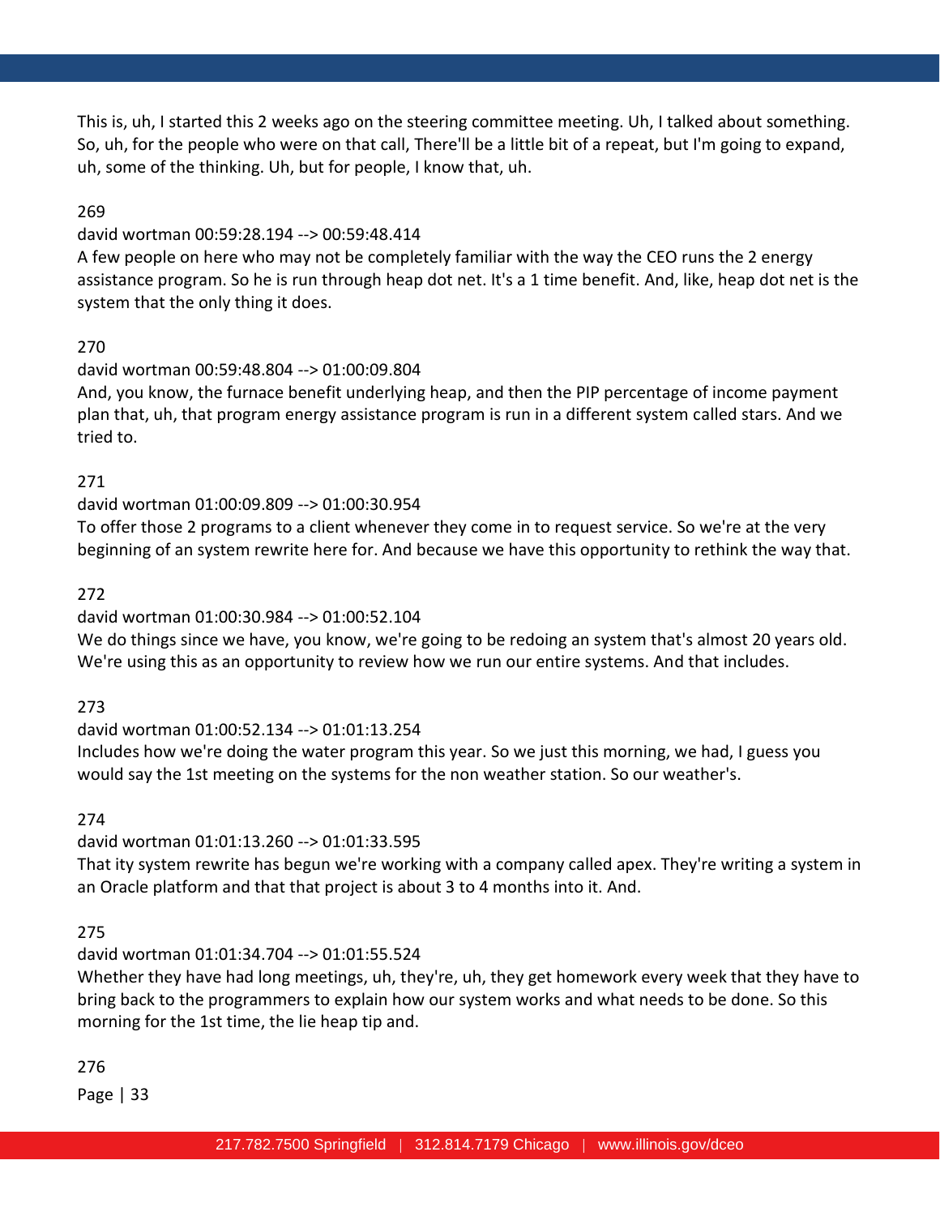This is, uh, I started this 2 weeks ago on the steering committee meeting. Uh, I talked about something. So, uh, for the people who were on that call, There'll be a little bit of a repeat, but I'm going to expand, uh, some of the thinking. Uh, but for people, I know that, uh.

269

david wortman 00:59:28.194 --> 00:59:48.414

A few people on here who may not be completely familiar with the way the CEO runs the 2 energy assistance program. So he is run through heap dot net. It's a 1 time benefit. And, like, heap dot net is the system that the only thing it does.

270

david wortman 00:59:48.804 --> 01:00:09.804

And, you know, the furnace benefit underlying heap, and then the PIP percentage of income payment plan that, uh, that program energy assistance program is run in a different system called stars. And we tried to.

271

david wortman 01:00:09.809 --> 01:00:30.954

To offer those 2 programs to a client whenever they come in to request service. So we're at the very beginning of an system rewrite here for. And because we have this opportunity to rethink the way that.

272

david wortman 01:00:30.984 --> 01:00:52.104

We do things since we have, you know, we're going to be redoing an system that's almost 20 years old. We're using this as an opportunity to review how we run our entire systems. And that includes.

273

david wortman 01:00:52.134 --> 01:01:13.254

Includes how we're doing the water program this year. So we just this morning, we had, I guess you would say the 1st meeting on the systems for the non weather station. So our weather's.

274

david wortman 01:01:13.260 --> 01:01:33.595

That ity system rewrite has begun we're working with a company called apex. They're writing a system in an Oracle platform and that that project is about 3 to 4 months into it. And.

275

david wortman 01:01:34.704 --> 01:01:55.524

Whether they have had long meetings, uh, they're, uh, they get homework every week that they have to bring back to the programmers to explain how our system works and what needs to be done. So this morning for the 1st time, the lie heap tip and.

276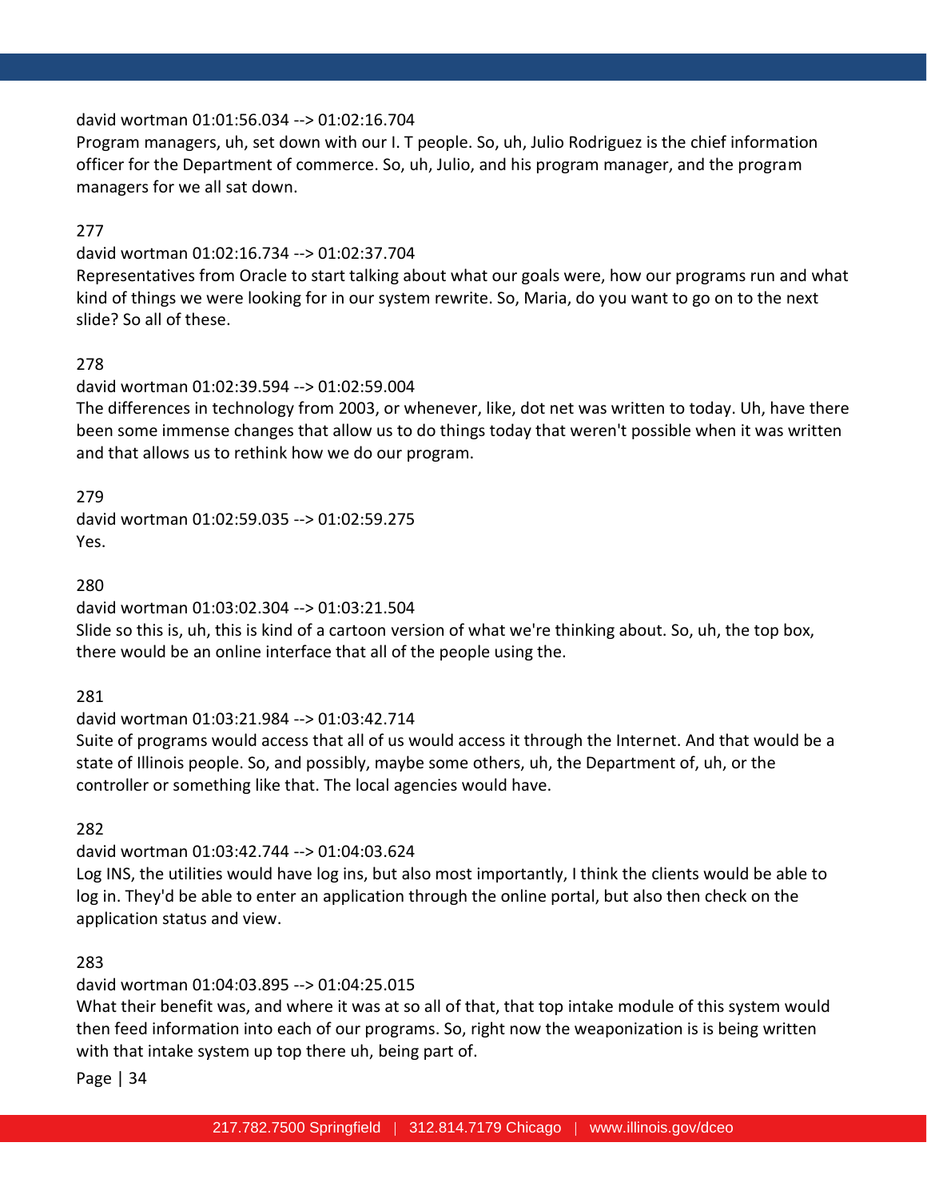david wortman 01:01:56.034 --> 01:02:16.704
Program managers, uh, set down with our I. T people. So, uh, Julio Rodriguez is the chief information officer for the Department of commerce. So, uh, Julio, and his program manager, and the program managers for we all sat down.

277

david wortman 01:02:16.734 --> 01:02:37.704
Representatives from Oracle to start talking about what our goals were, how our programs run and what kind of things we were looking for in our system rewrite. So, Maria, do you want to go on to the next slide? So all of these.

278

david wortman 01:02:39.594 --> 01:02:59.004
The differences in technology from 2003, or whenever, like, dot net was written to today. Uh, have there been some immense changes that allow us to do things today that weren't possible when it was written and that allows us to rethink how we do our program.

279

david wortman 01:02:59.035 --> 01:02:59.275
Yes.

280

david wortman 01:03:02.304 --> 01:03:21.504
Slide so this is, uh, this is kind of a cartoon version of what we're thinking about. So, uh, the top box, there would be an online interface that all of the people using the.

281

david wortman 01:03:21.984 --> 01:03:42.714
Suite of programs would access that all of us would access it through the Internet. And that would be a state of Illinois people. So, and possibly, maybe some others, uh, the Department of, uh, or the controller or something like that. The local agencies would have.

282

david wortman 01:03:42.744 --> 01:04:03.624
Log INS, the utilities would have log ins, but also most importantly, I think the clients would be able to log in. They'd be able to enter an application through the online portal, but also then check on the application status and view.

283

david wortman 01:04:03.895 --> 01:04:25.015
What their benefit was, and where it was at so all of that, that top intake module of this system would then feed information into each of our programs. So, right now the weaponization is is being written with that intake system up top there uh, being part of.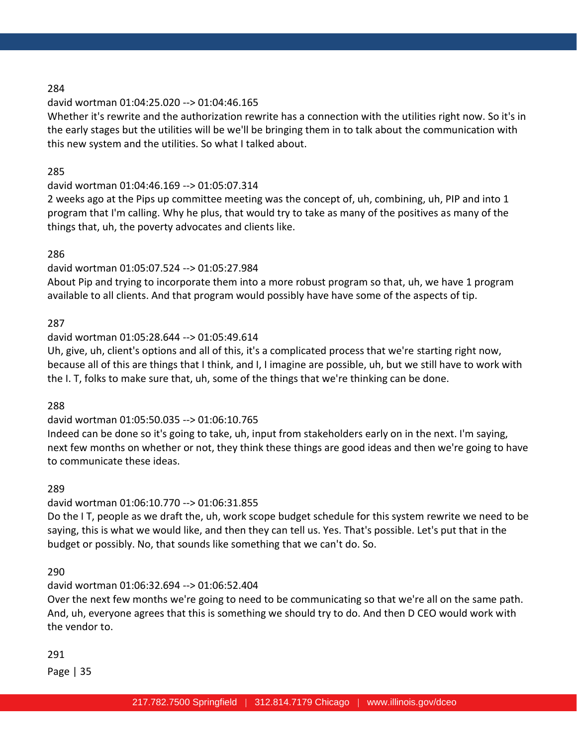284

david wortman 01:04:25.020 --> 01:04:46.165

Whether it's rewrite and the authorization rewrite has a connection with the utilities right now. So it's in the early stages but the utilities will be we'll be bringing them in to talk about the communication with this new system and the utilities. So what I talked about.

285

david wortman 01:04:46.169 --> 01:05:07.314

2 weeks ago at the Pips up committee meeting was the concept of, uh, combining, uh, PIP and into 1 program that I'm calling. Why he plus, that would try to take as many of the positives as many of the things that, uh, the poverty advocates and clients like.

286

david wortman 01:05:07.524 --> 01:05:27.984

About Pip and trying to incorporate them into a more robust program so that, uh, we have 1 program available to all clients. And that program would possibly have have some of the aspects of tip.

287

david wortman 01:05:28.644 --> 01:05:49.614

Uh, give, uh, client's options and all of this, it's a complicated process that we're starting right now, because all of this are things that I think, and I, I imagine are possible, uh, but we still have to work with the I. T, folks to make sure that, uh, some of the things that we're thinking can be done.

288

david wortman 01:05:50.035 --> 01:06:10.765

Indeed can be done so it's going to take, uh, input from stakeholders early on in the next. I'm saying, next few months on whether or not, they think these things are good ideas and then we're going to have to communicate these ideas.

289

david wortman 01:06:10.770 --> 01:06:31.855

Do the I T, people as we draft the, uh, work scope budget schedule for this system rewrite we need to be saying, this is what we would like, and then they can tell us. Yes. That's possible. Let's put that in the budget or possibly. No, that sounds like something that we can't do. So.

290

david wortman 01:06:32.694 --> 01:06:52.404

Over the next few months we're going to need to be communicating so that we're all on the same path. And, uh, everyone agrees that this is something we should try to do. And then D CEO would work with the vendor to.

291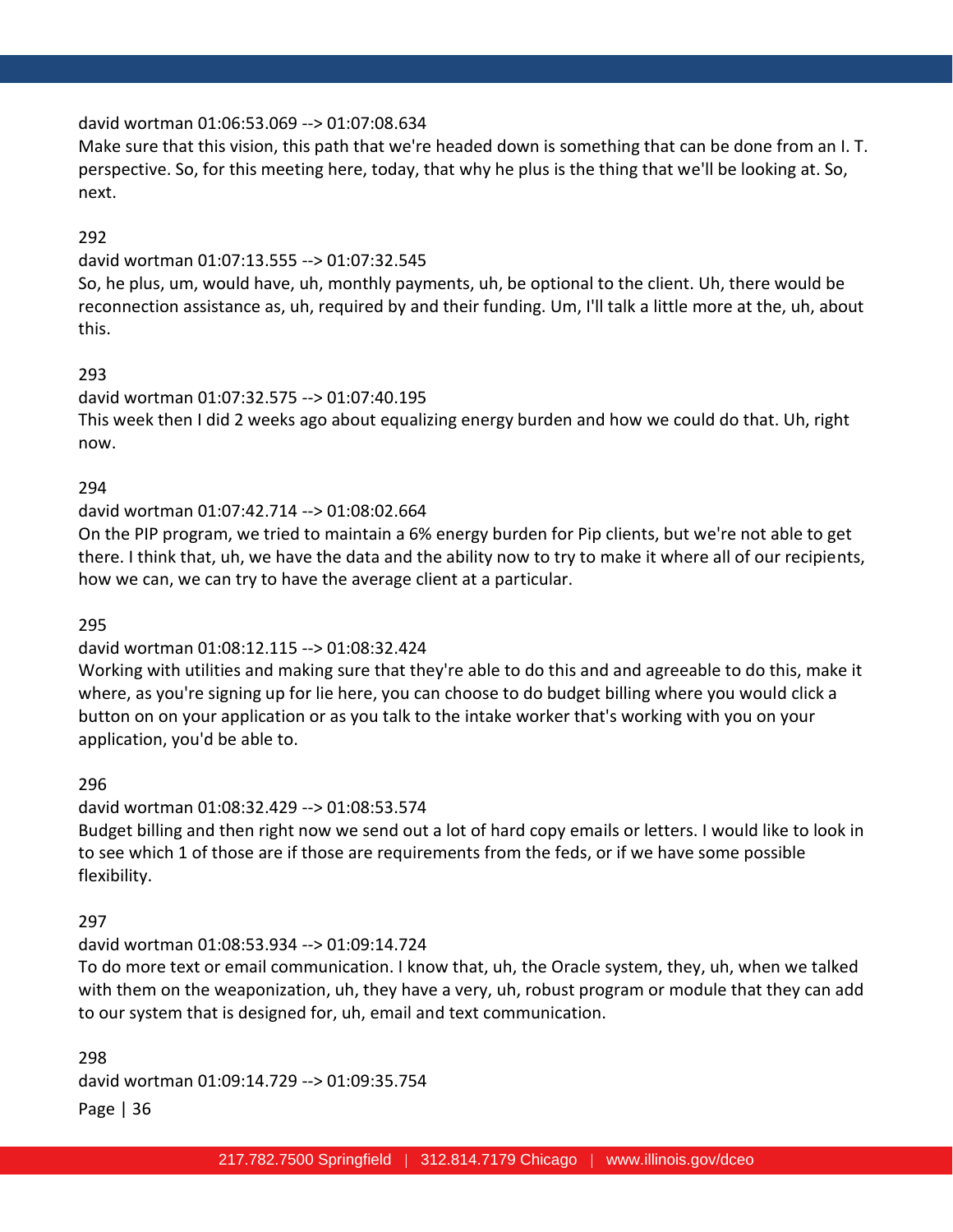david wortman 01:06:53.069 --> 01:07:08.634
Make sure that this vision, this path that we're headed down is something that can be done from an I. T. perspective. So, for this meeting here, today, that why he plus is the thing that we'll be looking at. So, next.

292

david wortman 01:07:13.555 --> 01:07:32.545
So, he plus, um, would have, uh, monthly payments, uh, be optional to the client. Uh, there would be reconnection assistance as, uh, required by and their funding. Um, I'll talk a little more at the, uh, about this.

293

david wortman 01:07:32.575 --> 01:07:40.195
This week then I did 2 weeks ago about equalizing energy burden and how we could do that. Uh, right now.

294

david wortman 01:07:42.714 --> 01:08:02.664
On the PIP program, we tried to maintain a 6% energy burden for Pip clients, but we're not able to get there. I think that, uh, we have the data and the ability now to try to make it where all of our recipients, how we can, we can try to have the average client at a particular.

295

david wortman 01:08:12.115 --> 01:08:32.424
Working with utilities and making sure that they're able to do this and and agreeable to do this, make it where, as you're signing up for lie here, you can choose to do budget billing where you would click a button on on your application or as you talk to the intake worker that's working with you on your application, you'd be able to.

296

david wortman 01:08:32.429 --> 01:08:53.574
Budget billing and then right now we send out a lot of hard copy emails or letters. I would like to look in to see which 1 of those are if those are requirements from the feds, or if we have some possible flexibility.

297

david wortman 01:08:53.934 --> 01:09:14.724
To do more text or email communication. I know that, uh, the Oracle system, they, uh, when we talked with them on the weaponization, uh, they have a very, uh, robust program or module that they can add to our system that is designed for, uh, email and text communication.

298

david wortman 01:09:14.729 --> 01:09:35.754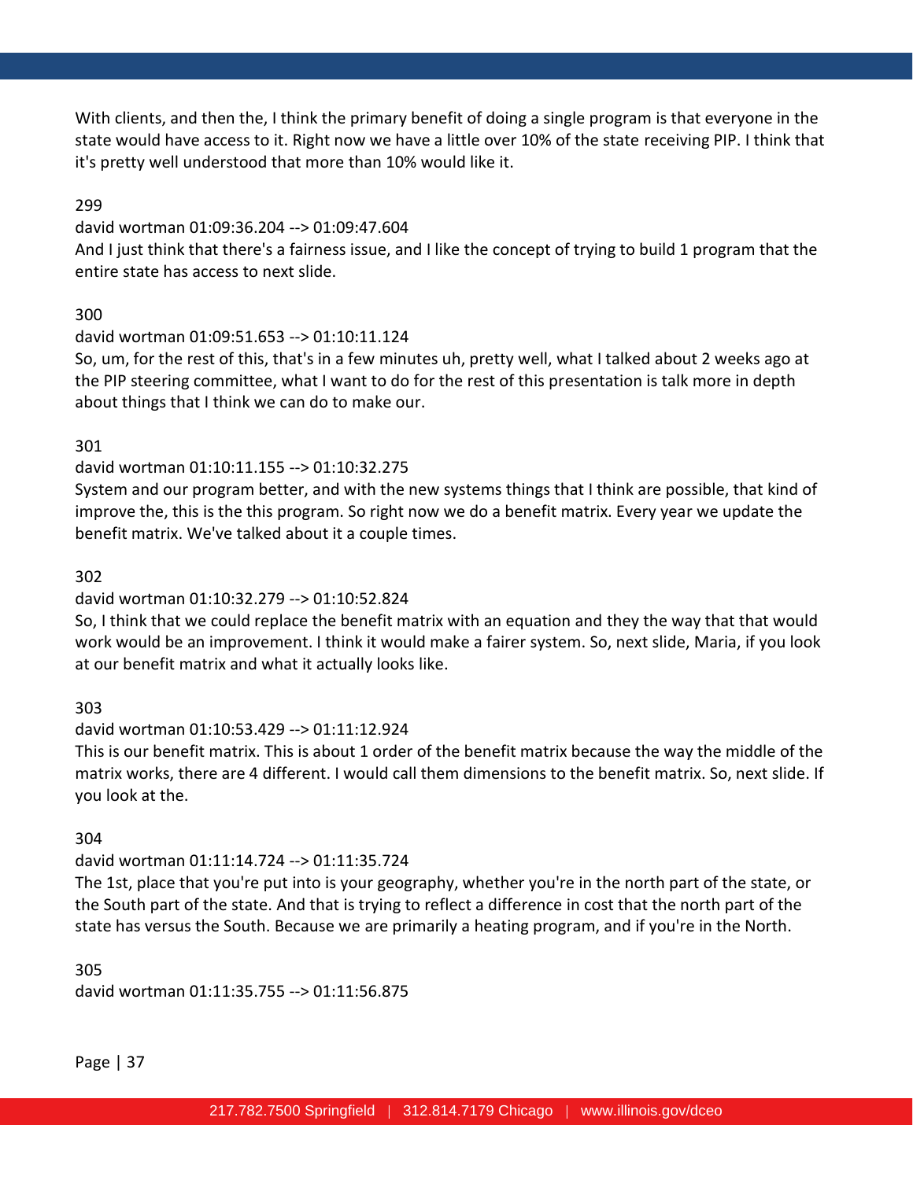With clients, and then the, I think the primary benefit of doing a single program is that everyone in the state would have access to it. Right now we have a little over 10% of the state receiving PIP. I think that it's pretty well understood that more than 10% would like it.

299

david wortman 01:09:36.204 --> 01:09:47.604

And I just think that there's a fairness issue, and I like the concept of trying to build 1 program that the entire state has access to next slide.

300

david wortman 01:09:51.653 --> 01:10:11.124

So, um, for the rest of this, that's in a few minutes uh, pretty well, what I talked about 2 weeks ago at the PIP steering committee, what I want to do for the rest of this presentation is talk more in depth about things that I think we can do to make our.

301

david wortman 01:10:11.155 --> 01:10:32.275

System and our program better, and with the new systems things that I think are possible, that kind of improve the, this is the this program. So right now we do a benefit matrix. Every year we update the benefit matrix. We've talked about it a couple times.

302

david wortman 01:10:32.279 --> 01:10:52.824

So, I think that we could replace the benefit matrix with an equation and they the way that that would work would be an improvement. I think it would make a fairer system. So, next slide, Maria, if you look at our benefit matrix and what it actually looks like.

303

david wortman 01:10:53.429 --> 01:11:12.924

This is our benefit matrix. This is about 1 order of the benefit matrix because the way the middle of the matrix works, there are 4 different. I would call them dimensions to the benefit matrix. So, next slide. If you look at the.

304

david wortman 01:11:14.724 --> 01:11:35.724

The 1st, place that you're put into is your geography, whether you're in the north part of the state, or the South part of the state. And that is trying to reflect a difference in cost that the north part of the state has versus the South. Because we are primarily a heating program, and if you're in the North.

305

david wortman 01:11:35.755 --> 01:11:56.875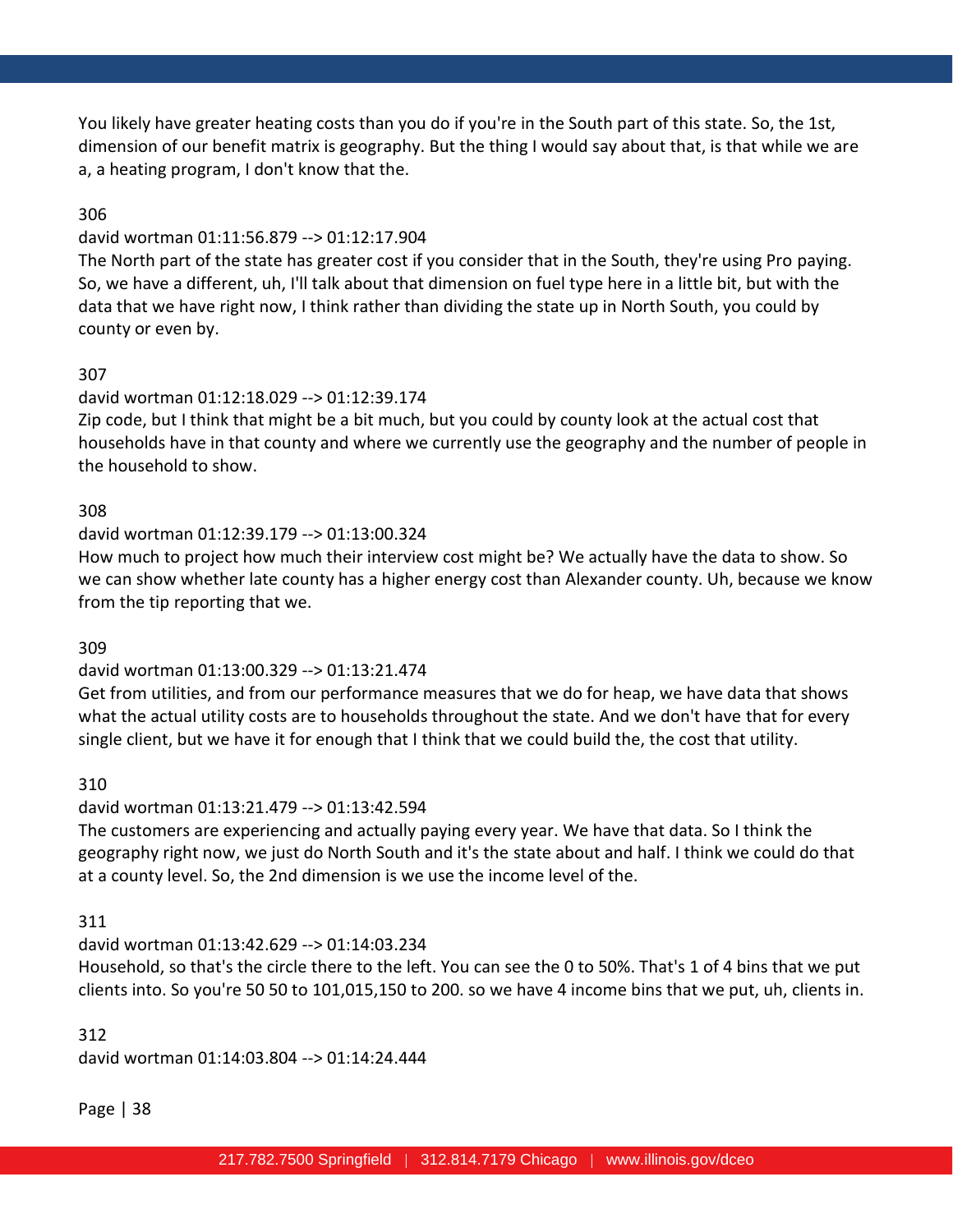You likely have greater heating costs than you do if you're in the South part of this state. So, the 1st, dimension of our benefit matrix is geography. But the thing I would say about that, is that while we are a, a heating program, I don't know that the.

306

david wortman 01:11:56.879 --> 01:12:17.904

The North part of the state has greater cost if you consider that in the South, they're using Pro paying. So, we have a different, uh, I'll talk about that dimension on fuel type here in a little bit, but with the data that we have right now, I think rather than dividing the state up in North South, you could by county or even by.

307

david wortman 01:12:18.029 --> 01:12:39.174

Zip code, but I think that might be a bit much, but you could by county look at the actual cost that households have in that county and where we currently use the geography and the number of people in the household to show.

308

david wortman 01:12:39.179 --> 01:13:00.324

How much to project how much their interview cost might be? We actually have the data to show. So we can show whether late county has a higher energy cost than Alexander county. Uh, because we know from the tip reporting that we.

309

david wortman 01:13:00.329 --> 01:13:21.474

Get from utilities, and from our performance measures that we do for heap, we have data that shows what the actual utility costs are to households throughout the state. And we don't have that for every single client, but we have it for enough that I think that we could build the, the cost that utility.

310

david wortman 01:13:21.479 --> 01:13:42.594

The customers are experiencing and actually paying every year. We have that data. So I think the geography right now, we just do North South and it's the state about and half. I think we could do that at a county level. So, the 2nd dimension is we use the income level of the.

311

david wortman 01:13:42.629 --> 01:14:03.234

Household, so that's the circle there to the left. You can see the 0 to 50%. That's 1 of 4 bins that we put clients into. So you're 50 50 to 101,015,150 to 200. so we have 4 income bins that we put, uh, clients in.

312

david wortman 01:14:03.804 --> 01:14:24.444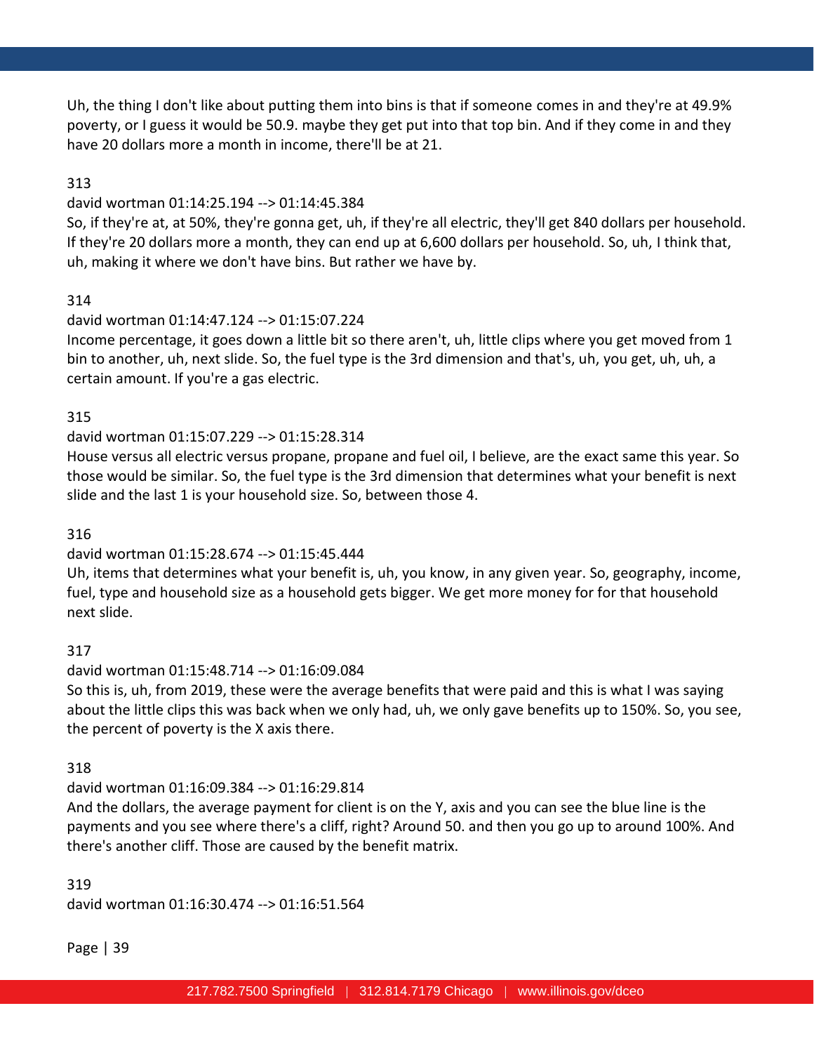Uh, the thing I don't like about putting them into bins is that if someone comes in and they're at 49.9% poverty, or I guess it would be 50.9. maybe they get put into that top bin. And if they come in and they have 20 dollars more a month in income, there'll be at 21.

313

david wortman 01:14:25.194 --> 01:14:45.384

So, if they're at, at 50%, they're gonna get, uh, if they're all electric, they'll get 840 dollars per household. If they're 20 dollars more a month, they can end up at 6,600 dollars per household. So, uh, I think that, uh, making it where we don't have bins. But rather we have by.

314

david wortman 01:14:47.124 --> 01:15:07.224

Income percentage, it goes down a little bit so there aren't, uh, little clips where you get moved from 1 bin to another, uh, next slide. So, the fuel type is the 3rd dimension and that's, uh, you get, uh, uh, a certain amount. If you're a gas electric.

315

david wortman 01:15:07.229 --> 01:15:28.314

House versus all electric versus propane, propane and fuel oil, I believe, are the exact same this year. So those would be similar. So, the fuel type is the 3rd dimension that determines what your benefit is next slide and the last 1 is your household size. So, between those 4.

316

david wortman 01:15:28.674 --> 01:15:45.444

Uh, items that determines what your benefit is, uh, you know, in any given year. So, geography, income, fuel, type and household size as a household gets bigger. We get more money for for that household next slide.

317

david wortman 01:15:48.714 --> 01:16:09.084

So this is, uh, from 2019, these were the average benefits that were paid and this is what I was saying about the little clips this was back when we only had, uh, we only gave benefits up to 150%. So, you see, the percent of poverty is the X axis there.

318

david wortman 01:16:09.384 --> 01:16:29.814

And the dollars, the average payment for client is on the Y, axis and you can see the blue line is the payments and you see where there's a cliff, right? Around 50. and then you go up to around 100%. And there's another cliff. Those are caused by the benefit matrix.

319

david wortman 01:16:30.474 --> 01:16:51.564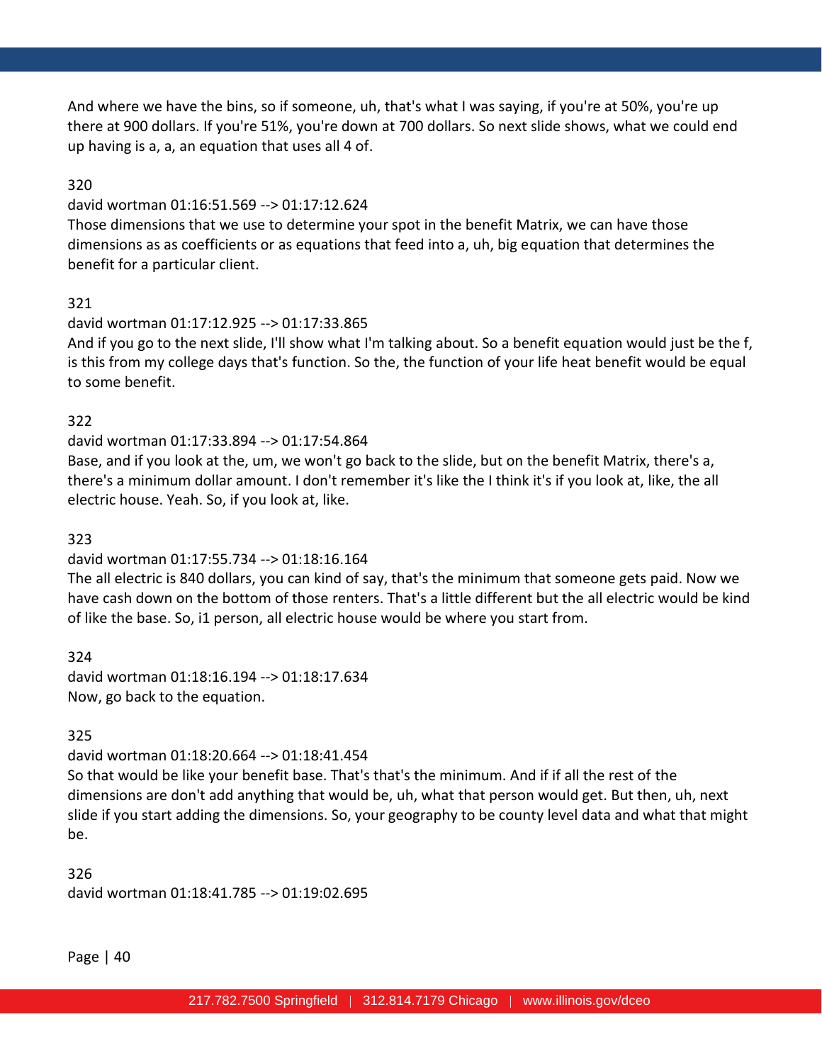And where we have the bins, so if someone, uh, that's what I was saying, if you're at 50%, you're up there at 900 dollars. If you're 51%, you're down at 700 dollars. So next slide shows, what we could end up having is a, a, an equation that uses all 4 of.

320

david wortman 01:16:51.569 --> 01:17:12.624

Those dimensions that we use to determine your spot in the benefit Matrix, we can have those dimensions as as coefficients or as equations that feed into a, uh, big equation that determines the benefit for a particular client.

321

david wortman 01:17:12.925 --> 01:17:33.865

And if you go to the next slide, I'll show what I'm talking about. So a benefit equation would just be the f, is this from my college days that's function. So the, the function of your life heat benefit would be equal to some benefit.

322

david wortman 01:17:33.894 --> 01:17:54.864

Base, and if you look at the, um, we won't go back to the slide, but on the benefit Matrix, there's a, there's a minimum dollar amount. I don't remember it's like the I think it's if you look at, like, the all electric house. Yeah. So, if you look at, like.

323

david wortman 01:17:55.734 --> 01:18:16.164

The all electric is 840 dollars, you can kind of say, that's the minimum that someone gets paid. Now we have cash down on the bottom of those renters. That's a little different but the all electric would be kind of like the base. So, i1 person, all electric house would be where you start from.

324

david wortman 01:18:16.194 --> 01:18:17.634

Now, go back to the equation.

325

david wortman 01:18:20.664 --> 01:18:41.454

So that would be like your benefit base. That's that's the minimum. And if if all the rest of the dimensions are don't add anything that would be, uh, what that person would get. But then, uh, next slide if you start adding the dimensions. So, your geography to be county level data and what that might be.

326

david wortman 01:18:41.785 --> 01:19:02.695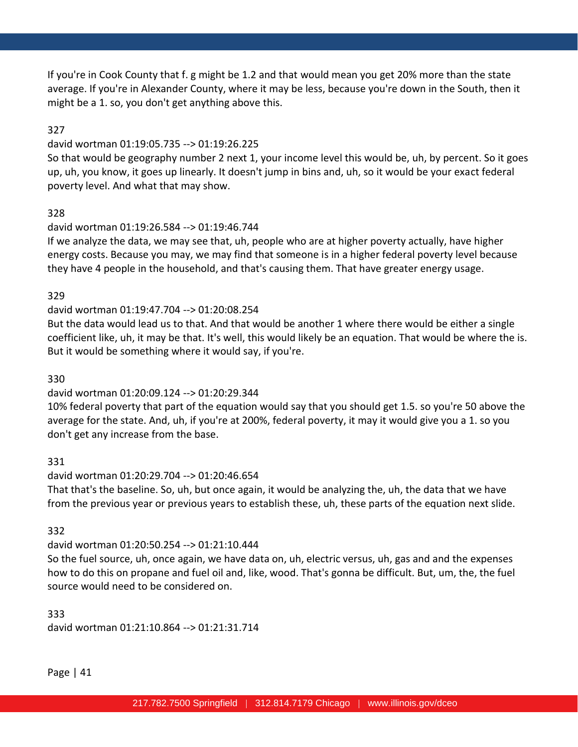If you're in Cook County that f. g might be 1.2 and that would mean you get 20% more than the state average. If you're in Alexander County, where it may be less, because you're down in the South, then it might be a 1. so, you don't get anything above this.

327

david wortman 01:19:05.735 --> 01:19:26.225

So that would be geography number 2 next 1, your income level this would be, uh, by percent. So it goes up, uh, you know, it goes up linearly. It doesn't jump in bins and, uh, so it would be your exact federal poverty level. And what that may show.

328

david wortman 01:19:26.584 --> 01:19:46.744

If we analyze the data, we may see that, uh, people who are at higher poverty actually, have higher energy costs. Because you may, we may find that someone is in a higher federal poverty level because they have 4 people in the household, and that's causing them. That have greater energy usage.

329

david wortman 01:19:47.704 --> 01:20:08.254

But the data would lead us to that. And that would be another 1 where there would be either a single coefficient like, uh, it may be that. It's well, this would likely be an equation. That would be where the is. But it would be something where it would say, if you're.

330

david wortman 01:20:09.124 --> 01:20:29.344

10% federal poverty that part of the equation would say that you should get 1.5. so you're 50 above the average for the state. And, uh, if you're at 200%, federal poverty, it may it would give you a 1. so you don't get any increase from the base.

331

david wortman 01:20:29.704 --> 01:20:46.654

That that's the baseline. So, uh, but once again, it would be analyzing the, uh, the data that we have from the previous year or previous years to establish these, uh, these parts of the equation next slide.

332

david wortman 01:20:50.254 --> 01:21:10.444

So the fuel source, uh, once again, we have data on, uh, electric versus, uh, gas and and the expenses how to do this on propane and fuel oil and, like, wood. That's gonna be difficult. But, um, the, the fuel source would need to be considered on.

333

david wortman 01:21:10.864 --> 01:21:31.714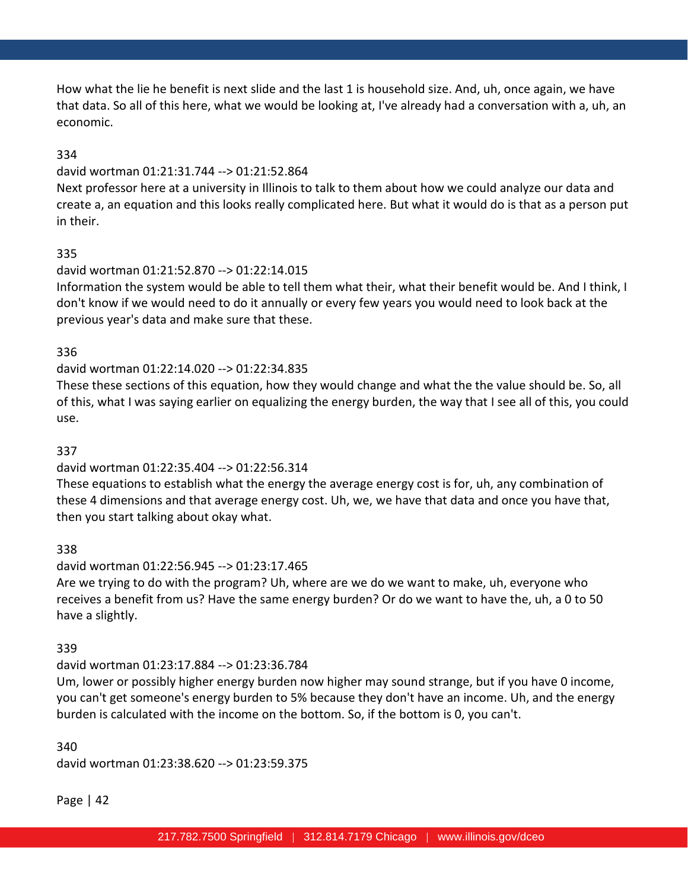How what the lie he benefit is next slide and the last 1 is household size. And, uh, once again, we have that data. So all of this here, what we would be looking at, I've already had a conversation with a, uh, an economic.

334

david wortman 01:21:31.744 --> 01:21:52.864

Next professor here at a university in Illinois to talk to them about how we could analyze our data and create a, an equation and this looks really complicated here. But what it would do is that as a person put in their.

335

david wortman 01:21:52.870 --> 01:22:14.015

Information the system would be able to tell them what their, what their benefit would be. And I think, I don't know if we would need to do it annually or every few years you would need to look back at the previous year's data and make sure that these.

336

david wortman 01:22:14.020 --> 01:22:34.835

These these sections of this equation, how they would change and what the the value should be. So, all of this, what I was saying earlier on equalizing the energy burden, the way that I see all of this, you could use.

337

david wortman 01:22:35.404 --> 01:22:56.314

These equations to establish what the energy the average energy cost is for, uh, any combination of these 4 dimensions and that average energy cost. Uh, we, we have that data and once you have that, then you start talking about okay what.

338

david wortman 01:22:56.945 --> 01:23:17.465

Are we trying to do with the program? Uh, where are we do we want to make, uh, everyone who receives a benefit from us? Have the same energy burden? Or do we want to have the, uh, a 0 to 50 have a slightly.

339

david wortman 01:23:17.884 --> 01:23:36.784

Um, lower or possibly higher energy burden now higher may sound strange, but if you have 0 income, you can't get someone's energy burden to 5% because they don't have an income. Uh, and the energy burden is calculated with the income on the bottom. So, if the bottom is 0, you can't.

340

david wortman 01:23:38.620 --> 01:23:59.375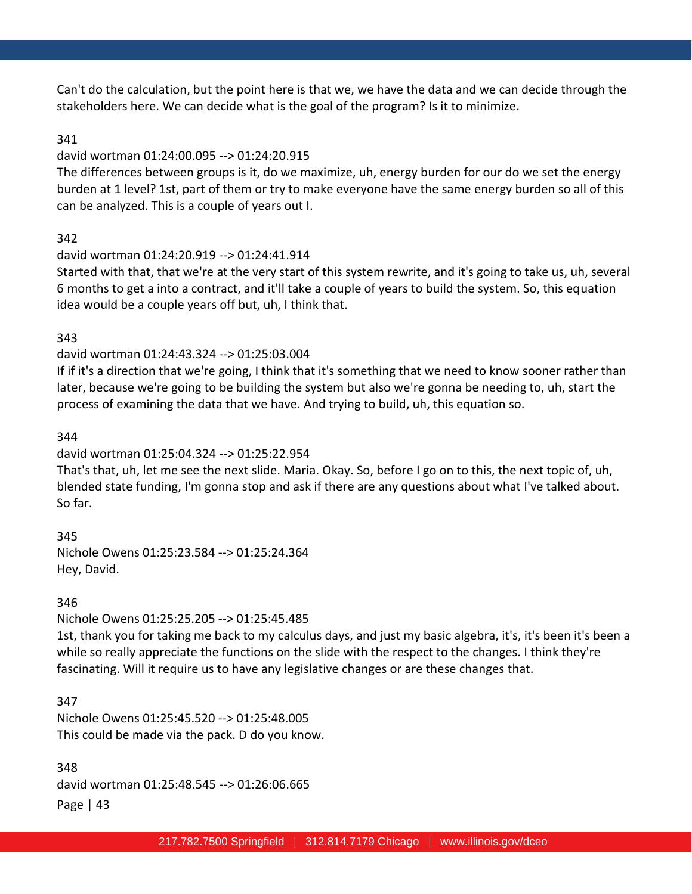Can't do the calculation, but the point here is that we, we have the data and we can decide through the stakeholders here. We can decide what is the goal of the program? Is it to minimize.

341

david wortman 01:24:00.095 --> 01:24:20.915

The differences between groups is it, do we maximize, uh, energy burden for our do we set the energy burden at 1 level? 1st, part of them or try to make everyone have the same energy burden so all of this can be analyzed. This is a couple of years out I.

342

david wortman 01:24:20.919 --> 01:24:41.914

Started with that, that we're at the very start of this system rewrite, and it's going to take us, uh, several 6 months to get a into a contract, and it'll take a couple of years to build the system. So, this equation idea would be a couple years off but, uh, I think that.

343

david wortman 01:24:43.324 --> 01:25:03.004

If if it's a direction that we're going, I think that it's something that we need to know sooner rather than later, because we're going to be building the system but also we're gonna be needing to, uh, start the process of examining the data that we have. And trying to build, uh, this equation so.

344

david wortman 01:25:04.324 --> 01:25:22.954

That's that, uh, let me see the next slide. Maria. Okay. So, before I go on to this, the next topic of, uh, blended state funding, I'm gonna stop and ask if there are any questions about what I've talked about. So far.

345

Nichole Owens 01:25:23.584 --> 01:25:24.364

Hey, David.

346

Nichole Owens 01:25:25.205 --> 01:25:45.485

1st, thank you for taking me back to my calculus days, and just my basic algebra, it's, it's been it's been a while so really appreciate the functions on the slide with the respect to the changes. I think they're fascinating. Will it require us to have any legislative changes or are these changes that.

347

Nichole Owens 01:25:45.520 --> 01:25:48.005

This could be made via the pack. D do you know.

348

david wortman 01:25:48.545 --> 01:26:06.665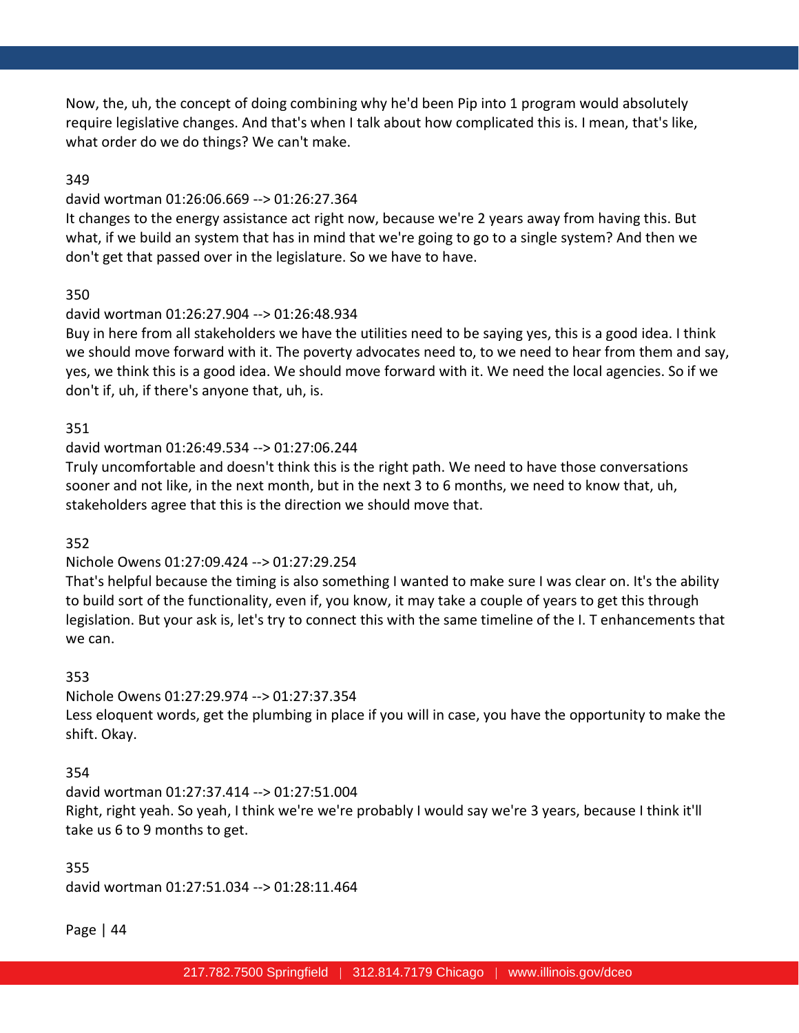Now, the, uh, the concept of doing combining why he'd been Pip into 1 program would absolutely require legislative changes. And that's when I talk about how complicated this is. I mean, that's like, what order do we do things? We can't make.

349

david wortman 01:26:06.669 --> 01:26:27.364

It changes to the energy assistance act right now, because we're 2 years away from having this. But what, if we build an system that has in mind that we're going to go to a single system? And then we don't get that passed over in the legislature. So we have to have.

350

david wortman 01:26:27.904 --> 01:26:48.934

Buy in here from all stakeholders we have the utilities need to be saying yes, this is a good idea. I think we should move forward with it. The poverty advocates need to, to we need to hear from them and say, yes, we think this is a good idea. We should move forward with it. We need the local agencies. So if we don't if, uh, if there's anyone that, uh, is.

351

david wortman 01:26:49.534 --> 01:27:06.244

Truly uncomfortable and doesn't think this is the right path. We need to have those conversations sooner and not like, in the next month, but in the next 3 to 6 months, we need to know that, uh, stakeholders agree that this is the direction we should move that.

352

Nichole Owens 01:27:09.424 --> 01:27:29.254

That's helpful because the timing is also something I wanted to make sure I was clear on. It's the ability to build sort of the functionality, even if, you know, it may take a couple of years to get this through legislation. But your ask is, let's try to connect this with the same timeline of the I. T enhancements that we can.

353

Nichole Owens 01:27:29.974 --> 01:27:37.354

Less eloquent words, get the plumbing in place if you will in case, you have the opportunity to make the shift. Okay.

354

david wortman 01:27:37.414 --> 01:27:51.004

Right, right yeah. So yeah, I think we're we're probably I would say we're 3 years, because I think it'll take us 6 to 9 months to get.

355

david wortman 01:27:51.034 --> 01:28:11.464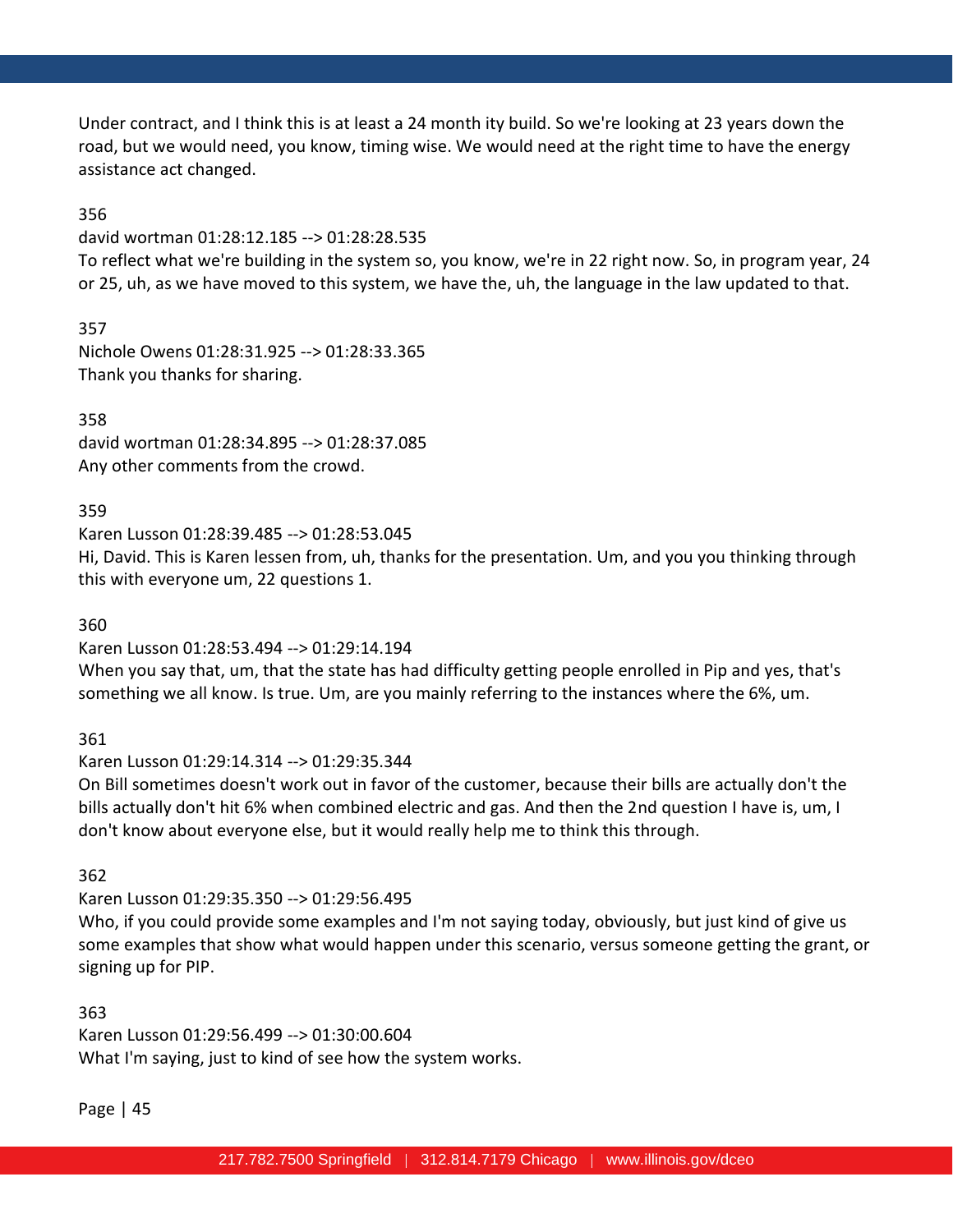Under contract, and I think this is at least a 24 month ity build. So we're looking at 23 years down the road, but we would need, you know, timing wise. We would need at the right time to have the energy assistance act changed.

356

david wortman 01:28:12.185 --> 01:28:28.535

To reflect what we're building in the system so, you know, we're in 22 right now. So, in program year, 24 or 25, uh, as we have moved to this system, we have the, uh, the language in the law updated to that.

357

Nichole Owens 01:28:31.925 --> 01:28:33.365

Thank you thanks for sharing.

358

david wortman 01:28:34.895 --> 01:28:37.085

Any other comments from the crowd.

359

Karen Lusson 01:28:39.485 --> 01:28:53.045

Hi, David. This is Karen lessen from, uh, thanks for the presentation. Um, and you you thinking through this with everyone um, 22 questions 1.

360

Karen Lusson 01:28:53.494 --> 01:29:14.194

When you say that, um, that the state has had difficulty getting people enrolled in Pip and yes, that's something we all know. Is true. Um, are you mainly referring to the instances where the 6%, um.

361

Karen Lusson 01:29:14.314 --> 01:29:35.344

On Bill sometimes doesn't work out in favor of the customer, because their bills are actually don't the bills actually don't hit 6% when combined electric and gas. And then the 2nd question I have is, um, I don't know about everyone else, but it would really help me to think this through.

362

Karen Lusson 01:29:35.350 --> 01:29:56.495

Who, if you could provide some examples and I'm not saying today, obviously, but just kind of give us some examples that show what would happen under this scenario, versus someone getting the grant, or signing up for PIP.

363

Karen Lusson 01:29:56.499 --> 01:30:00.604

What I'm saying, just to kind of see how the system works.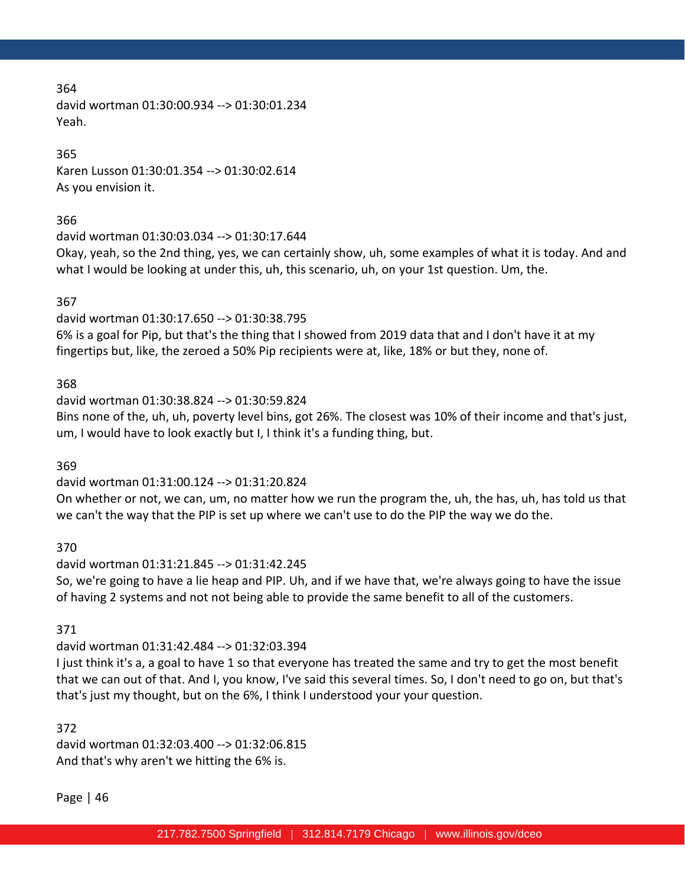364
david wortman 01:30:00.934 --> 01:30:01.234
Yeah.

365
Karen Lusson 01:30:01.354 --> 01:30:02.614
As you envision it.

366
david wortman 01:30:03.034 --> 01:30:17.644
Okay, yeah, so the 2nd thing, yes, we can certainly show, uh, some examples of what it is today. And and what I would be looking at under this, uh, this scenario, uh, on your 1st question. Um, the.

367
david wortman 01:30:17.650 --> 01:30:38.795
6% is a goal for Pip, but that's the thing that I showed from 2019 data that and I don't have it at my fingertips but, like, the zeroed a 50% Pip recipients were at, like, 18% or but they, none of.

368
david wortman 01:30:38.824 --> 01:30:59.824
Bins none of the, uh, uh, poverty level bins, got 26%. The closest was 10% of their income and that's just, um, I would have to look exactly but I, I think it's a funding thing, but.

369
david wortman 01:31:00.124 --> 01:31:20.824
On whether or not, we can, um, no matter how we run the program the, uh, the has, uh, has told us that we can't the way that the PIP is set up where we can't use to do the PIP the way we do the.

370
david wortman 01:31:21.845 --> 01:31:42.245
So, we're going to have a lie heap and PIP. Uh, and if we have that, we're always going to have the issue of having 2 systems and not not being able to provide the same benefit to all of the customers.

371
david wortman 01:31:42.484 --> 01:32:03.394
I just think it's a, a goal to have 1 so that everyone has treated the same and try to get the most benefit that we can out of that. And I, you know, I've said this several times. So, I don't need to go on, but that's that's just my thought, but on the 6%, I think I understood your your question.

372
david wortman 01:32:03.400 --> 01:32:06.815
And that's why aren't we hitting the 6% is.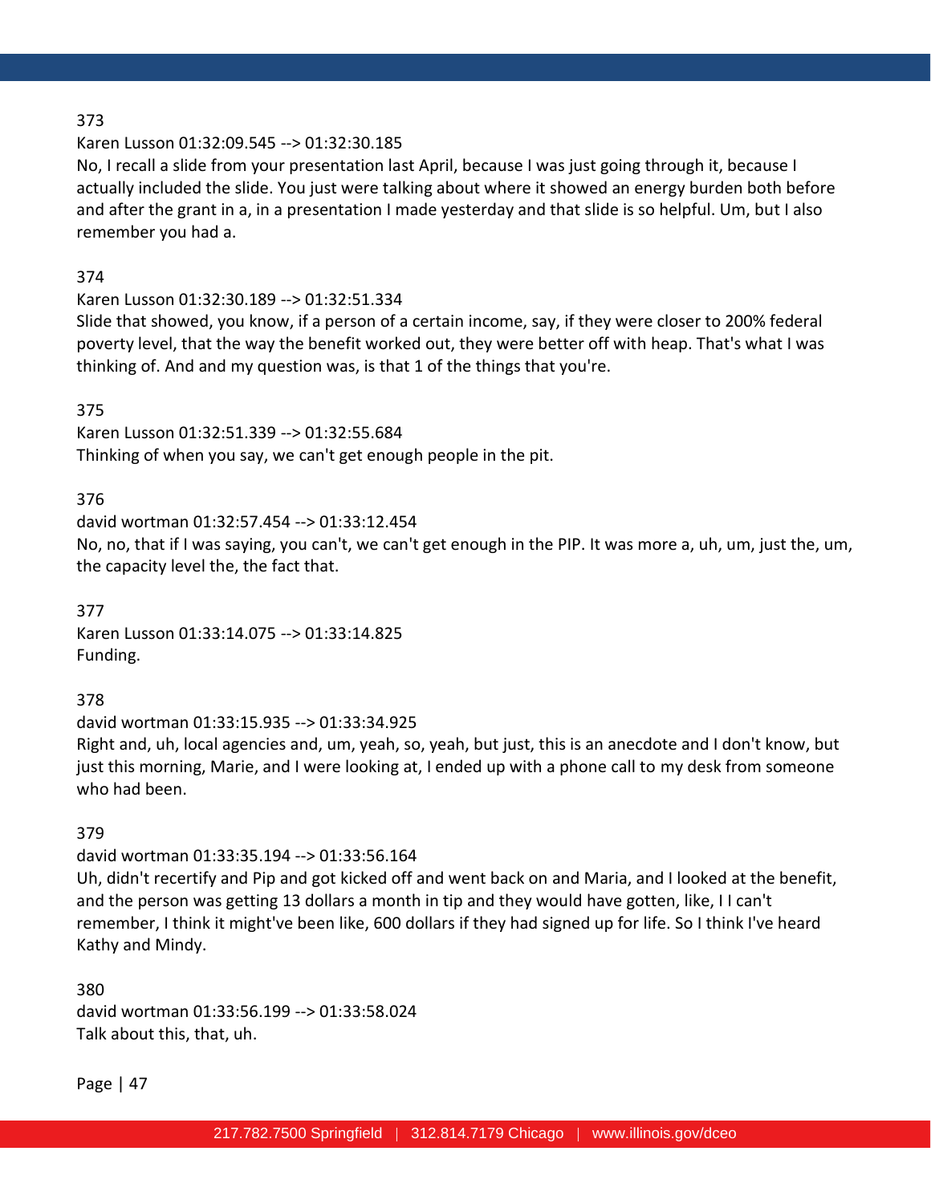373

Karen Lusson 01:32:09.545 --> 01:32:30.185

No, I recall a slide from your presentation last April, because I was just going through it, because I actually included the slide. You just were talking about where it showed an energy burden both before and after the grant in a, in a presentation I made yesterday and that slide is so helpful. Um, but I also remember you had a.

374

Karen Lusson 01:32:30.189 --> 01:32:51.334

Slide that showed, you know, if a person of a certain income, say, if they were closer to 200% federal poverty level, that the way the benefit worked out, they were better off with heap. That's what I was thinking of. And and my question was, is that 1 of the things that you're.

375

Karen Lusson 01:32:51.339 --> 01:32:55.684

Thinking of when you say, we can't get enough people in the pit.

376

david wortman 01:32:57.454 --> 01:33:12.454

No, no, that if I was saying, you can't, we can't get enough in the PIP. It was more a, uh, um, just the, um, the capacity level the, the fact that.

377

Karen Lusson 01:33:14.075 --> 01:33:14.825

Funding.

378

david wortman 01:33:15.935 --> 01:33:34.925

Right and, uh, local agencies and, um, yeah, so, yeah, but just, this is an anecdote and I don't know, but just this morning, Marie, and I were looking at, I ended up with a phone call to my desk from someone who had been.

379

david wortman 01:33:35.194 --> 01:33:56.164

Uh, didn't recertify and Pip and got kicked off and went back on and Maria, and I looked at the benefit, and the person was getting 13 dollars a month in tip and they would have gotten, like, I I can't remember, I think it might've been like, 600 dollars if they had signed up for life. So I think I've heard Kathy and Mindy.

380

david wortman 01:33:56.199 --> 01:33:58.024

Talk about this, that, uh.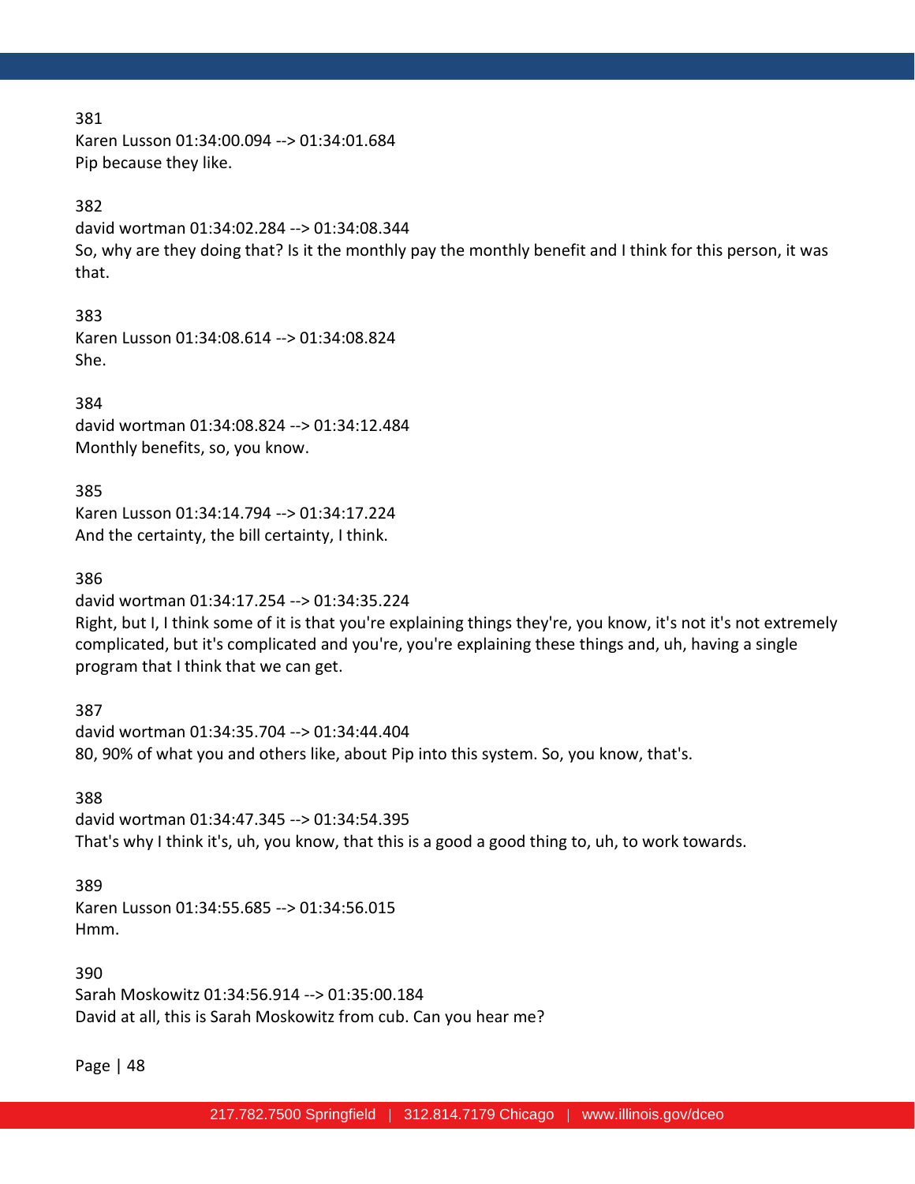381
Karen Lusson 01:34:00.094 --> 01:34:01.684
Pip because they like.

382
david wortman 01:34:02.284 --> 01:34:08.344
So, why are they doing that? Is it the monthly pay the monthly benefit and I think for this person, it was that.

383
Karen Lusson 01:34:08.614 --> 01:34:08.824
She.

384
david wortman 01:34:08.824 --> 01:34:12.484
Monthly benefits, so, you know.

385
Karen Lusson 01:34:14.794 --> 01:34:17.224
And the certainty, the bill certainty, I think.

386
david wortman 01:34:17.254 --> 01:34:35.224
Right, but I, I think some of it is that you're explaining things they're, you know, it's not it's not extremely complicated, but it's complicated and you're, you're explaining these things and, uh, having a single program that I think that we can get.

387
david wortman 01:34:35.704 --> 01:34:44.404
80, 90% of what you and others like, about Pip into this system. So, you know, that's.

388
david wortman 01:34:47.345 --> 01:34:54.395
That's why I think it's, uh, you know, that this is a good a good thing to, uh, to work towards.

389
Karen Lusson 01:34:55.685 --> 01:34:56.015
Hmm.

390
Sarah Moskowitz 01:34:56.914 --> 01:35:00.184
David at all, this is Sarah Moskowitz from cub. Can you hear me?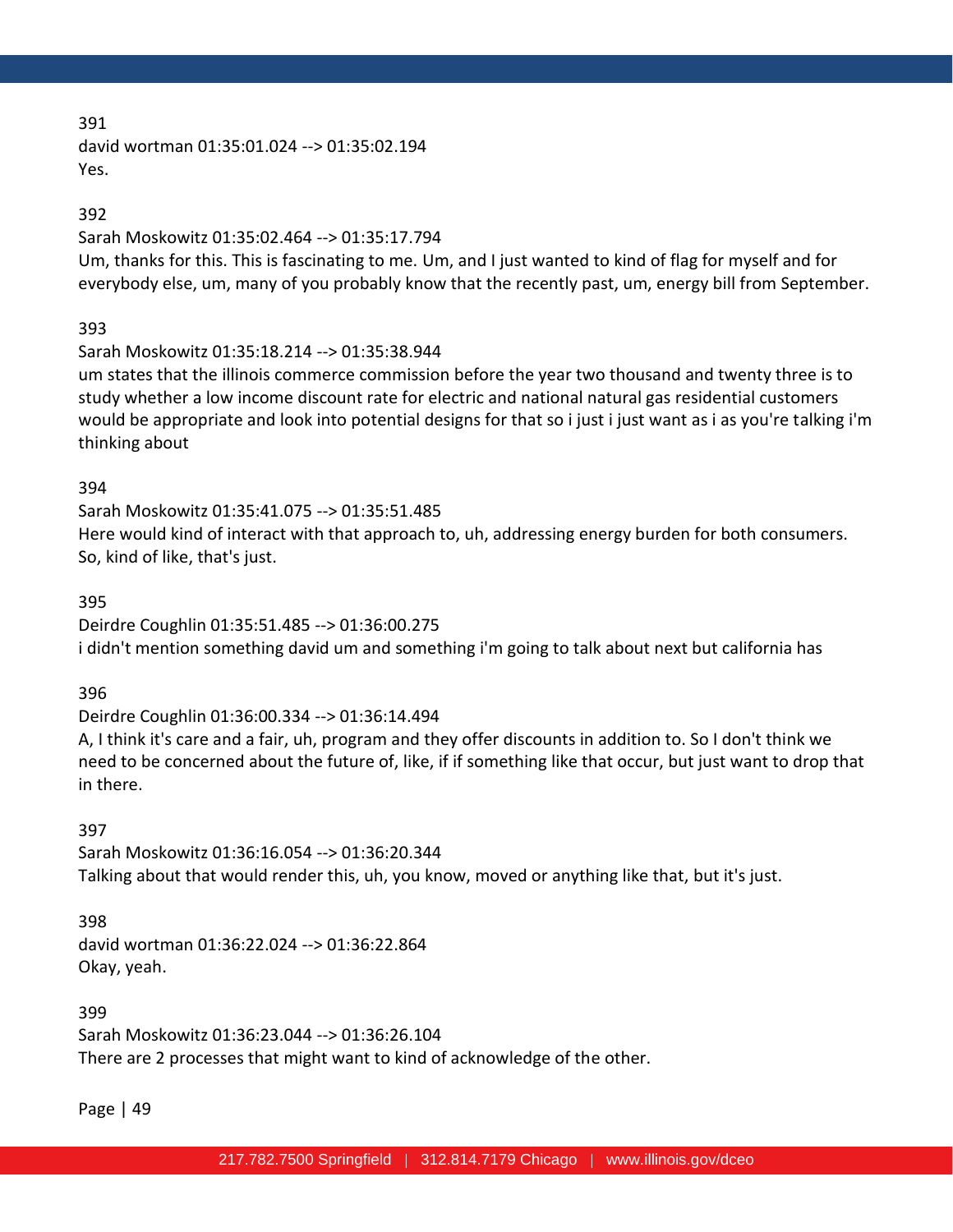391
david wortman 01:35:01.024 --> 01:35:02.194
Yes.

392
Sarah Moskowitz 01:35:02.464 --> 01:35:17.794
Um, thanks for this. This is fascinating to me. Um, and I just wanted to kind of flag for myself and for everybody else, um, many of you probably know that the recently past, um, energy bill from September.

393
Sarah Moskowitz 01:35:18.214 --> 01:35:38.944
um states that the illinois commerce commission before the year two thousand and twenty three is to study whether a low income discount rate for electric and national natural gas residential customers would be appropriate and look into potential designs for that so i just i just want as i as you're talking i'm thinking about

394
Sarah Moskowitz 01:35:41.075 --> 01:35:51.485
Here would kind of interact with that approach to, uh, addressing energy burden for both consumers. So, kind of like, that's just.

395
Deirdre Coughlin 01:35:51.485 --> 01:36:00.275
i didn't mention something david um and something i'm going to talk about next but california has

396
Deirdre Coughlin 01:36:00.334 --> 01:36:14.494
A, I think it's care and a fair, uh, program and they offer discounts in addition to. So I don't think we need to be concerned about the future of, like, if if something like that occur, but just want to drop that in there.

397
Sarah Moskowitz 01:36:16.054 --> 01:36:20.344
Talking about that would render this, uh, you know, moved or anything like that, but it's just.

398
david wortman 01:36:22.024 --> 01:36:22.864
Okay, yeah.

399
Sarah Moskowitz 01:36:23.044 --> 01:36:26.104
There are 2 processes that might want to kind of acknowledge of the other.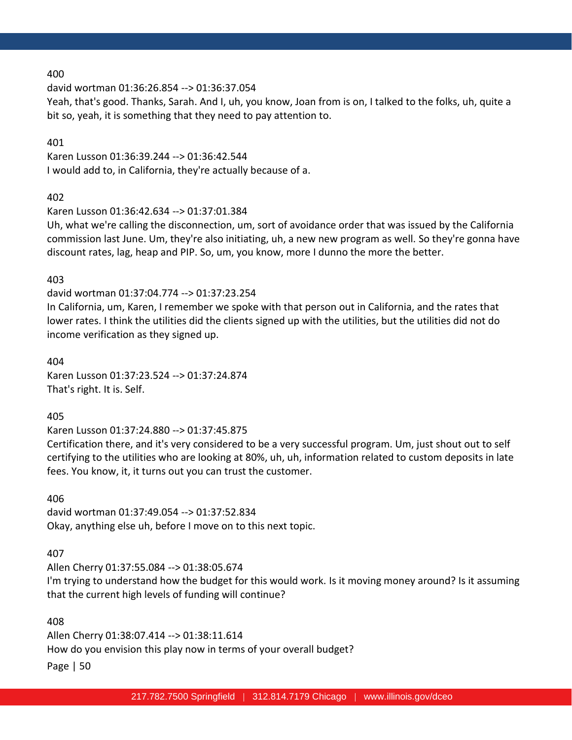400

david wortman 01:36:26.854 --> 01:36:37.054

Yeah, that's good. Thanks, Sarah. And I, uh, you know, Joan from is on, I talked to the folks, uh, quite a bit so, yeah, it is something that they need to pay attention to.

401

Karen Lusson 01:36:39.244 --> 01:36:42.544

I would add to, in California, they're actually because of a.

402

Karen Lusson 01:36:42.634 --> 01:37:01.384

Uh, what we're calling the disconnection, um, sort of avoidance order that was issued by the California commission last June. Um, they're also initiating, uh, a new new program as well. So they're gonna have discount rates, lag, heap and PIP. So, um, you know, more I dunno the more the better.

403

david wortman 01:37:04.774 --> 01:37:23.254

In California, um, Karen, I remember we spoke with that person out in California, and the rates that lower rates. I think the utilities did the clients signed up with the utilities, but the utilities did not do income verification as they signed up.

404

Karen Lusson 01:37:23.524 --> 01:37:24.874

That's right. It is. Self.

405

Karen Lusson 01:37:24.880 --> 01:37:45.875

Certification there, and it's very considered to be a very successful program. Um, just shout out to self certifying to the utilities who are looking at 80%, uh, uh, information related to custom deposits in late fees. You know, it, it turns out you can trust the customer.

406

david wortman 01:37:49.054 --> 01:37:52.834

Okay, anything else uh, before I move on to this next topic.

407

Allen Cherry 01:37:55.084 --> 01:38:05.674

I'm trying to understand how the budget for this would work. Is it moving money around? Is it assuming that the current high levels of funding will continue?

408

Allen Cherry 01:38:07.414 --> 01:38:11.614

How do you envision this play now in terms of your overall budget?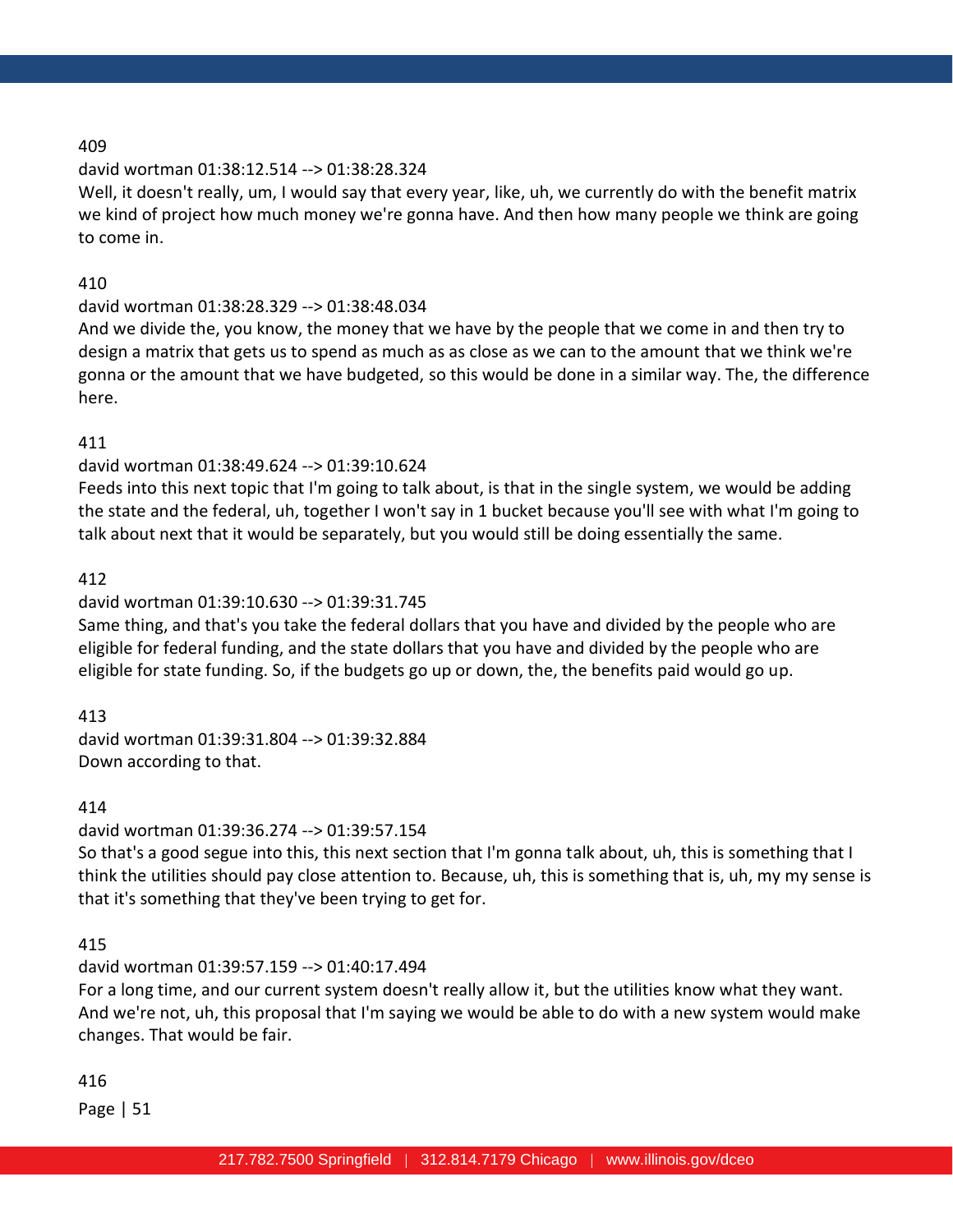409

david wortman 01:38:12.514 --> 01:38:28.324

Well, it doesn't really, um, I would say that every year, like, uh, we currently do with the benefit matrix we kind of project how much money we're gonna have. And then how many people we think are going to come in.

410

david wortman 01:38:28.329 --> 01:38:48.034

And we divide the, you know, the money that we have by the people that we come in and then try to design a matrix that gets us to spend as much as as close as we can to the amount that we think we're gonna or the amount that we have budgeted, so this would be done in a similar way. The, the difference here.

411

david wortman 01:38:49.624 --> 01:39:10.624

Feeds into this next topic that I'm going to talk about, is that in the single system, we would be adding the state and the federal, uh, together I won't say in 1 bucket because you'll see with what I'm going to talk about next that it would be separately, but you would still be doing essentially the same.

412

david wortman 01:39:10.630 --> 01:39:31.745

Same thing, and that's you take the federal dollars that you have and divided by the people who are eligible for federal funding, and the state dollars that you have and divided by the people who are eligible for state funding. So, if the budgets go up or down, the, the benefits paid would go up.

413

david wortman 01:39:31.804 --> 01:39:32.884

Down according to that.

414

david wortman 01:39:36.274 --> 01:39:57.154

So that's a good segue into this, this next section that I'm gonna talk about, uh, this is something that I think the utilities should pay close attention to. Because, uh, this is something that is, uh, my my sense is that it's something that they've been trying to get for.

415

david wortman 01:39:57.159 --> 01:40:17.494

For a long time, and our current system doesn't really allow it, but the utilities know what they want. And we're not, uh, this proposal that I'm saying we would be able to do with a new system would make changes. That would be fair.

416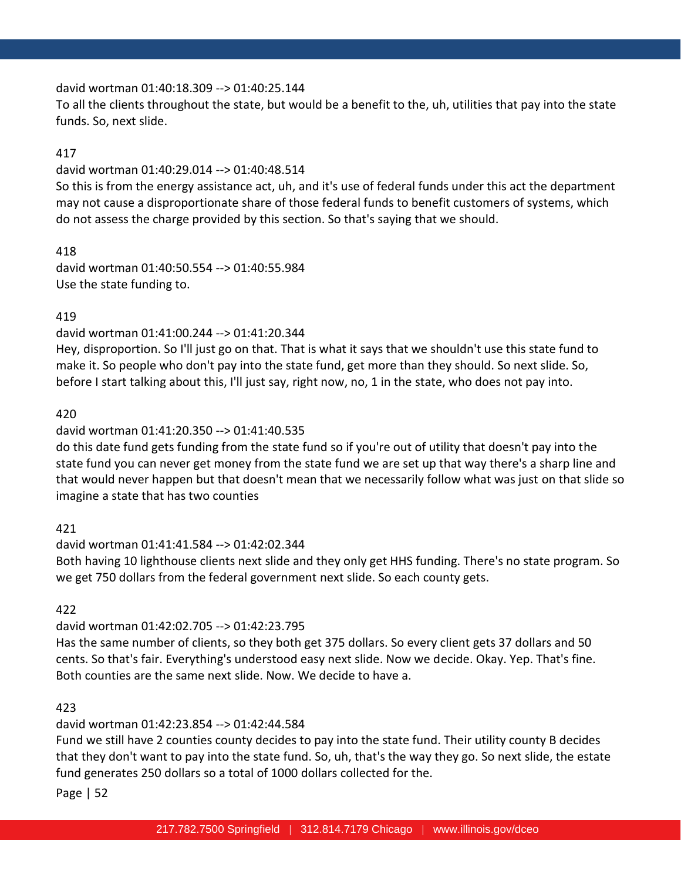david wortman 01:40:18.309 --> 01:40:25.144
To all the clients throughout the state, but would be a benefit to the, uh, utilities that pay into the state funds. So, next slide.

417

david wortman 01:40:29.014 --> 01:40:48.514
So this is from the energy assistance act, uh, and it's use of federal funds under this act the department may not cause a disproportionate share of those federal funds to benefit customers of systems, which do not assess the charge provided by this section. So that's saying that we should.

418

david wortman 01:40:50.554 --> 01:40:55.984
Use the state funding to.

419

david wortman 01:41:00.244 --> 01:41:20.344
Hey, disproportion. So I'll just go on that. That is what it says that we shouldn't use this state fund to make it. So people who don't pay into the state fund, get more than they should. So next slide. So, before I start talking about this, I'll just say, right now, no, 1 in the state, who does not pay into.

420

david wortman 01:41:20.350 --> 01:41:40.535
do this date fund gets funding from the state fund so if you're out of utility that doesn't pay into the state fund you can never get money from the state fund we are set up that way there's a sharp line and that would never happen but that doesn't mean that we necessarily follow what was just on that slide so imagine a state that has two counties

421

david wortman 01:41:41.584 --> 01:42:02.344
Both having 10 lighthouse clients next slide and they only get HHS funding. There's no state program. So we get 750 dollars from the federal government next slide. So each county gets.

422

david wortman 01:42:02.705 --> 01:42:23.795
Has the same number of clients, so they both get 375 dollars. So every client gets 37 dollars and 50 cents. So that's fair. Everything's understood easy next slide. Now we decide. Okay. Yep. That's fine. Both counties are the same next slide. Now. We decide to have a.

423

david wortman 01:42:23.854 --> 01:42:44.584
Fund we still have 2 counties county decides to pay into the state fund. Their utility county B decides that they don't want to pay into the state fund. So, uh, that's the way they go. So next slide, the estate fund generates 250 dollars so a total of 1000 dollars collected for the.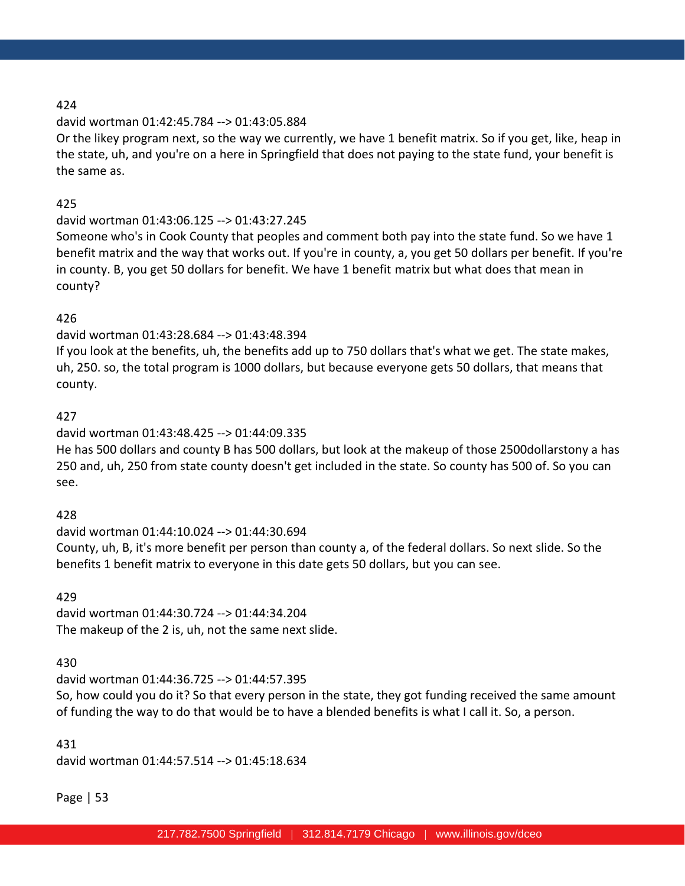424

david wortman 01:42:45.784 --> 01:43:05.884

Or the likey program next, so the way we currently, we have 1 benefit matrix. So if you get, like, heap in the state, uh, and you're on a here in Springfield that does not paying to the state fund, your benefit is the same as.

425

david wortman 01:43:06.125 --> 01:43:27.245

Someone who's in Cook County that peoples and comment both pay into the state fund. So we have 1 benefit matrix and the way that works out. If you're in county, a, you get 50 dollars per benefit. If you're in county. B, you get 50 dollars for benefit. We have 1 benefit matrix but what does that mean in county?

426

david wortman 01:43:28.684 --> 01:43:48.394

If you look at the benefits, uh, the benefits add up to 750 dollars that's what we get. The state makes, uh, 250. so, the total program is 1000 dollars, but because everyone gets 50 dollars, that means that county.

427

david wortman 01:43:48.425 --> 01:44:09.335

He has 500 dollars and county B has 500 dollars, but look at the makeup of those 2500dollarstony a has 250 and, uh, 250 from state county doesn't get included in the state. So county has 500 of. So you can see.

428

david wortman 01:44:10.024 --> 01:44:30.694

County, uh, B, it's more benefit per person than county a, of the federal dollars. So next slide. So the benefits 1 benefit matrix to everyone in this date gets 50 dollars, but you can see.

429

david wortman 01:44:30.724 --> 01:44:34.204

The makeup of the 2 is, uh, not the same next slide.

430

david wortman 01:44:36.725 --> 01:44:57.395

So, how could you do it? So that every person in the state, they got funding received the same amount of funding the way to do that would be to have a blended benefits is what I call it. So, a person.

431

david wortman 01:44:57.514 --> 01:45:18.634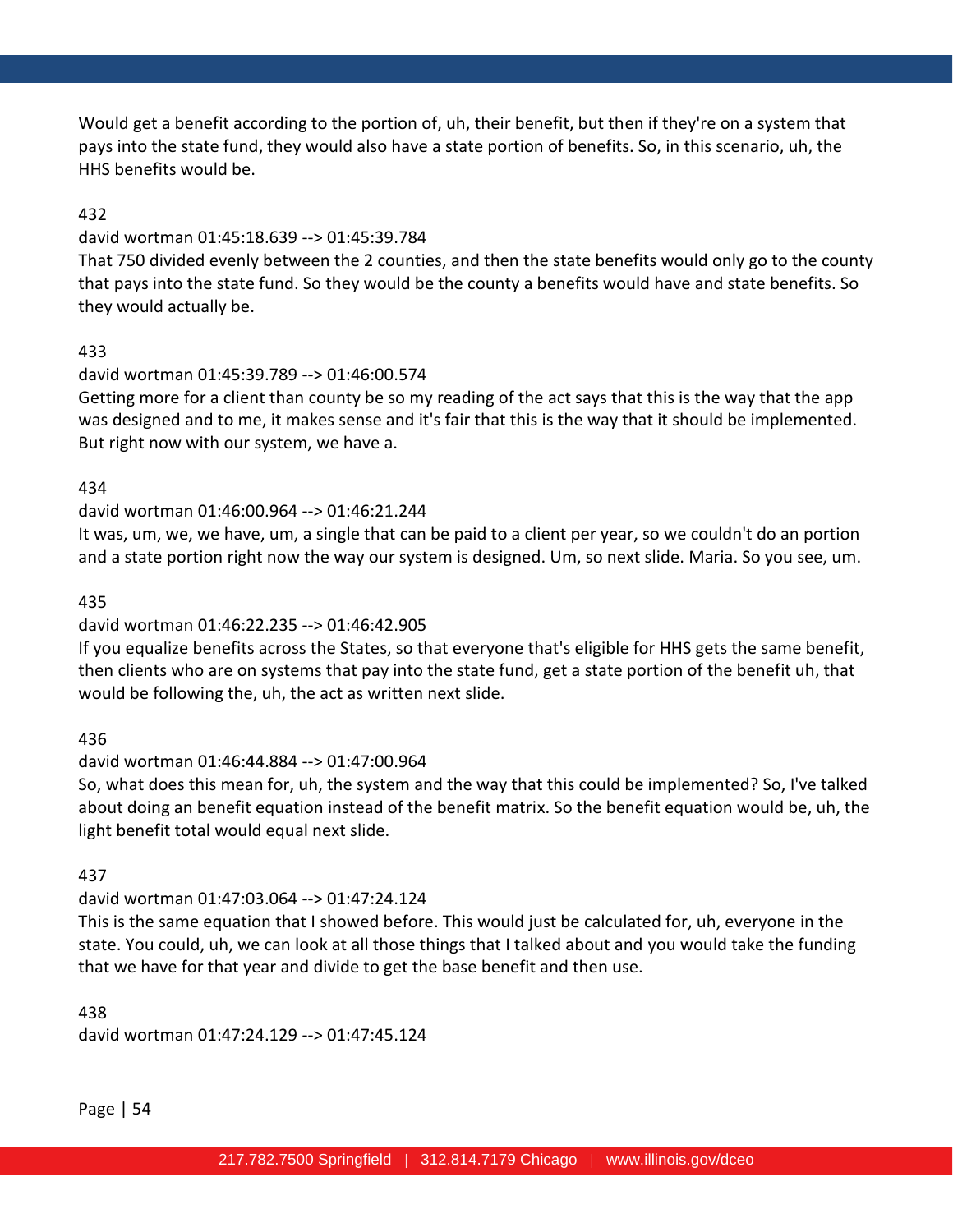Would get a benefit according to the portion of, uh, their benefit, but then if they're on a system that pays into the state fund, they would also have a state portion of benefits. So, in this scenario, uh, the HHS benefits would be.

432

david wortman 01:45:18.639 --> 01:45:39.784

That 750 divided evenly between the 2 counties, and then the state benefits would only go to the county that pays into the state fund. So they would be the county a benefits would have and state benefits. So they would actually be.

433

david wortman 01:45:39.789 --> 01:46:00.574

Getting more for a client than county be so my reading of the act says that this is the way that the app was designed and to me, it makes sense and it's fair that this is the way that it should be implemented. But right now with our system, we have a.

434

david wortman 01:46:00.964 --> 01:46:21.244

It was, um, we, we have, um, a single that can be paid to a client per year, so we couldn't do an portion and a state portion right now the way our system is designed. Um, so next slide. Maria. So you see, um.

435

david wortman 01:46:22.235 --> 01:46:42.905

If you equalize benefits across the States, so that everyone that's eligible for HHS gets the same benefit, then clients who are on systems that pay into the state fund, get a state portion of the benefit uh, that would be following the, uh, the act as written next slide.

436

david wortman 01:46:44.884 --> 01:47:00.964

So, what does this mean for, uh, the system and the way that this could be implemented? So, I've talked about doing an benefit equation instead of the benefit matrix. So the benefit equation would be, uh, the light benefit total would equal next slide.

437

david wortman 01:47:03.064 --> 01:47:24.124

This is the same equation that I showed before. This would just be calculated for, uh, everyone in the state. You could, uh, we can look at all those things that I talked about and you would take the funding that we have for that year and divide to get the base benefit and then use.

438

david wortman 01:47:24.129 --> 01:47:45.124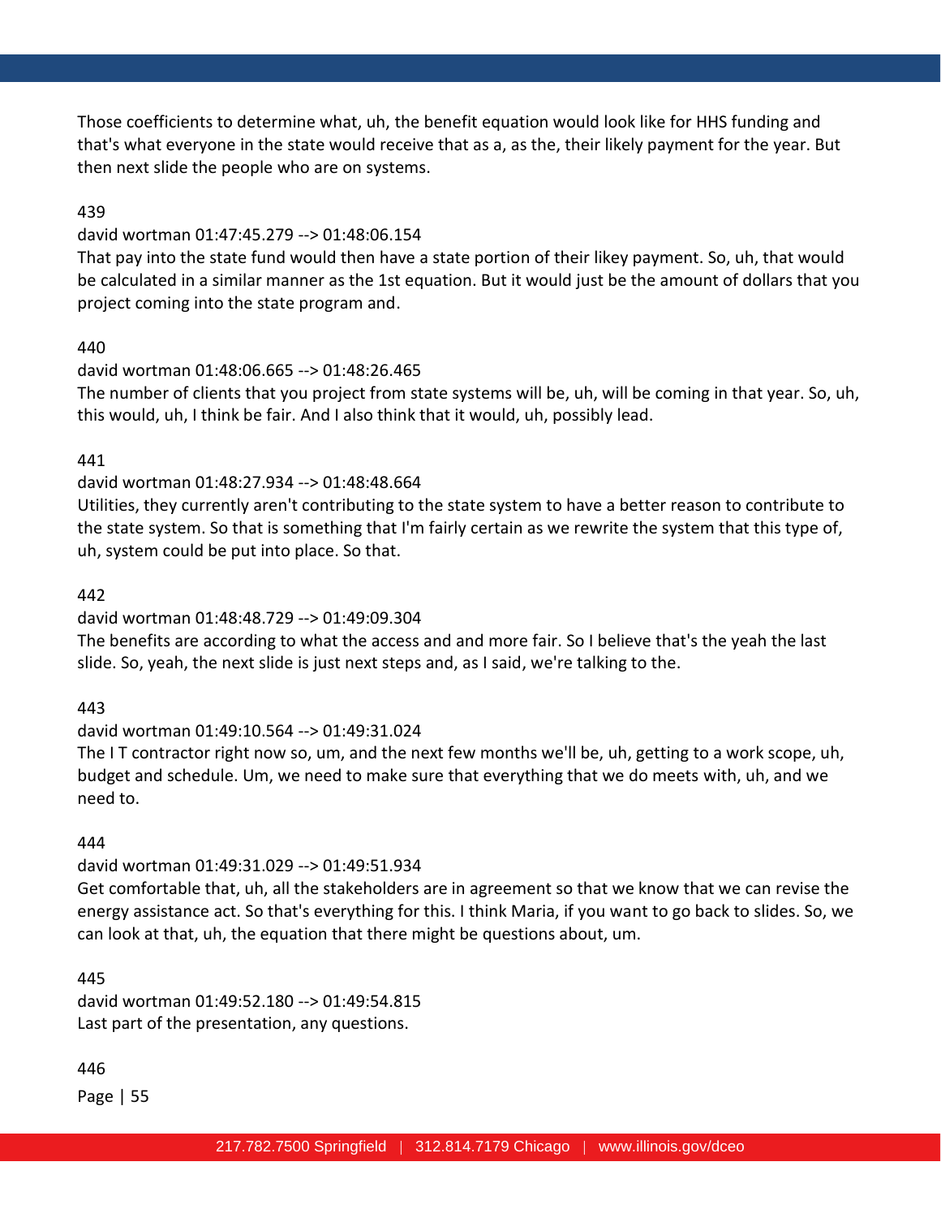Those coefficients to determine what, uh, the benefit equation would look like for HHS funding and that's what everyone in the state would receive that as a, as the, their likely payment for the year. But then next slide the people who are on systems.

439

david wortman 01:47:45.279 --> 01:48:06.154

That pay into the state fund would then have a state portion of their likey payment. So, uh, that would be calculated in a similar manner as the 1st equation. But it would just be the amount of dollars that you project coming into the state program and.

440

david wortman 01:48:06.665 --> 01:48:26.465

The number of clients that you project from state systems will be, uh, will be coming in that year. So, uh, this would, uh, I think be fair. And I also think that it would, uh, possibly lead.

441

david wortman 01:48:27.934 --> 01:48:48.664

Utilities, they currently aren't contributing to the state system to have a better reason to contribute to the state system. So that is something that I'm fairly certain as we rewrite the system that this type of, uh, system could be put into place. So that.

442

david wortman 01:48:48.729 --> 01:49:09.304

The benefits are according to what the access and and more fair. So I believe that's the yeah the last slide. So, yeah, the next slide is just next steps and, as I said, we're talking to the.

443

david wortman 01:49:10.564 --> 01:49:31.024

The I T contractor right now so, um, and the next few months we'll be, uh, getting to a work scope, uh, budget and schedule. Um, we need to make sure that everything that we do meets with, uh, and we need to.

444

david wortman 01:49:31.029 --> 01:49:51.934

Get comfortable that, uh, all the stakeholders are in agreement so that we know that we can revise the energy assistance act. So that's everything for this. I think Maria, if you want to go back to slides. So, we can look at that, uh, the equation that there might be questions about, um.

445

david wortman 01:49:52.180 --> 01:49:54.815

Last part of the presentation, any questions.

446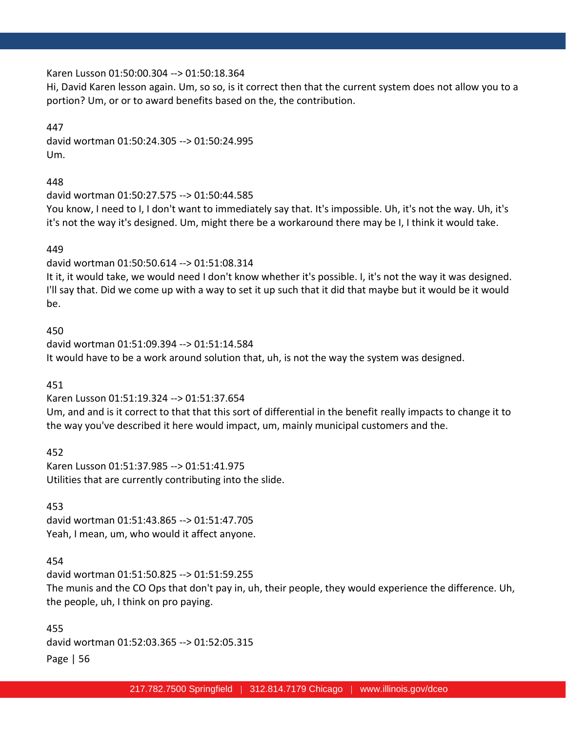Karen Lusson 01:50:00.304 --> 01:50:18.364
Hi, David Karen lesson again. Um, so so, is it correct then that the current system does not allow you to a portion? Um, or or to award benefits based on the, the contribution.

447
david wortman 01:50:24.305 --> 01:50:24.995
Um.

448
david wortman 01:50:27.575 --> 01:50:44.585
You know, I need to I, I don't want to immediately say that. It's impossible. Uh, it's not the way. Uh, it's it's not the way it's designed. Um, might there be a workaround there may be I, I think it would take.

449
david wortman 01:50:50.614 --> 01:51:08.314
It it, it would take, we would need I don't know whether it's possible. I, it's not the way it was designed. I'll say that. Did we come up with a way to set it up such that it did that maybe but it would be it would be.

450
david wortman 01:51:09.394 --> 01:51:14.584
It would have to be a work around solution that, uh, is not the way the system was designed.

451
Karen Lusson 01:51:19.324 --> 01:51:37.654
Um, and and is it correct to that that this sort of differential in the benefit really impacts to change it to the way you've described it here would impact, um, mainly municipal customers and the.

452
Karen Lusson 01:51:37.985 --> 01:51:41.975
Utilities that are currently contributing into the slide.

453
david wortman 01:51:43.865 --> 01:51:47.705
Yeah, I mean, um, who would it affect anyone.

454
david wortman 01:51:50.825 --> 01:51:59.255
The munis and the CO Ops that don't pay in, uh, their people, they would experience the difference. Uh, the people, uh, I think on pro paying.

455
david wortman 01:52:03.365 --> 01:52:05.315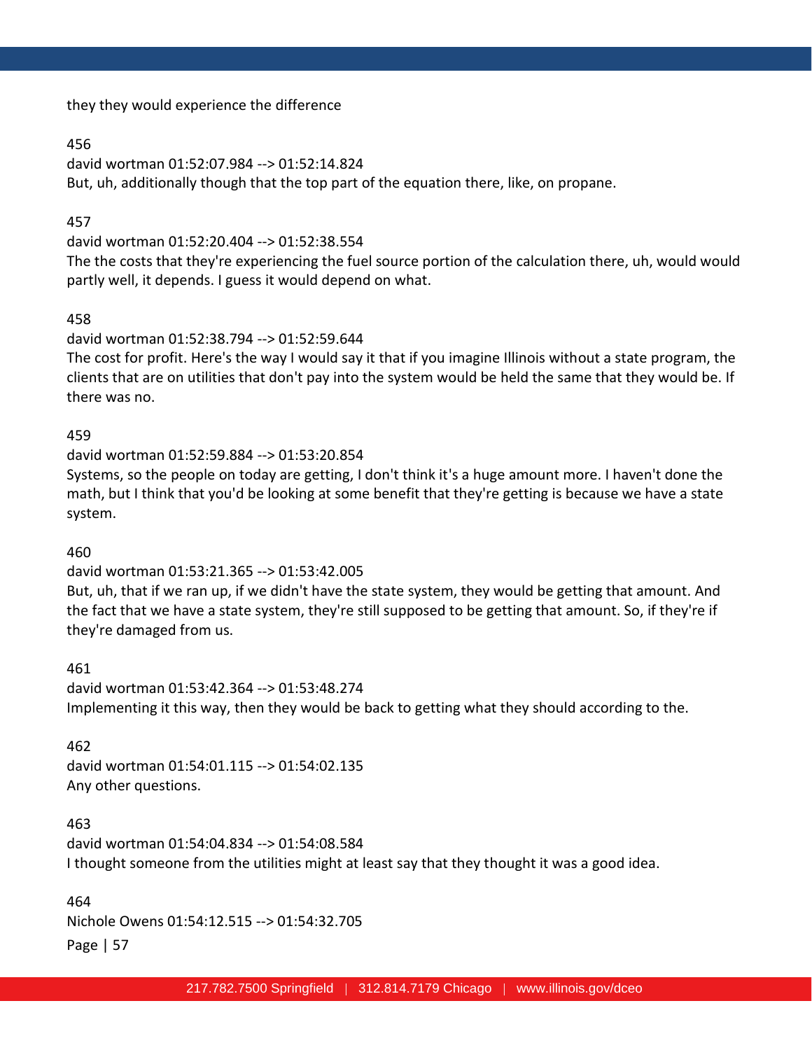they they would experience the difference

456
david wortman 01:52:07.984 --> 01:52:14.824
But, uh, additionally though that the top part of the equation there, like, on propane.

457
david wortman 01:52:20.404 --> 01:52:38.554
The the costs that they're experiencing the fuel source portion of the calculation there, uh, would would partly well, it depends. I guess it would depend on what.

458
david wortman 01:52:38.794 --> 01:52:59.644
The cost for profit. Here's the way I would say it that if you imagine Illinois without a state program, the clients that are on utilities that don't pay into the system would be held the same that they would be. If there was no.

459
david wortman 01:52:59.884 --> 01:53:20.854
Systems, so the people on today are getting, I don't think it's a huge amount more. I haven't done the math, but I think that you'd be looking at some benefit that they're getting is because we have a state system.

460
david wortman 01:53:21.365 --> 01:53:42.005
But, uh, that if we ran up, if we didn't have the state system, they would be getting that amount. And the fact that we have a state system, they're still supposed to be getting that amount. So, if they're if they're damaged from us.

461
david wortman 01:53:42.364 --> 01:53:48.274
Implementing it this way, then they would be back to getting what they should according to the.

462
david wortman 01:54:01.115 --> 01:54:02.135
Any other questions.

463
david wortman 01:54:04.834 --> 01:54:08.584
I thought someone from the utilities might at least say that they thought it was a good idea.

464
Nichole Owens 01:54:12.515 --> 01:54:32.705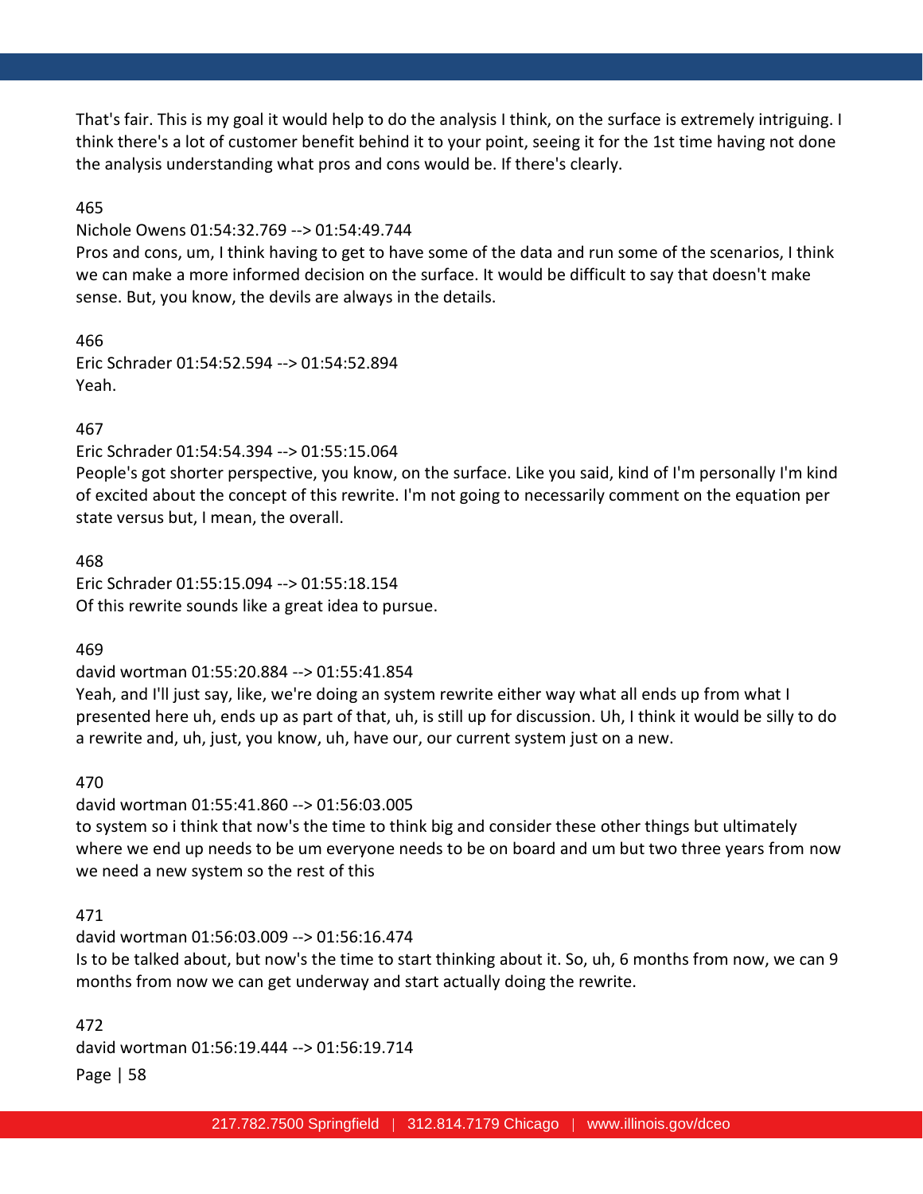That's fair. This is my goal it would help to do the analysis I think, on the surface is extremely intriguing. I think there's a lot of customer benefit behind it to your point, seeing it for the 1st time having not done the analysis understanding what pros and cons would be. If there's clearly.

465

Nichole Owens 01:54:32.769 --> 01:54:49.744

Pros and cons, um, I think having to get to have some of the data and run some of the scenarios, I think we can make a more informed decision on the surface. It would be difficult to say that doesn't make sense. But, you know, the devils are always in the details.

466

Eric Schrader 01:54:52.594 --> 01:54:52.894

Yeah.

467

Eric Schrader 01:54:54.394 --> 01:55:15.064

People's got shorter perspective, you know, on the surface. Like you said, kind of I'm personally I'm kind of excited about the concept of this rewrite. I'm not going to necessarily comment on the equation per state versus but, I mean, the overall.

468

Eric Schrader 01:55:15.094 --> 01:55:18.154

Of this rewrite sounds like a great idea to pursue.

469

david wortman 01:55:20.884 --> 01:55:41.854

Yeah, and I'll just say, like, we're doing an system rewrite either way what all ends up from what I presented here uh, ends up as part of that, uh, is still up for discussion. Uh, I think it would be silly to do a rewrite and, uh, just, you know, uh, have our, our current system just on a new.

470

david wortman 01:55:41.860 --> 01:56:03.005

to system so i think that now's the time to think big and consider these other things but ultimately where we end up needs to be um everyone needs to be on board and um but two three years from now we need a new system so the rest of this

471

david wortman 01:56:03.009 --> 01:56:16.474

Is to be talked about, but now's the time to start thinking about it. So, uh, 6 months from now, we can 9 months from now we can get underway and start actually doing the rewrite.

472

david wortman 01:56:19.444 --> 01:56:19.714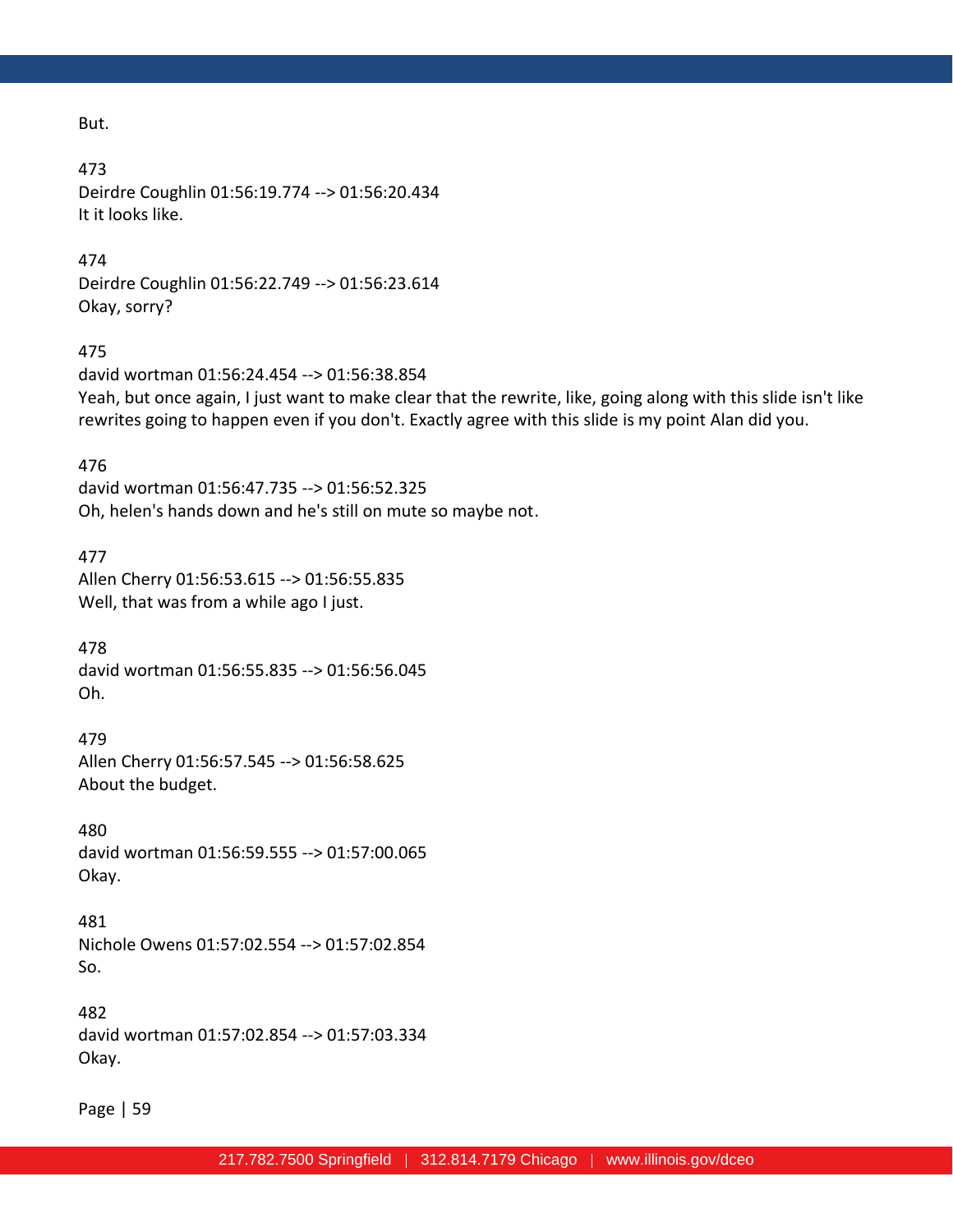But.

473
Deirdre Coughlin 01:56:19.774 --> 01:56:20.434
It it looks like.

474
Deirdre Coughlin 01:56:22.749 --> 01:56:23.614
Okay, sorry?

475
david wortman 01:56:24.454 --> 01:56:38.854
Yeah, but once again, I just want to make clear that the rewrite, like, going along with this slide isn't like rewrites going to happen even if you don't. Exactly agree with this slide is my point Alan did you.

476
david wortman 01:56:47.735 --> 01:56:52.325
Oh, helen's hands down and he's still on mute so maybe not.

477
Allen Cherry 01:56:53.615 --> 01:56:55.835
Well, that was from a while ago I just.

478
david wortman 01:56:55.835 --> 01:56:56.045
Oh.

479
Allen Cherry 01:56:57.545 --> 01:56:58.625
About the budget.

480
david wortman 01:56:59.555 --> 01:57:00.065
Okay.

481
Nichole Owens 01:57:02.554 --> 01:57:02.854
So.

482
david wortman 01:57:02.854 --> 01:57:03.334
Okay.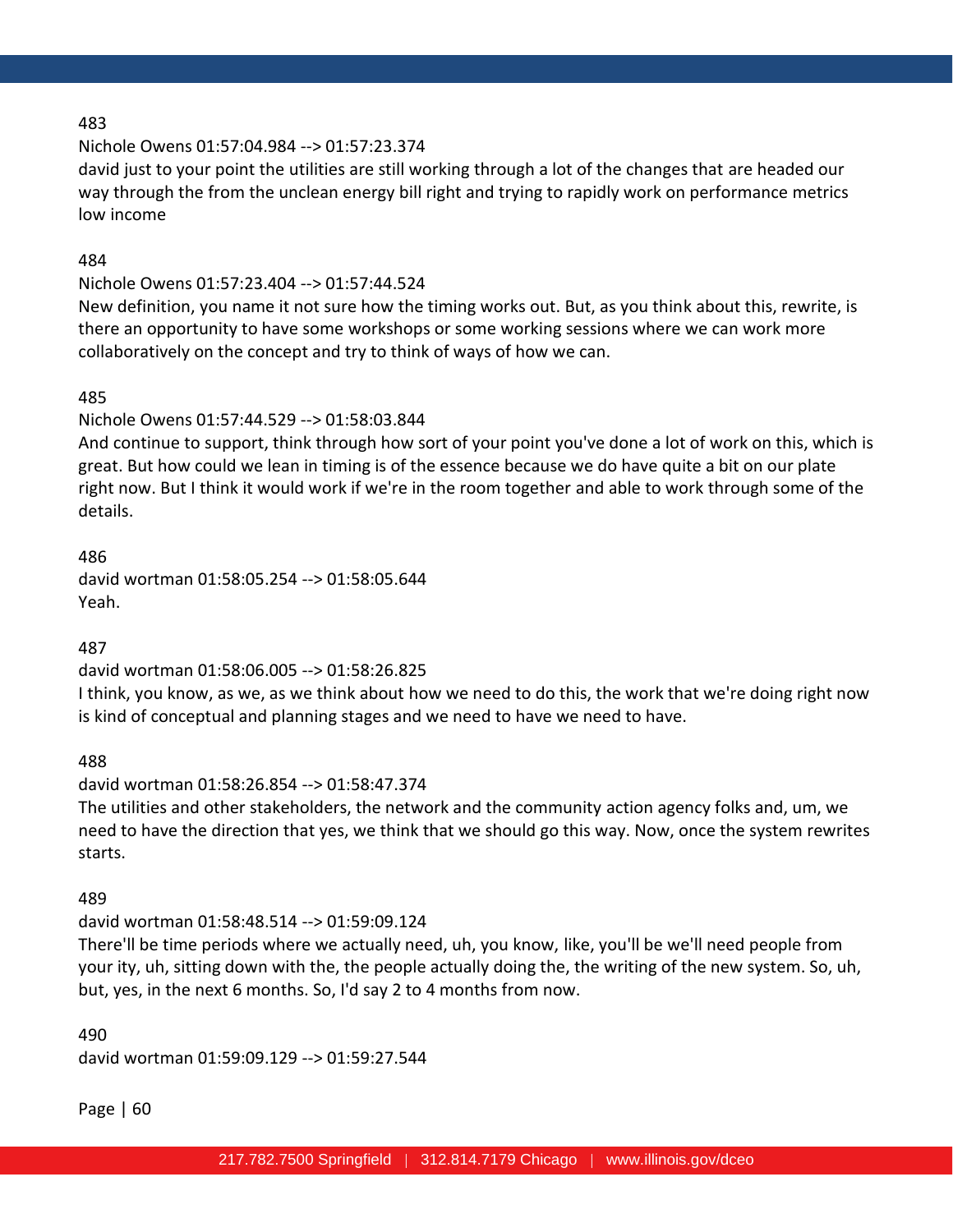483

Nichole Owens 01:57:04.984 --> 01:57:23.374

david just to your point the utilities are still working through a lot of the changes that are headed our way through the from the unclean energy bill right and trying to rapidly work on performance metrics low income

484

Nichole Owens 01:57:23.404 --> 01:57:44.524

New definition, you name it not sure how the timing works out. But, as you think about this, rewrite, is there an opportunity to have some workshops or some working sessions where we can work more collaboratively on the concept and try to think of ways of how we can.

485

Nichole Owens 01:57:44.529 --> 01:58:03.844

And continue to support, think through how sort of your point you've done a lot of work on this, which is great. But how could we lean in timing is of the essence because we do have quite a bit on our plate right now. But I think it would work if we're in the room together and able to work through some of the details.

486

david wortman 01:58:05.254 --> 01:58:05.644

Yeah.

487

david wortman 01:58:06.005 --> 01:58:26.825

I think, you know, as we, as we think about how we need to do this, the work that we're doing right now is kind of conceptual and planning stages and we need to have we need to have.

488

david wortman 01:58:26.854 --> 01:58:47.374

The utilities and other stakeholders, the network and the community action agency folks and, um, we need to have the direction that yes, we think that we should go this way. Now, once the system rewrites starts.

489

david wortman 01:58:48.514 --> 01:59:09.124

There'll be time periods where we actually need, uh, you know, like, you'll be we'll need people from your ity, uh, sitting down with the, the people actually doing the, the writing of the new system. So, uh, but, yes, in the next 6 months. So, I'd say 2 to 4 months from now.

490

david wortman 01:59:09.129 --> 01:59:27.544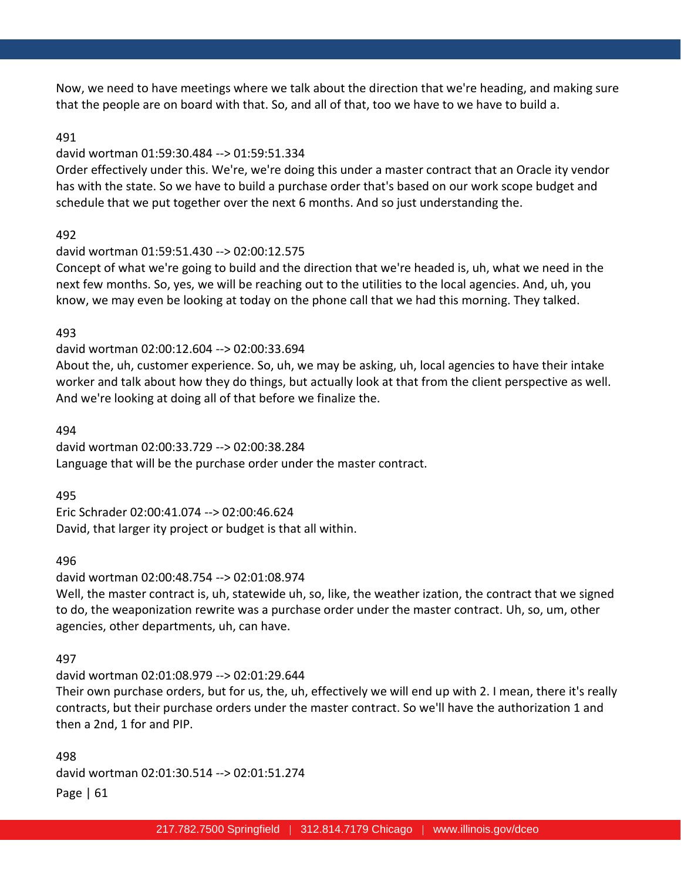Now, we need to have meetings where we talk about the direction that we're heading, and making sure that the people are on board with that. So, and all of that, too we have to we have to build a.

491

david wortman 01:59:30.484 --> 01:59:51.334

Order effectively under this. We're, we're doing this under a master contract that an Oracle ity vendor has with the state. So we have to build a purchase order that's based on our work scope budget and schedule that we put together over the next 6 months. And so just understanding the.

492

david wortman 01:59:51.430 --> 02:00:12.575

Concept of what we're going to build and the direction that we're headed is, uh, what we need in the next few months. So, yes, we will be reaching out to the utilities to the local agencies. And, uh, you know, we may even be looking at today on the phone call that we had this morning. They talked.

493

david wortman 02:00:12.604 --> 02:00:33.694

About the, uh, customer experience. So, uh, we may be asking, uh, local agencies to have their intake worker and talk about how they do things, but actually look at that from the client perspective as well. And we're looking at doing all of that before we finalize the.

494

david wortman 02:00:33.729 --> 02:00:38.284

Language that will be the purchase order under the master contract.

495

Eric Schrader 02:00:41.074 --> 02:00:46.624

David, that larger ity project or budget is that all within.

496

david wortman 02:00:48.754 --> 02:01:08.974

Well, the master contract is, uh, statewide uh, so, like, the weather ization, the contract that we signed to do, the weaponization rewrite was a purchase order under the master contract. Uh, so, um, other agencies, other departments, uh, can have.

497

david wortman 02:01:08.979 --> 02:01:29.644

Their own purchase orders, but for us, the, uh, effectively we will end up with 2. I mean, there it's really contracts, but their purchase orders under the master contract. So we'll have the authorization 1 and then a 2nd, 1 for and PIP.

498

david wortman 02:01:30.514 --> 02:01:51.274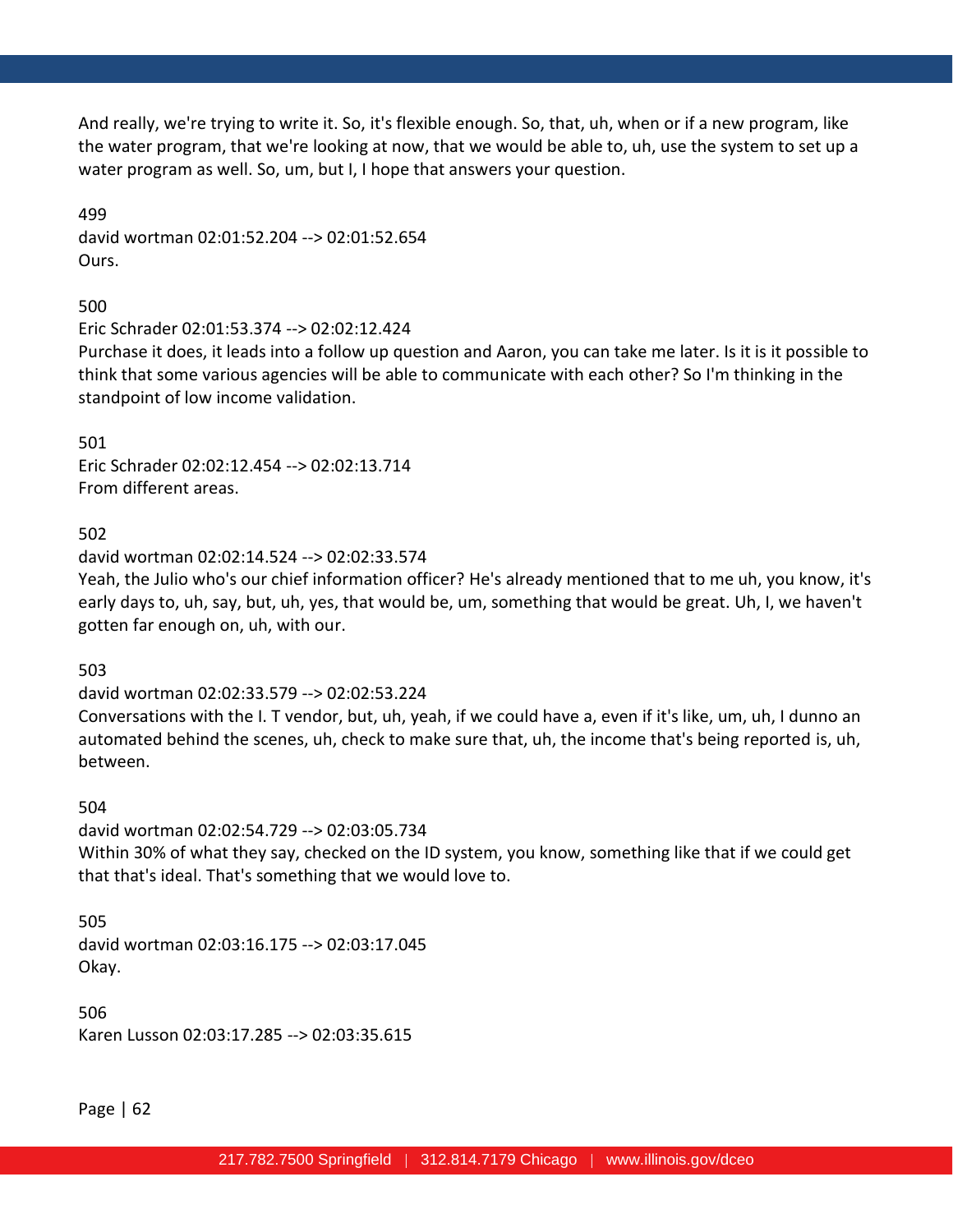And really, we're trying to write it. So, it's flexible enough. So, that, uh, when or if a new program, like the water program, that we're looking at now, that we would be able to, uh, use the system to set up a water program as well. So, um, but I, I hope that answers your question.

499
david wortman 02:01:52.204 --> 02:01:52.654
Ours.

500
Eric Schrader 02:01:53.374 --> 02:02:12.424
Purchase it does, it leads into a follow up question and Aaron, you can take me later. Is it is it possible to think that some various agencies will be able to communicate with each other? So I'm thinking in the standpoint of low income validation.

501
Eric Schrader 02:02:12.454 --> 02:02:13.714
From different areas.

502
david wortman 02:02:14.524 --> 02:02:33.574
Yeah, the Julio who's our chief information officer? He's already mentioned that to me uh, you know, it's early days to, uh, say, but, uh, yes, that would be, um, something that would be great. Uh, I, we haven't gotten far enough on, uh, with our.

503
david wortman 02:02:33.579 --> 02:02:53.224
Conversations with the I. T vendor, but, uh, yeah, if we could have a, even if it's like, um, uh, I dunno an automated behind the scenes, uh, check to make sure that, uh, the income that's being reported is, uh, between.

504
david wortman 02:02:54.729 --> 02:03:05.734
Within 30% of what they say, checked on the ID system, you know, something like that if we could get that that's ideal. That's something that we would love to.

505
david wortman 02:03:16.175 --> 02:03:17.045
Okay.

506
Karen Lusson 02:03:17.285 --> 02:03:35.615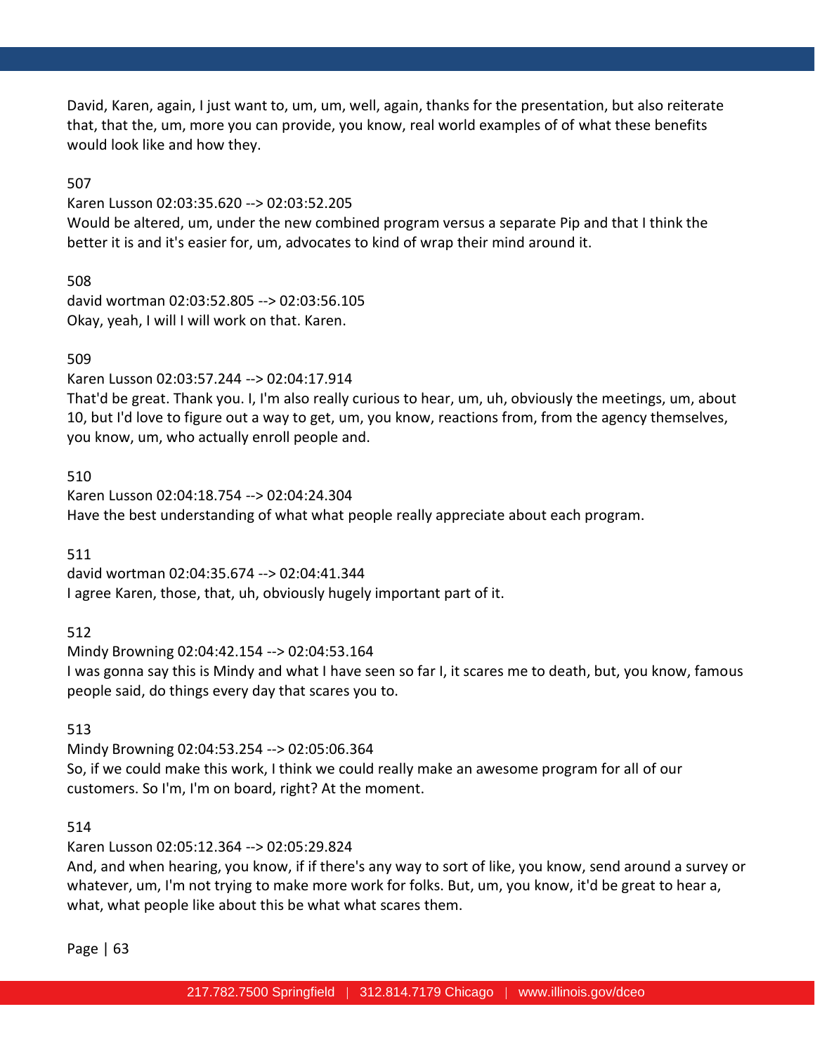David, Karen, again, I just want to, um, um, well, again, thanks for the presentation, but also reiterate that, that the, um, more you can provide, you know, real world examples of of what these benefits would look like and how they.

507

Karen Lusson 02:03:35.620 --> 02:03:52.205

Would be altered, um, under the new combined program versus a separate Pip and that I think the better it is and it's easier for, um, advocates to kind of wrap their mind around it.

508

david wortman 02:03:52.805 --> 02:03:56.105

Okay, yeah, I will I will work on that. Karen.

509

Karen Lusson 02:03:57.244 --> 02:04:17.914

That'd be great. Thank you. I, I'm also really curious to hear, um, uh, obviously the meetings, um, about 10, but I'd love to figure out a way to get, um, you know, reactions from, from the agency themselves, you know, um, who actually enroll people and.

510

Karen Lusson 02:04:18.754 --> 02:04:24.304

Have the best understanding of what what people really appreciate about each program.

511

david wortman 02:04:35.674 --> 02:04:41.344

I agree Karen, those, that, uh, obviously hugely important part of it.

512

Mindy Browning 02:04:42.154 --> 02:04:53.164

I was gonna say this is Mindy and what I have seen so far I, it scares me to death, but, you know, famous people said, do things every day that scares you to.

513

Mindy Browning 02:04:53.254 --> 02:05:06.364

So, if we could make this work, I think we could really make an awesome program for all of our customers. So I'm, I'm on board, right? At the moment.

514

Karen Lusson 02:05:12.364 --> 02:05:29.824

And, and when hearing, you know, if if there's any way to sort of like, you know, send around a survey or whatever, um, I'm not trying to make more work for folks. But, um, you know, it'd be great to hear a, what, what people like about this be what what scares them.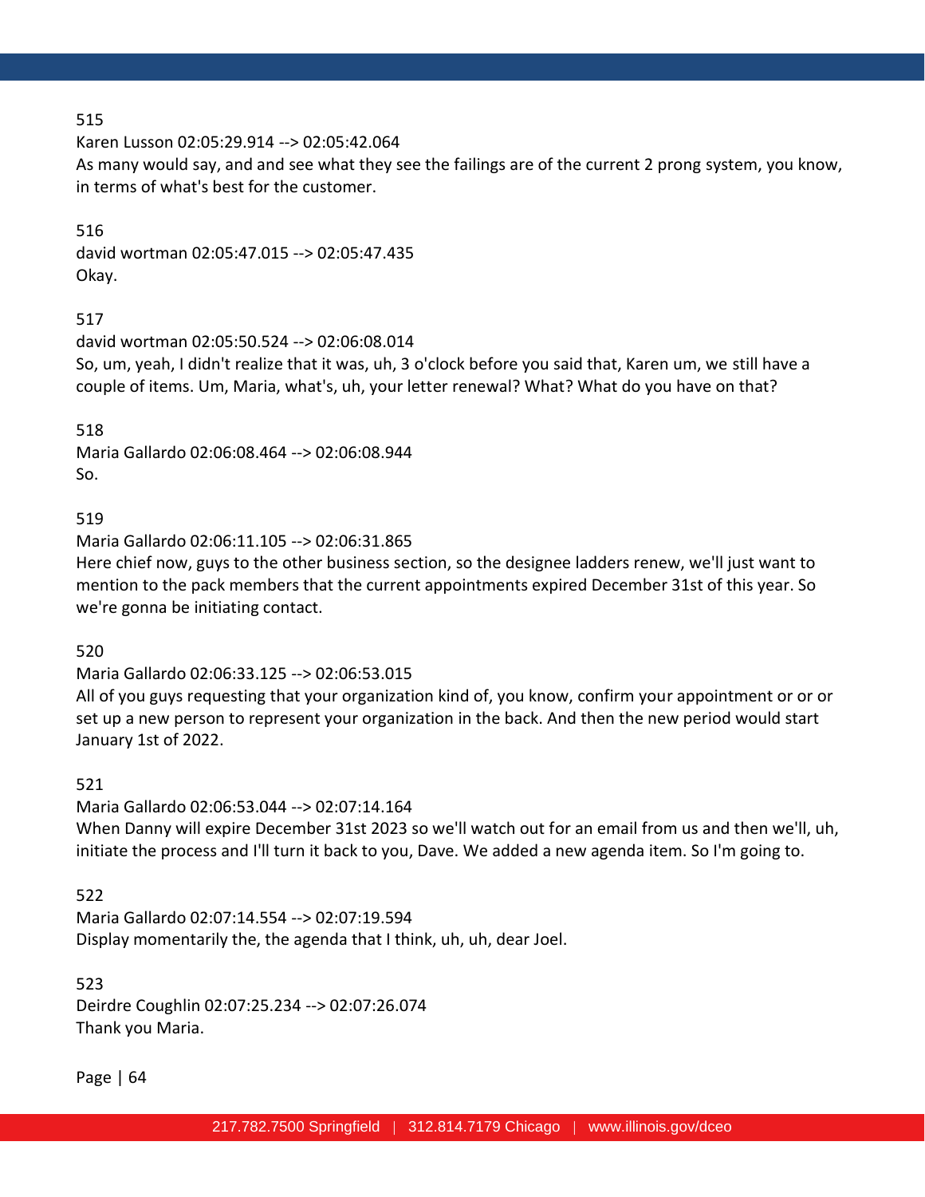515

Karen Lusson 02:05:29.914 --> 02:05:42.064

As many would say, and and see what they see the failings are of the current 2 prong system, you know, in terms of what's best for the customer.

516

david wortman 02:05:47.015 --> 02:05:47.435

Okay.

517

david wortman 02:05:50.524 --> 02:06:08.014

So, um, yeah, I didn't realize that it was, uh, 3 o'clock before you said that, Karen um, we still have a couple of items. Um, Maria, what's, uh, your letter renewal? What? What do you have on that?

518

Maria Gallardo 02:06:08.464 --> 02:06:08.944

So.

519

Maria Gallardo 02:06:11.105 --> 02:06:31.865

Here chief now, guys to the other business section, so the designee ladders renew, we'll just want to mention to the pack members that the current appointments expired December 31st of this year. So we're gonna be initiating contact.

520

Maria Gallardo 02:06:33.125 --> 02:06:53.015

All of you guys requesting that your organization kind of, you know, confirm your appointment or or or set up a new person to represent your organization in the back. And then the new period would start January 1st of 2022.

521

Maria Gallardo 02:06:53.044 --> 02:07:14.164

When Danny will expire December 31st 2023 so we'll watch out for an email from us and then we'll, uh, initiate the process and I'll turn it back to you, Dave. We added a new agenda item. So I'm going to.

522

Maria Gallardo 02:07:14.554 --> 02:07:19.594

Display momentarily the, the agenda that I think, uh, uh, dear Joel.

523

Deirdre Coughlin 02:07:25.234 --> 02:07:26.074

Thank you Maria.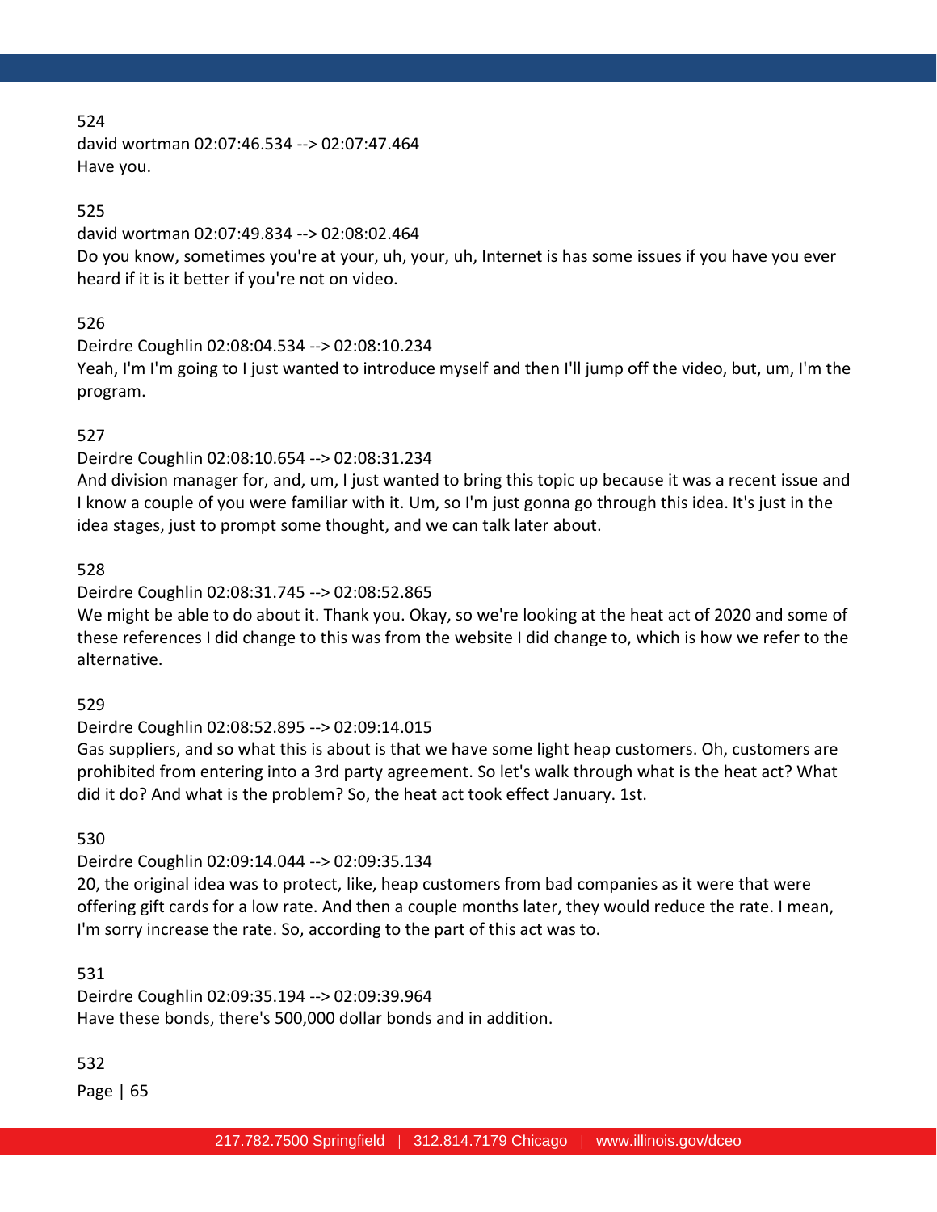524

david wortman 02:07:46.534 --> 02:07:47.464

Have you.

525

david wortman 02:07:49.834 --> 02:08:02.464

Do you know, sometimes you're at your, uh, your, uh, Internet is has some issues if you have you ever heard if it is it better if you're not on video.

526

Deirdre Coughlin 02:08:04.534 --> 02:08:10.234

Yeah, I'm I'm going to I just wanted to introduce myself and then I'll jump off the video, but, um, I'm the program.

527

Deirdre Coughlin 02:08:10.654 --> 02:08:31.234

And division manager for, and, um, I just wanted to bring this topic up because it was a recent issue and I know a couple of you were familiar with it. Um, so I'm just gonna go through this idea. It's just in the idea stages, just to prompt some thought, and we can talk later about.

528

Deirdre Coughlin 02:08:31.745 --> 02:08:52.865

We might be able to do about it. Thank you. Okay, so we're looking at the heat act of 2020 and some of these references I did change to this was from the website I did change to, which is how we refer to the alternative.

529

Deirdre Coughlin 02:08:52.895 --> 02:09:14.015

Gas suppliers, and so what this is about is that we have some light heap customers. Oh, customers are prohibited from entering into a 3rd party agreement. So let's walk through what is the heat act? What did it do? And what is the problem? So, the heat act took effect January. 1st.

530

Deirdre Coughlin 02:09:14.044 --> 02:09:35.134

20, the original idea was to protect, like, heap customers from bad companies as it were that were offering gift cards for a low rate. And then a couple months later, they would reduce the rate. I mean, I'm sorry increase the rate. So, according to the part of this act was to.

531

Deirdre Coughlin 02:09:35.194 --> 02:09:39.964

Have these bonds, there's 500,000 dollar bonds and in addition.

532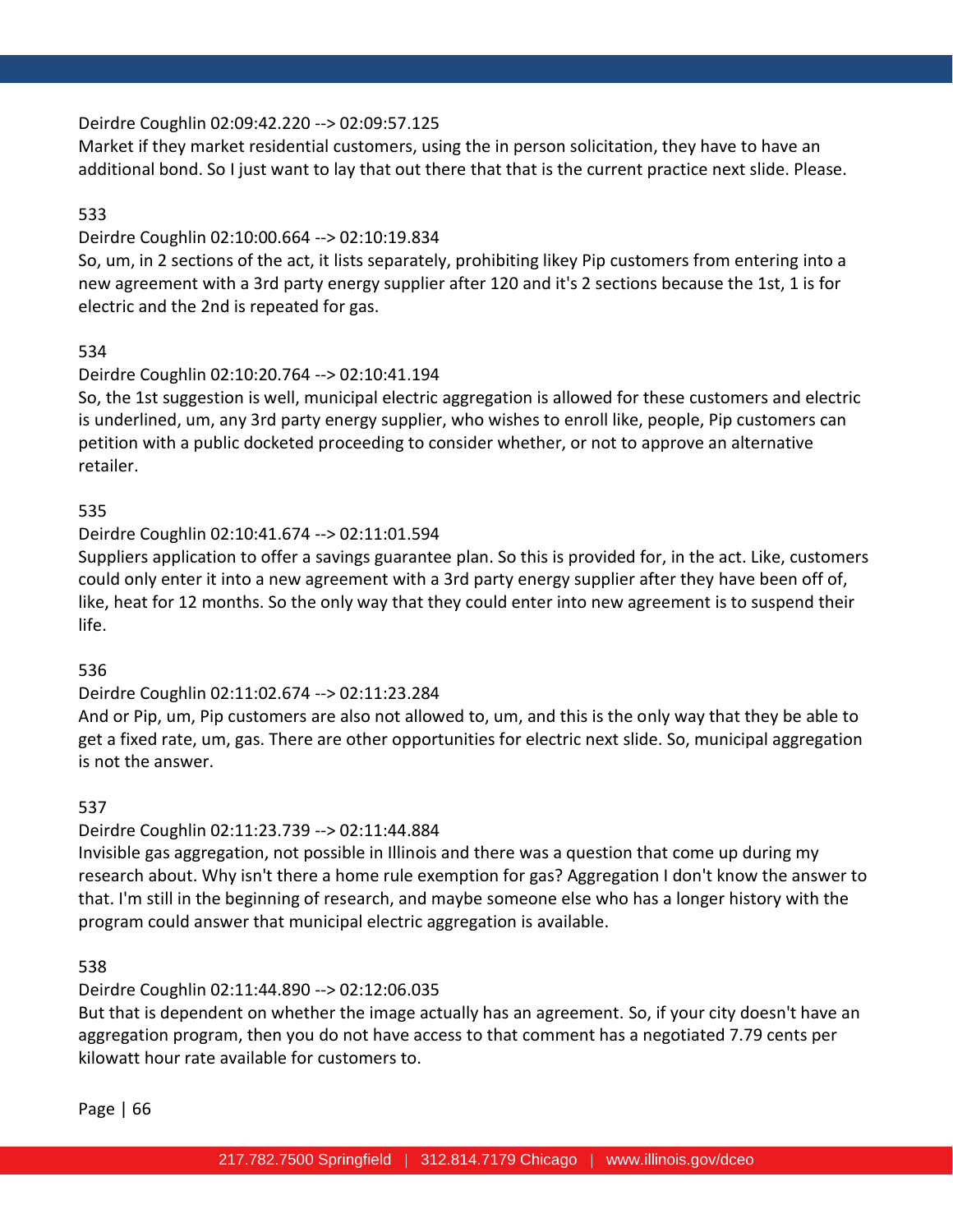Deirdre Coughlin 02:09:42.220 --> 02:09:57.125
Market if they market residential customers, using the in person solicitation, they have to have an additional bond. So I just want to lay that out there that that is the current practice next slide. Please.

533

Deirdre Coughlin 02:10:00.664 --> 02:10:19.834
So, um, in 2 sections of the act, it lists separately, prohibiting likey Pip customers from entering into a new agreement with a 3rd party energy supplier after 120 and it's 2 sections because the 1st, 1 is for electric and the 2nd is repeated for gas.

534

Deirdre Coughlin 02:10:20.764 --> 02:10:41.194
So, the 1st suggestion is well, municipal electric aggregation is allowed for these customers and electric is underlined, um, any 3rd party energy supplier, who wishes to enroll like, people, Pip customers can petition with a public docketed proceeding to consider whether, or not to approve an alternative retailer.

535

Deirdre Coughlin 02:10:41.674 --> 02:11:01.594
Suppliers application to offer a savings guarantee plan. So this is provided for, in the act. Like, customers could only enter it into a new agreement with a 3rd party energy supplier after they have been off of, like, heat for 12 months. So the only way that they could enter into new agreement is to suspend their life.

536

Deirdre Coughlin 02:11:02.674 --> 02:11:23.284
And or Pip, um, Pip customers are also not allowed to, um, and this is the only way that they be able to get a fixed rate, um, gas. There are other opportunities for electric next slide. So, municipal aggregation is not the answer.

537

Deirdre Coughlin 02:11:23.739 --> 02:11:44.884
Invisible gas aggregation, not possible in Illinois and there was a question that come up during my research about. Why isn't there a home rule exemption for gas? Aggregation I don't know the answer to that. I'm still in the beginning of research, and maybe someone else who has a longer history with the program could answer that municipal electric aggregation is available.

538

Deirdre Coughlin 02:11:44.890 --> 02:12:06.035
But that is dependent on whether the image actually has an agreement. So, if your city doesn't have an aggregation program, then you do not have access to that comment has a negotiated 7.79 cents per kilowatt hour rate available for customers to.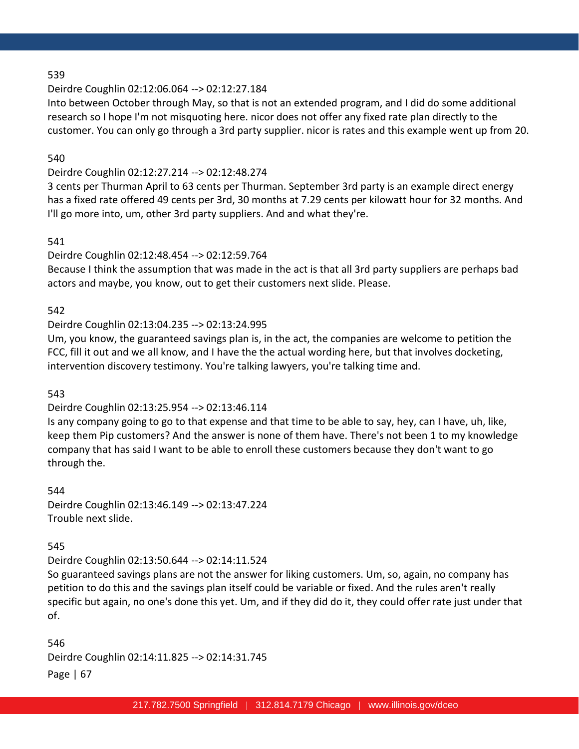539

Deirdre Coughlin 02:12:06.064 --> 02:12:27.184

Into between October through May, so that is not an extended program, and I did do some additional research so I hope I'm not misquoting here. nicor does not offer any fixed rate plan directly to the customer. You can only go through a 3rd party supplier. nicor is rates and this example went up from 20.

540

Deirdre Coughlin 02:12:27.214 --> 02:12:48.274

3 cents per Thurman April to 63 cents per Thurman. September 3rd party is an example direct energy has a fixed rate offered 49 cents per 3rd, 30 months at 7.29 cents per kilowatt hour for 32 months. And I'll go more into, um, other 3rd party suppliers. And and what they're.

541

Deirdre Coughlin 02:12:48.454 --> 02:12:59.764

Because I think the assumption that was made in the act is that all 3rd party suppliers are perhaps bad actors and maybe, you know, out to get their customers next slide. Please.

542

Deirdre Coughlin 02:13:04.235 --> 02:13:24.995

Um, you know, the guaranteed savings plan is, in the act, the companies are welcome to petition the FCC, fill it out and we all know, and I have the the actual wording here, but that involves docketing, intervention discovery testimony. You're talking lawyers, you're talking time and.

543

Deirdre Coughlin 02:13:25.954 --> 02:13:46.114

Is any company going to go to that expense and that time to be able to say, hey, can I have, uh, like, keep them Pip customers? And the answer is none of them have. There's not been 1 to my knowledge company that has said I want to be able to enroll these customers because they don't want to go through the.

544

Deirdre Coughlin 02:13:46.149 --> 02:13:47.224

Trouble next slide.

545

Deirdre Coughlin 02:13:50.644 --> 02:14:11.524

So guaranteed savings plans are not the answer for liking customers. Um, so, again, no company has petition to do this and the savings plan itself could be variable or fixed. And the rules aren't really specific but again, no one's done this yet. Um, and if they did do it, they could offer rate just under that of.

546

Deirdre Coughlin 02:14:11.825 --> 02:14:31.745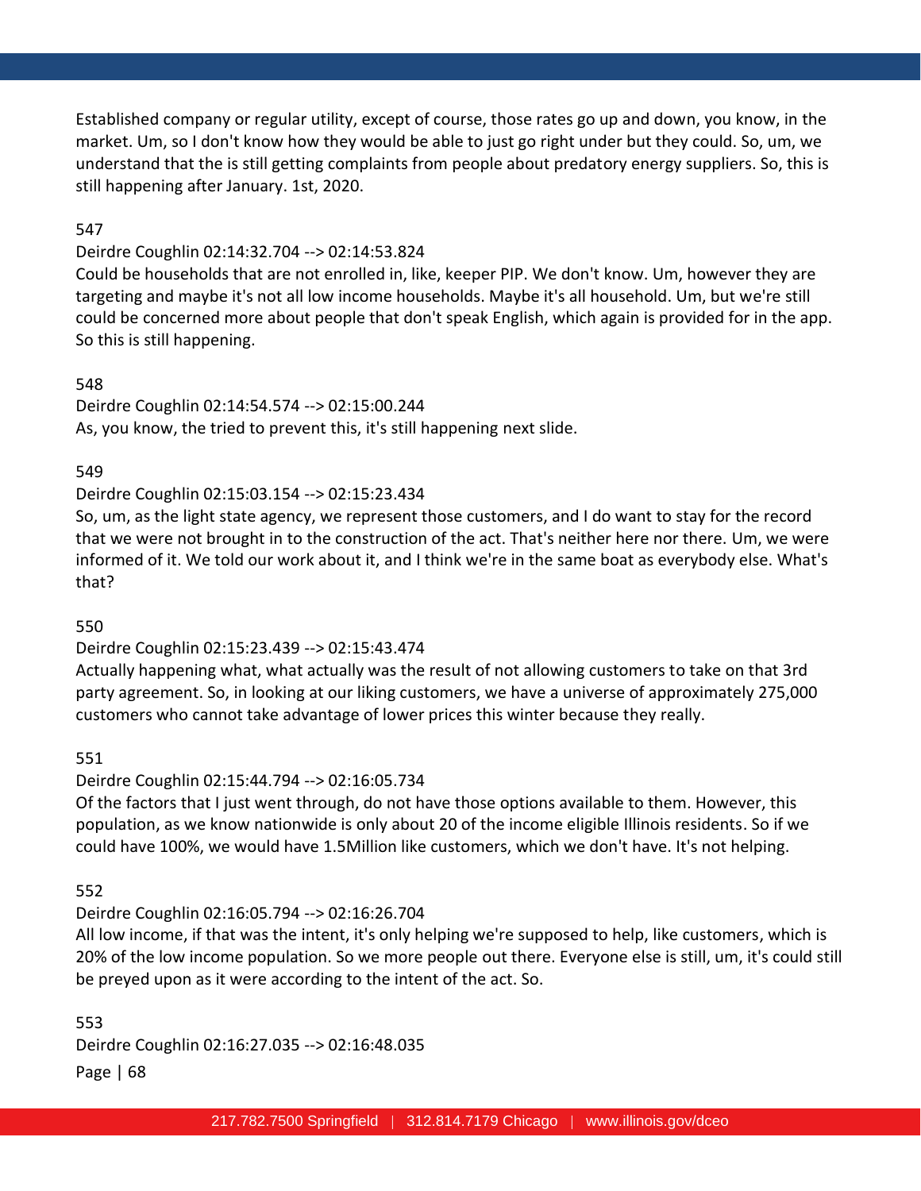Established company or regular utility, except of course, those rates go up and down, you know, in the market. Um, so I don't know how they would be able to just go right under but they could. So, um, we understand that the is still getting complaints from people about predatory energy suppliers. So, this is still happening after January. 1st, 2020.

547

Deirdre Coughlin 02:14:32.704 --> 02:14:53.824
Could be households that are not enrolled in, like, keeper PIP. We don't know. Um, however they are targeting and maybe it's not all low income households. Maybe it's all household. Um, but we're still could be concerned more about people that don't speak English, which again is provided for in the app. So this is still happening.

548

Deirdre Coughlin 02:14:54.574 --> 02:15:00.244
As, you know, the tried to prevent this, it's still happening next slide.

549

Deirdre Coughlin 02:15:03.154 --> 02:15:23.434
So, um, as the light state agency, we represent those customers, and I do want to stay for the record that we were not brought in to the construction of the act. That's neither here nor there. Um, we were informed of it. We told our work about it, and I think we're in the same boat as everybody else. What's that?

550

Deirdre Coughlin 02:15:23.439 --> 02:15:43.474
Actually happening what, what actually was the result of not allowing customers to take on that 3rd party agreement. So, in looking at our liking customers, we have a universe of approximately 275,000 customers who cannot take advantage of lower prices this winter because they really.

551

Deirdre Coughlin 02:15:44.794 --> 02:16:05.734
Of the factors that I just went through, do not have those options available to them. However, this population, as we know nationwide is only about 20 of the income eligible Illinois residents. So if we could have 100%, we would have 1.5Million like customers, which we don't have. It's not helping.

552

Deirdre Coughlin 02:16:05.794 --> 02:16:26.704
All low income, if that was the intent, it's only helping we're supposed to help, like customers, which is 20% of the low income population. So we more people out there. Everyone else is still, um, it's could still be preyed upon as it were according to the intent of the act. So.

553

Deirdre Coughlin 02:16:27.035 --> 02:16:48.035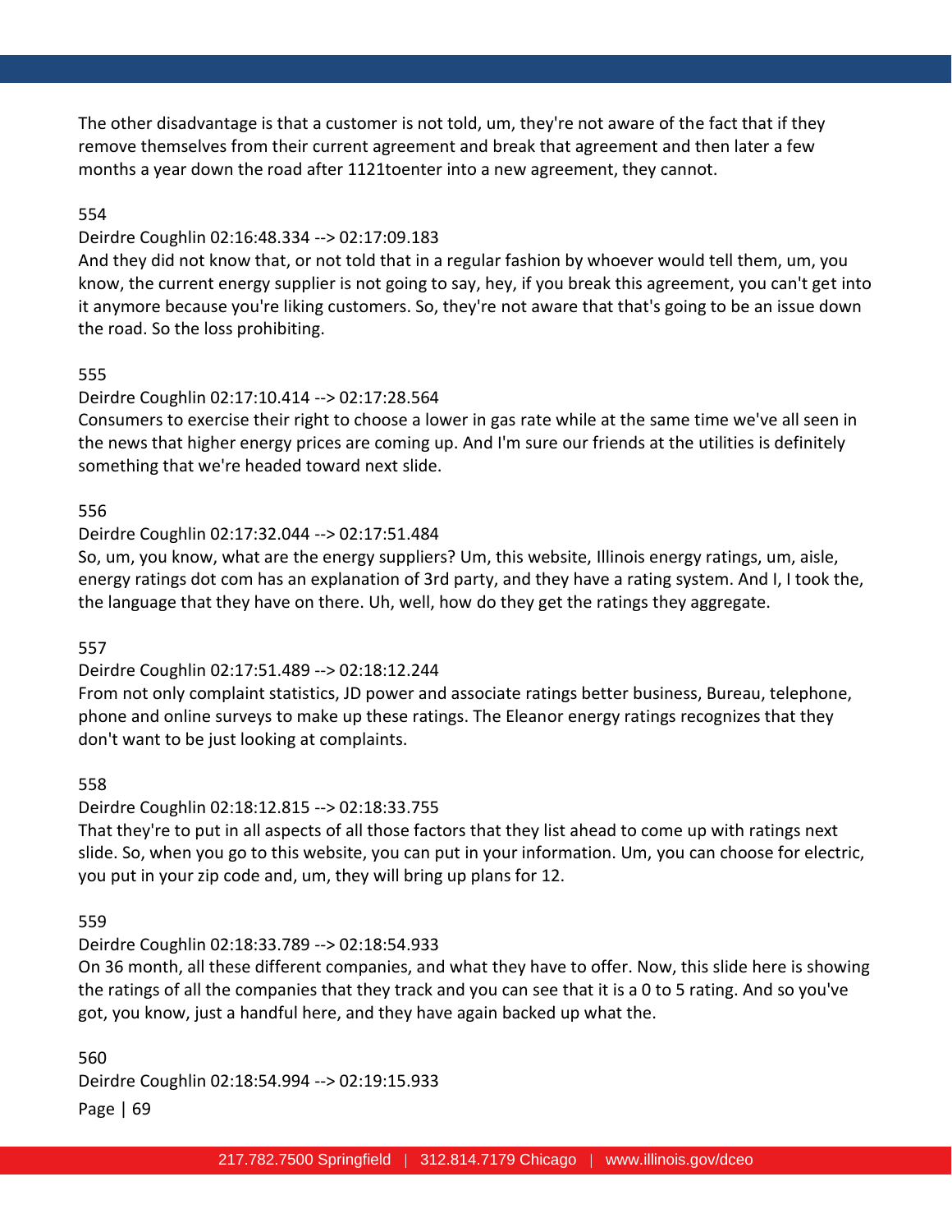The other disadvantage is that a customer is not told, um, they're not aware of the fact that if they remove themselves from their current agreement and break that agreement and then later a few months a year down the road after 1121toenter into a new agreement, they cannot.

554

Deirdre Coughlin 02:16:48.334 --> 02:17:09.183

And they did not know that, or not told that in a regular fashion by whoever would tell them, um, you know, the current energy supplier is not going to say, hey, if you break this agreement, you can't get into it anymore because you're liking customers. So, they're not aware that that's going to be an issue down the road. So the loss prohibiting.

555

Deirdre Coughlin 02:17:10.414 --> 02:17:28.564

Consumers to exercise their right to choose a lower in gas rate while at the same time we've all seen in the news that higher energy prices are coming up. And I'm sure our friends at the utilities is definitely something that we're headed toward next slide.

556

Deirdre Coughlin 02:17:32.044 --> 02:17:51.484

So, um, you know, what are the energy suppliers? Um, this website, Illinois energy ratings, um, aisle, energy ratings dot com has an explanation of 3rd party, and they have a rating system. And I, I took the, the language that they have on there. Uh, well, how do they get the ratings they aggregate.

557

Deirdre Coughlin 02:17:51.489 --> 02:18:12.244

From not only complaint statistics, JD power and associate ratings better business, Bureau, telephone, phone and online surveys to make up these ratings. The Eleanor energy ratings recognizes that they don't want to be just looking at complaints.

558

Deirdre Coughlin 02:18:12.815 --> 02:18:33.755

That they're to put in all aspects of all those factors that they list ahead to come up with ratings next slide. So, when you go to this website, you can put in your information. Um, you can choose for electric, you put in your zip code and, um, they will bring up plans for 12.

559

Deirdre Coughlin 02:18:33.789 --> 02:18:54.933

On 36 month, all these different companies, and what they have to offer. Now, this slide here is showing the ratings of all the companies that they track and you can see that it is a 0 to 5 rating. And so you've got, you know, just a handful here, and they have again backed up what the.

560

Deirdre Coughlin 02:18:54.994 --> 02:19:15.933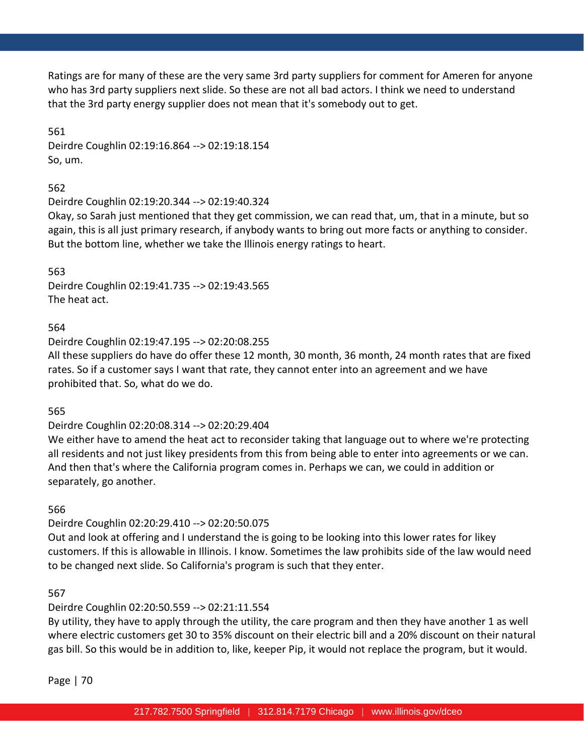Ratings are for many of these are the very same 3rd party suppliers for comment for Ameren for anyone who has 3rd party suppliers next slide. So these are not all bad actors. I think we need to understand that the 3rd party energy supplier does not mean that it's somebody out to get.

561
Deirdre Coughlin 02:19:16.864 --> 02:19:18.154
So, um.

562
Deirdre Coughlin 02:19:20.344 --> 02:19:40.324
Okay, so Sarah just mentioned that they get commission, we can read that, um, that in a minute, but so again, this is all just primary research, if anybody wants to bring out more facts or anything to consider. But the bottom line, whether we take the Illinois energy ratings to heart.

563
Deirdre Coughlin 02:19:41.735 --> 02:19:43.565
The heat act.

564
Deirdre Coughlin 02:19:47.195 --> 02:20:08.255
All these suppliers do have do offer these 12 month, 30 month, 36 month, 24 month rates that are fixed rates. So if a customer says I want that rate, they cannot enter into an agreement and we have prohibited that. So, what do we do.

565
Deirdre Coughlin 02:20:08.314 --> 02:20:29.404
We either have to amend the heat act to reconsider taking that language out to where we're protecting all residents and not just likey presidents from this from being able to enter into agreements or we can. And then that's where the California program comes in. Perhaps we can, we could in addition or separately, go another.

566
Deirdre Coughlin 02:20:29.410 --> 02:20:50.075
Out and look at offering and I understand the is going to be looking into this lower rates for likey customers. If this is allowable in Illinois. I know. Sometimes the law prohibits side of the law would need to be changed next slide. So California's program is such that they enter.

567
Deirdre Coughlin 02:20:50.559 --> 02:21:11.554
By utility, they have to apply through the utility, the care program and then they have another 1 as well where electric customers get 30 to 35% discount on their electric bill and a 20% discount on their natural gas bill. So this would be in addition to, like, keeper Pip, it would not replace the program, but it would.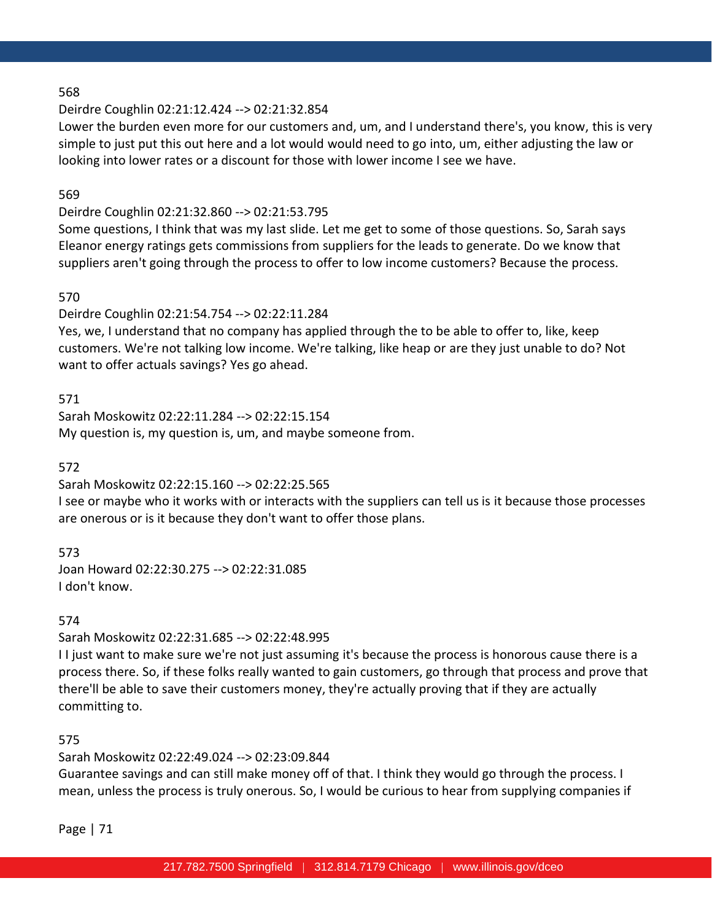568

Deirdre Coughlin 02:21:12.424 --> 02:21:32.854

Lower the burden even more for our customers and, um, and I understand there's, you know, this is very simple to just put this out here and a lot would would need to go into, um, either adjusting the law or looking into lower rates or a discount for those with lower income I see we have.

569

Deirdre Coughlin 02:21:32.860 --> 02:21:53.795

Some questions, I think that was my last slide. Let me get to some of those questions. So, Sarah says Eleanor energy ratings gets commissions from suppliers for the leads to generate. Do we know that suppliers aren't going through the process to offer to low income customers? Because the process.

570

Deirdre Coughlin 02:21:54.754 --> 02:22:11.284

Yes, we, I understand that no company has applied through the to be able to offer to, like, keep customers. We're not talking low income. We're talking, like heap or are they just unable to do? Not want to offer actuals savings? Yes go ahead.

571

Sarah Moskowitz 02:22:11.284 --> 02:22:15.154

My question is, my question is, um, and maybe someone from.

572

Sarah Moskowitz 02:22:15.160 --> 02:22:25.565

I see or maybe who it works with or interacts with the suppliers can tell us is it because those processes are onerous or is it because they don't want to offer those plans.

573

Joan Howard 02:22:30.275 --> 02:22:31.085

I don't know.

574

Sarah Moskowitz 02:22:31.685 --> 02:22:48.995

I I just want to make sure we're not just assuming it's because the process is honorous cause there is a process there. So, if these folks really wanted to gain customers, go through that process and prove that there'll be able to save their customers money, they're actually proving that if they are actually committing to.

575

Sarah Moskowitz 02:22:49.024 --> 02:23:09.844

Guarantee savings and can still make money off of that. I think they would go through the process. I mean, unless the process is truly onerous. So, I would be curious to hear from supplying companies if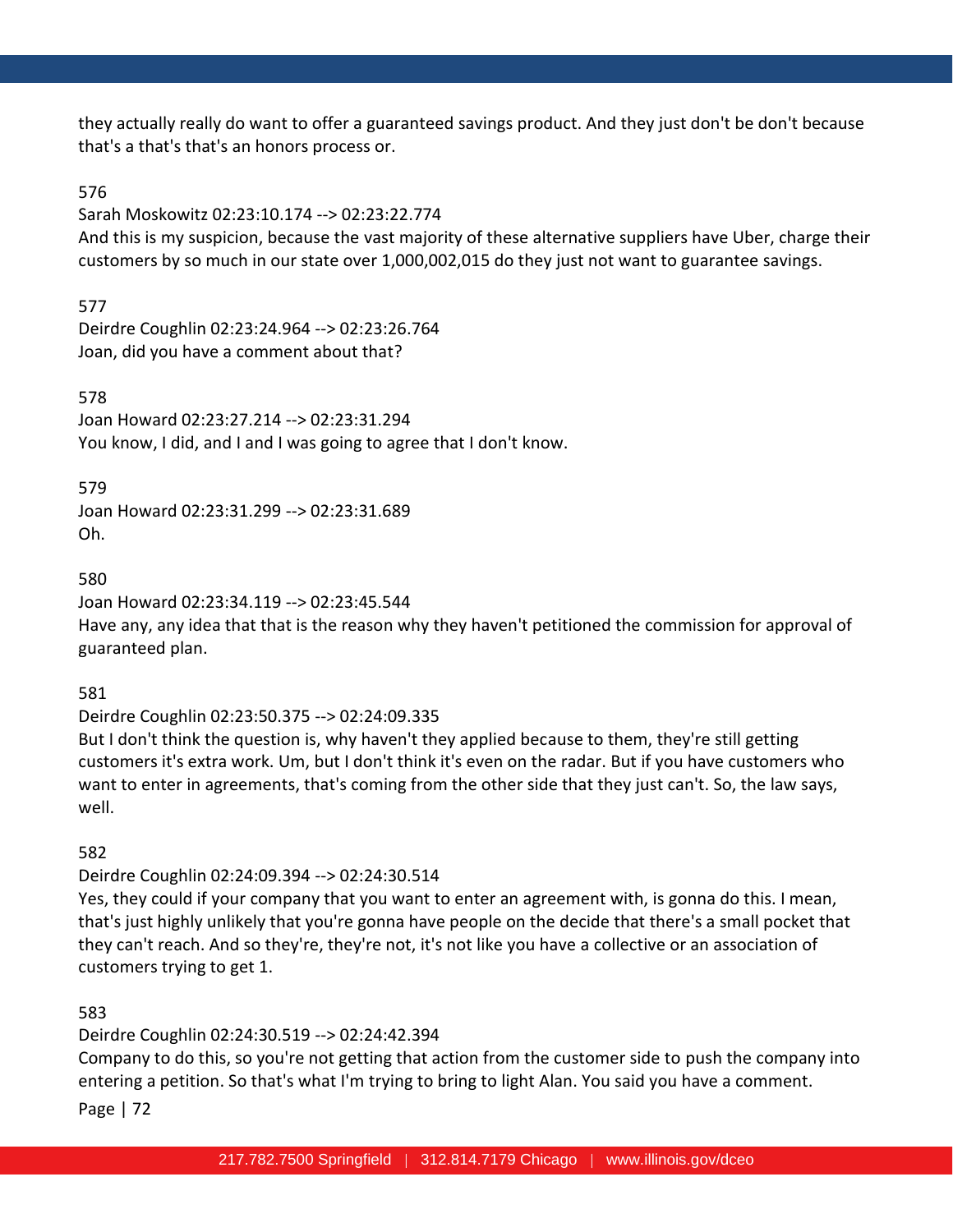they actually really do want to offer a guaranteed savings product. And they just don't be don't because that's a that's that's an honors process or.

576

Sarah Moskowitz 02:23:10.174 --> 02:23:22.774

And this is my suspicion, because the vast majority of these alternative suppliers have Uber, charge their customers by so much in our state over 1,000,002,015 do they just not want to guarantee savings.

577

Deirdre Coughlin 02:23:24.964 --> 02:23:26.764

Joan, did you have a comment about that?

578

Joan Howard 02:23:27.214 --> 02:23:31.294

You know, I did, and I and I was going to agree that I don't know.

579

Joan Howard 02:23:31.299 --> 02:23:31.689

Oh.

580

Joan Howard 02:23:34.119 --> 02:23:45.544

Have any, any idea that that is the reason why they haven't petitioned the commission for approval of guaranteed plan.

581

Deirdre Coughlin 02:23:50.375 --> 02:24:09.335

But I don't think the question is, why haven't they applied because to them, they're still getting customers it's extra work. Um, but I don't think it's even on the radar. But if you have customers who want to enter in agreements, that's coming from the other side that they just can't. So, the law says, well.

582

Deirdre Coughlin 02:24:09.394 --> 02:24:30.514

Yes, they could if your company that you want to enter an agreement with, is gonna do this. I mean, that's just highly unlikely that you're gonna have people on the decide that there's a small pocket that they can't reach. And so they're, they're not, it's not like you have a collective or an association of customers trying to get 1.

583

Deirdre Coughlin 02:24:30.519 --> 02:24:42.394

Company to do this, so you're not getting that action from the customer side to push the company into entering a petition. So that's what I'm trying to bring to light Alan. You said you have a comment.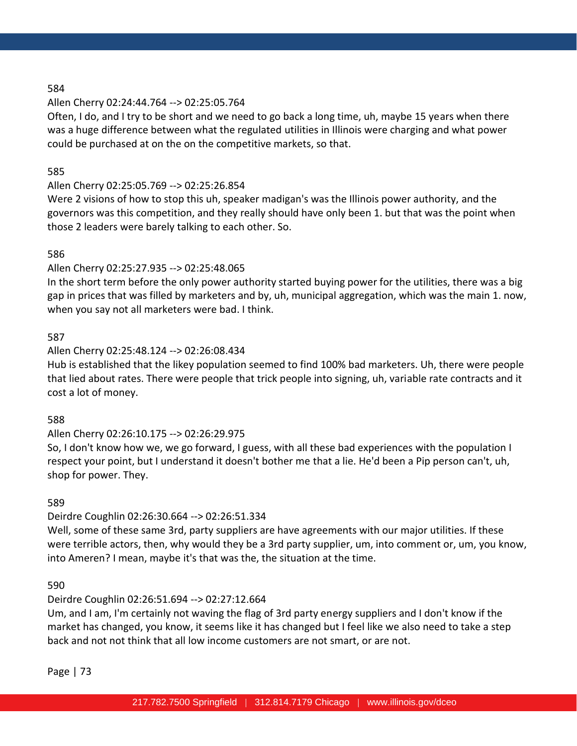584

Allen Cherry 02:24:44.764 --> 02:25:05.764

Often, I do, and I try to be short and we need to go back a long time, uh, maybe 15 years when there was a huge difference between what the regulated utilities in Illinois were charging and what power could be purchased at on the on the competitive markets, so that.

585

Allen Cherry 02:25:05.769 --> 02:25:26.854

Were 2 visions of how to stop this uh, speaker madigan's was the Illinois power authority, and the governors was this competition, and they really should have only been 1. but that was the point when those 2 leaders were barely talking to each other. So.

586

Allen Cherry 02:25:27.935 --> 02:25:48.065

In the short term before the only power authority started buying power for the utilities, there was a big gap in prices that was filled by marketers and by, uh, municipal aggregation, which was the main 1. now, when you say not all marketers were bad. I think.

587

Allen Cherry 02:25:48.124 --> 02:26:08.434

Hub is established that the likey population seemed to find 100% bad marketers. Uh, there were people that lied about rates. There were people that trick people into signing, uh, variable rate contracts and it cost a lot of money.

588

Allen Cherry 02:26:10.175 --> 02:26:29.975

So, I don't know how we, we go forward, I guess, with all these bad experiences with the population I respect your point, but I understand it doesn't bother me that a lie. He'd been a Pip person can't, uh, shop for power. They.

589

Deirdre Coughlin 02:26:30.664 --> 02:26:51.334

Well, some of these same 3rd, party suppliers are have agreements with our major utilities. If these were terrible actors, then, why would they be a 3rd party supplier, um, into comment or, um, you know, into Ameren? I mean, maybe it's that was the, the situation at the time.

590

Deirdre Coughlin 02:26:51.694 --> 02:27:12.664

Um, and I am, I'm certainly not waving the flag of 3rd party energy suppliers and I don't know if the market has changed, you know, it seems like it has changed but I feel like we also need to take a step back and not not think that all low income customers are not smart, or are not.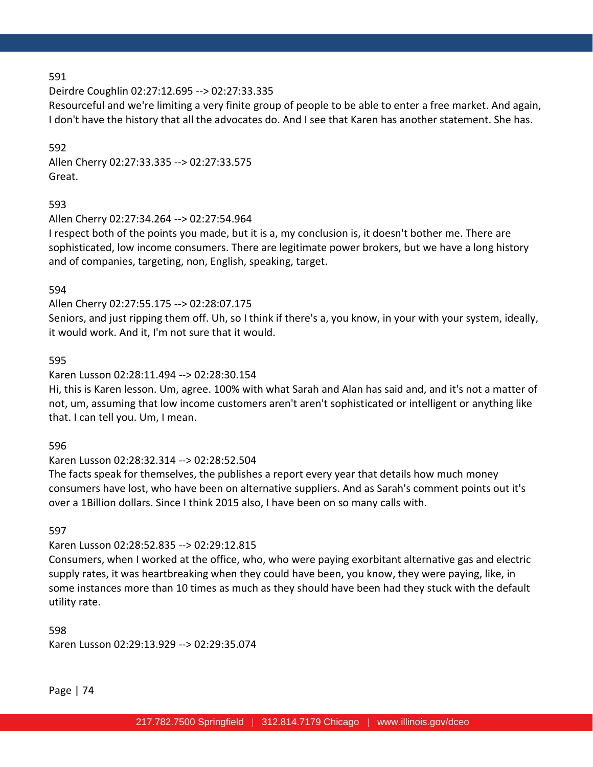591

Deirdre Coughlin 02:27:12.695 --> 02:27:33.335

Resourceful and we're limiting a very finite group of people to be able to enter a free market. And again, I don't have the history that all the advocates do. And I see that Karen has another statement. She has.

592

Allen Cherry 02:27:33.335 --> 02:27:33.575

Great.

593

Allen Cherry 02:27:34.264 --> 02:27:54.964

I respect both of the points you made, but it is a, my conclusion is, it doesn't bother me. There are sophisticated, low income consumers. There are legitimate power brokers, but we have a long history and of companies, targeting, non, English, speaking, target.

594

Allen Cherry 02:27:55.175 --> 02:28:07.175

Seniors, and just ripping them off. Uh, so I think if there's a, you know, in your with your system, ideally, it would work. And it, I'm not sure that it would.

595

Karen Lusson 02:28:11.494 --> 02:28:30.154

Hi, this is Karen lesson. Um, agree. 100% with what Sarah and Alan has said and, and it's not a matter of not, um, assuming that low income customers aren't aren't sophisticated or intelligent or anything like that. I can tell you. Um, I mean.

596

Karen Lusson 02:28:32.314 --> 02:28:52.504

The facts speak for themselves, the publishes a report every year that details how much money consumers have lost, who have been on alternative suppliers. And as Sarah's comment points out it's over a 1Billion dollars. Since I think 2015 also, I have been on so many calls with.

597

Karen Lusson 02:28:52.835 --> 02:29:12.815

Consumers, when I worked at the office, who, who were paying exorbitant alternative gas and electric supply rates, it was heartbreaking when they could have been, you know, they were paying, like, in some instances more than 10 times as much as they should have been had they stuck with the default utility rate.

598

Karen Lusson 02:29:13.929 --> 02:29:35.074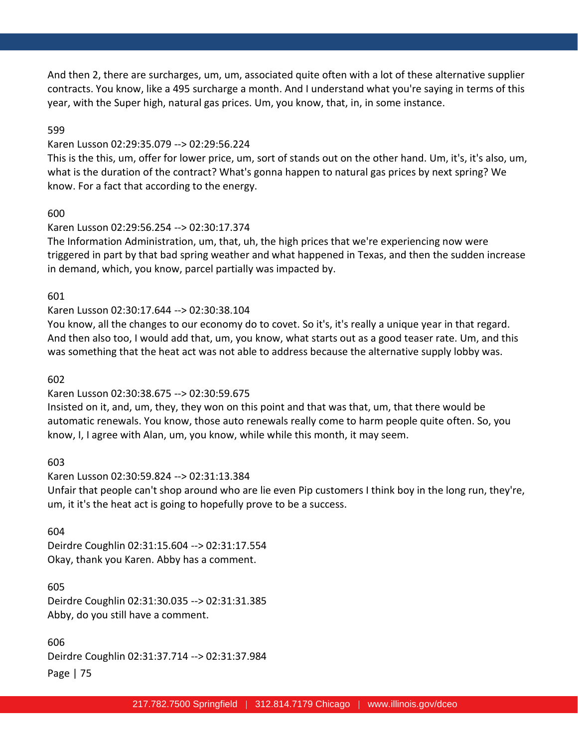And then 2, there are surcharges, um, um, associated quite often with a lot of these alternative supplier contracts. You know, like a 495 surcharge a month. And I understand what you're saying in terms of this year, with the Super high, natural gas prices. Um, you know, that, in, in some instance.

599

Karen Lusson 02:29:35.079 --> 02:29:56.224

This is the this, um, offer for lower price, um, sort of stands out on the other hand. Um, it's, it's also, um, what is the duration of the contract? What's gonna happen to natural gas prices by next spring? We know. For a fact that according to the energy.

600

Karen Lusson 02:29:56.254 --> 02:30:17.374

The Information Administration, um, that, uh, the high prices that we're experiencing now were triggered in part by that bad spring weather and what happened in Texas, and then the sudden increase in demand, which, you know, parcel partially was impacted by.

601

Karen Lusson 02:30:17.644 --> 02:30:38.104

You know, all the changes to our economy do to covet. So it's, it's really a unique year in that regard. And then also too, I would add that, um, you know, what starts out as a good teaser rate. Um, and this was something that the heat act was not able to address because the alternative supply lobby was.

602

Karen Lusson 02:30:38.675 --> 02:30:59.675

Insisted on it, and, um, they, they won on this point and that was that, um, that there would be automatic renewals. You know, those auto renewals really come to harm people quite often. So, you know, I, I agree with Alan, um, you know, while while this month, it may seem.

603

Karen Lusson 02:30:59.824 --> 02:31:13.384

Unfair that people can't shop around who are lie even Pip customers I think boy in the long run, they're, um, it it's the heat act is going to hopefully prove to be a success.

604

Deirdre Coughlin 02:31:15.604 --> 02:31:17.554

Okay, thank you Karen. Abby has a comment.

605

Deirdre Coughlin 02:31:30.035 --> 02:31:31.385

Abby, do you still have a comment.

606

Deirdre Coughlin 02:31:37.714 --> 02:31:37.984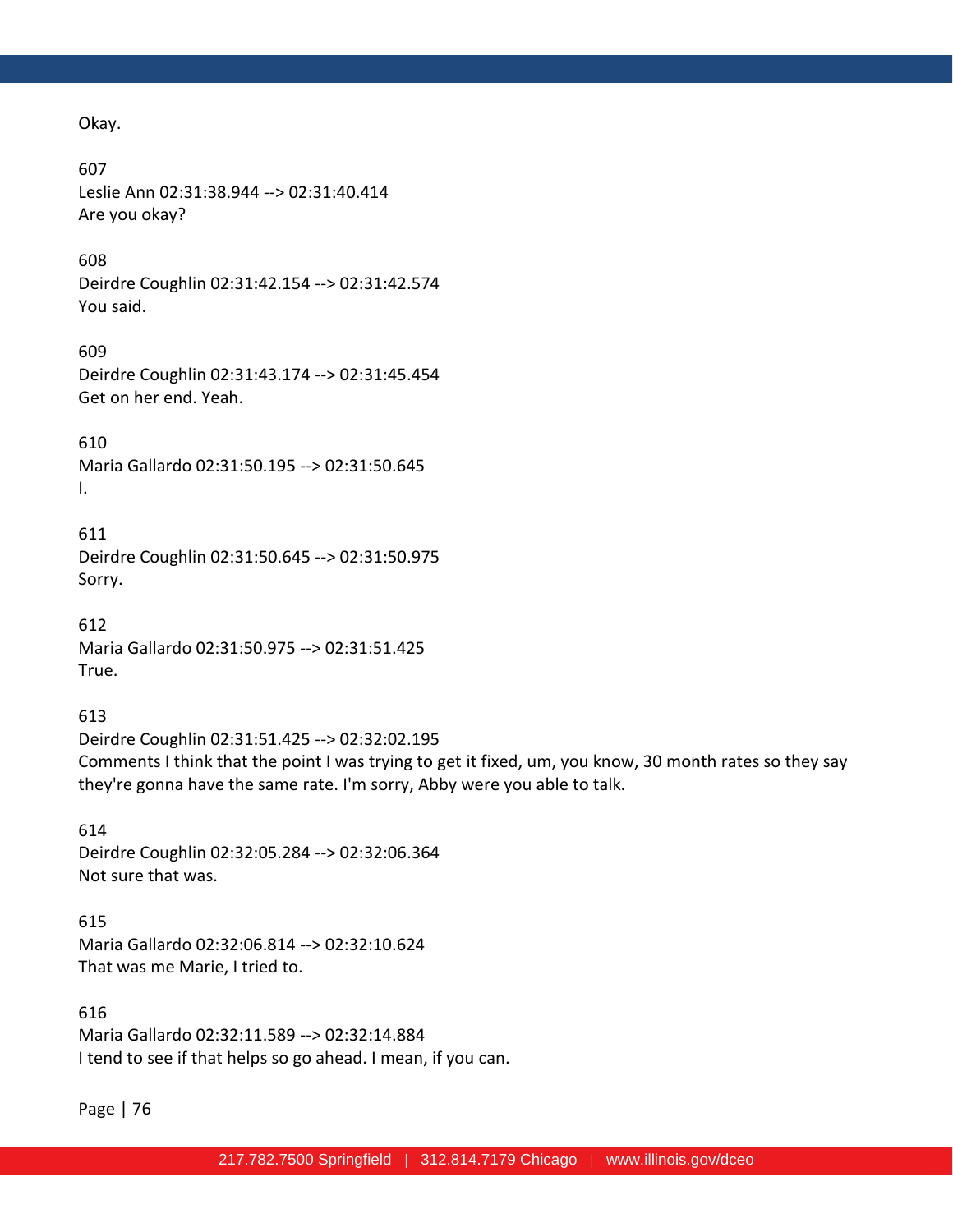Okay.

607
Leslie Ann 02:31:38.944 --> 02:31:40.414
Are you okay?

608
Deirdre Coughlin 02:31:42.154 --> 02:31:42.574
You said.

609
Deirdre Coughlin 02:31:43.174 --> 02:31:45.454
Get on her end. Yeah.

610
Maria Gallardo 02:31:50.195 --> 02:31:50.645
I.

611
Deirdre Coughlin 02:31:50.645 --> 02:31:50.975
Sorry.

612
Maria Gallardo 02:31:50.975 --> 02:31:51.425
True.

613
Deirdre Coughlin 02:31:51.425 --> 02:32:02.195
Comments I think that the point I was trying to get it fixed, um, you know, 30 month rates so they say they're gonna have the same rate. I'm sorry, Abby were you able to talk.

614
Deirdre Coughlin 02:32:05.284 --> 02:32:06.364
Not sure that was.

615
Maria Gallardo 02:32:06.814 --> 02:32:10.624
That was me Marie, I tried to.

616
Maria Gallardo 02:32:11.589 --> 02:32:14.884
I tend to see if that helps so go ahead. I mean, if you can.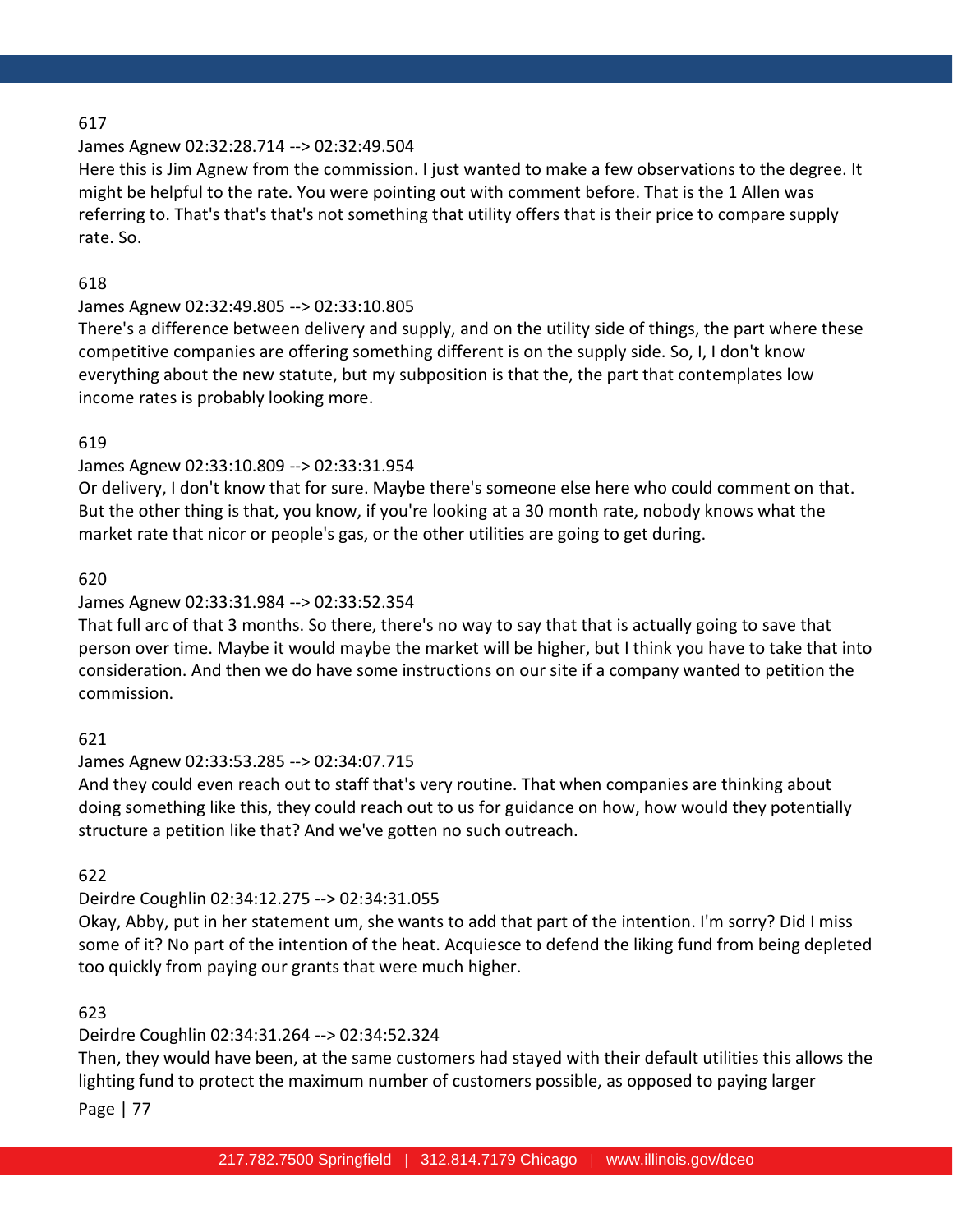617

James Agnew 02:32:28.714 --> 02:32:49.504

Here this is Jim Agnew from the commission. I just wanted to make a few observations to the degree. It might be helpful to the rate. You were pointing out with comment before. That is the 1 Allen was referring to. That's that's that's not something that utility offers that is their price to compare supply rate. So.

618

James Agnew 02:32:49.805 --> 02:33:10.805

There's a difference between delivery and supply, and on the utility side of things, the part where these competitive companies are offering something different is on the supply side. So, I, I don't know everything about the new statute, but my subposition is that the, the part that contemplates low income rates is probably looking more.

619

James Agnew 02:33:10.809 --> 02:33:31.954

Or delivery, I don't know that for sure. Maybe there's someone else here who could comment on that. But the other thing is that, you know, if you're looking at a 30 month rate, nobody knows what the market rate that nicor or people's gas, or the other utilities are going to get during.

620

James Agnew 02:33:31.984 --> 02:33:52.354

That full arc of that 3 months. So there, there's no way to say that that is actually going to save that person over time. Maybe it would maybe the market will be higher, but I think you have to take that into consideration. And then we do have some instructions on our site if a company wanted to petition the commission.

621

James Agnew 02:33:53.285 --> 02:34:07.715

And they could even reach out to staff that's very routine. That when companies are thinking about doing something like this, they could reach out to us for guidance on how, how would they potentially structure a petition like that? And we've gotten no such outreach.

622

Deirdre Coughlin 02:34:12.275 --> 02:34:31.055

Okay, Abby, put in her statement um, she wants to add that part of the intention. I'm sorry? Did I miss some of it? No part of the intention of the heat. Acquiesce to defend the liking fund from being depleted too quickly from paying our grants that were much higher.

623

Deirdre Coughlin 02:34:31.264 --> 02:34:52.324

Then, they would have been, at the same customers had stayed with their default utilities this allows the lighting fund to protect the maximum number of customers possible, as opposed to paying larger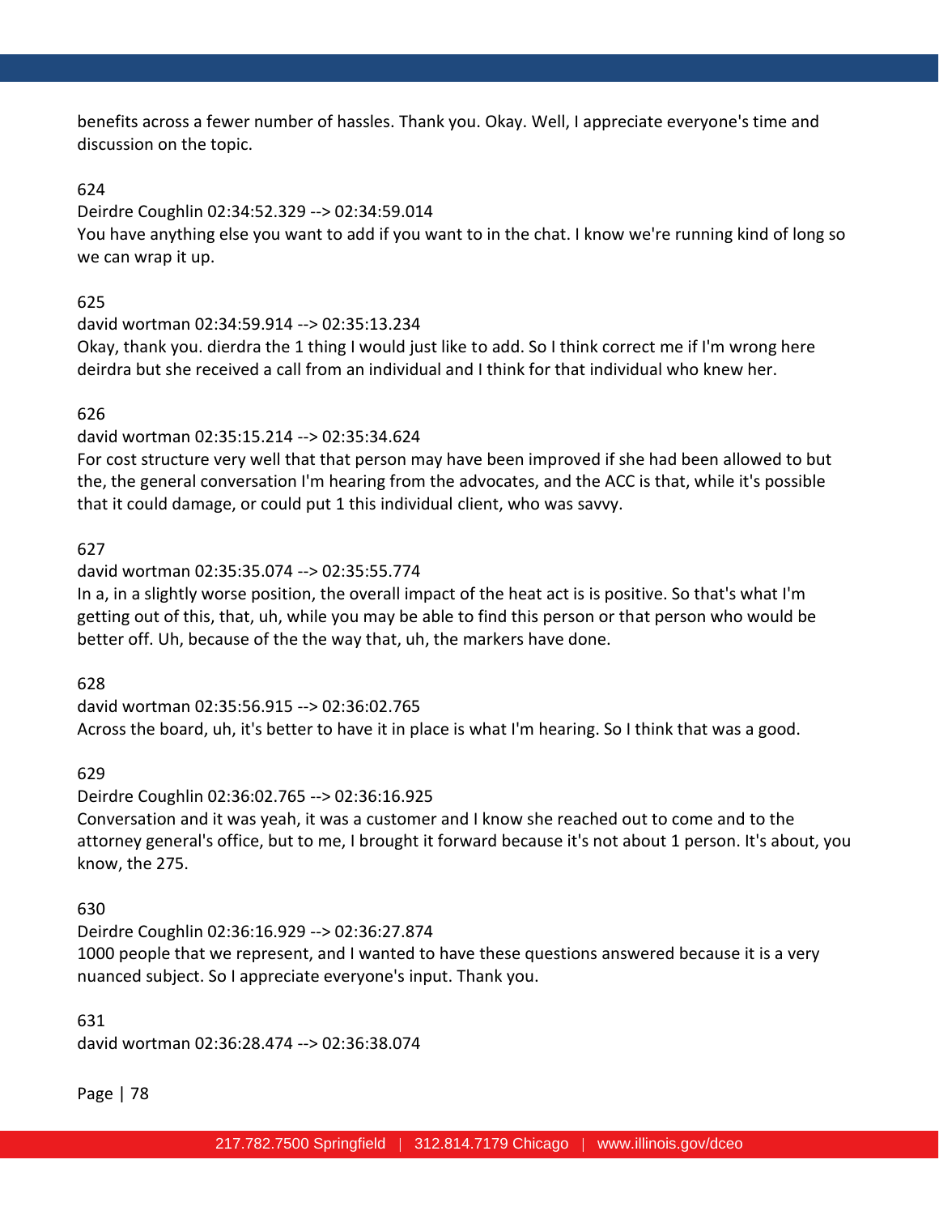benefits across a fewer number of hassles. Thank you. Okay. Well, I appreciate everyone's time and discussion on the topic.

624

Deirdre Coughlin 02:34:52.329 --> 02:34:59.014

You have anything else you want to add if you want to in the chat. I know we're running kind of long so we can wrap it up.

625

david wortman 02:34:59.914 --> 02:35:13.234

Okay, thank you. dierdra the 1 thing I would just like to add. So I think correct me if I'm wrong here deirdra but she received a call from an individual and I think for that individual who knew her.

626

david wortman 02:35:15.214 --> 02:35:34.624

For cost structure very well that that person may have been improved if she had been allowed to but the, the general conversation I'm hearing from the advocates, and the ACC is that, while it's possible that it could damage, or could put 1 this individual client, who was savvy.

627

david wortman 02:35:35.074 --> 02:35:55.774

In a, in a slightly worse position, the overall impact of the heat act is is positive. So that's what I'm getting out of this, that, uh, while you may be able to find this person or that person who would be better off. Uh, because of the the way that, uh, the markers have done.

628

david wortman 02:35:56.915 --> 02:36:02.765

Across the board, uh, it's better to have it in place is what I'm hearing. So I think that was a good.

629

Deirdre Coughlin 02:36:02.765 --> 02:36:16.925

Conversation and it was yeah, it was a customer and I know she reached out to come and to the attorney general's office, but to me, I brought it forward because it's not about 1 person. It's about, you know, the 275.

630

Deirdre Coughlin 02:36:16.929 --> 02:36:27.874

1000 people that we represent, and I wanted to have these questions answered because it is a very nuanced subject. So I appreciate everyone's input. Thank you.

631

david wortman 02:36:28.474 --> 02:36:38.074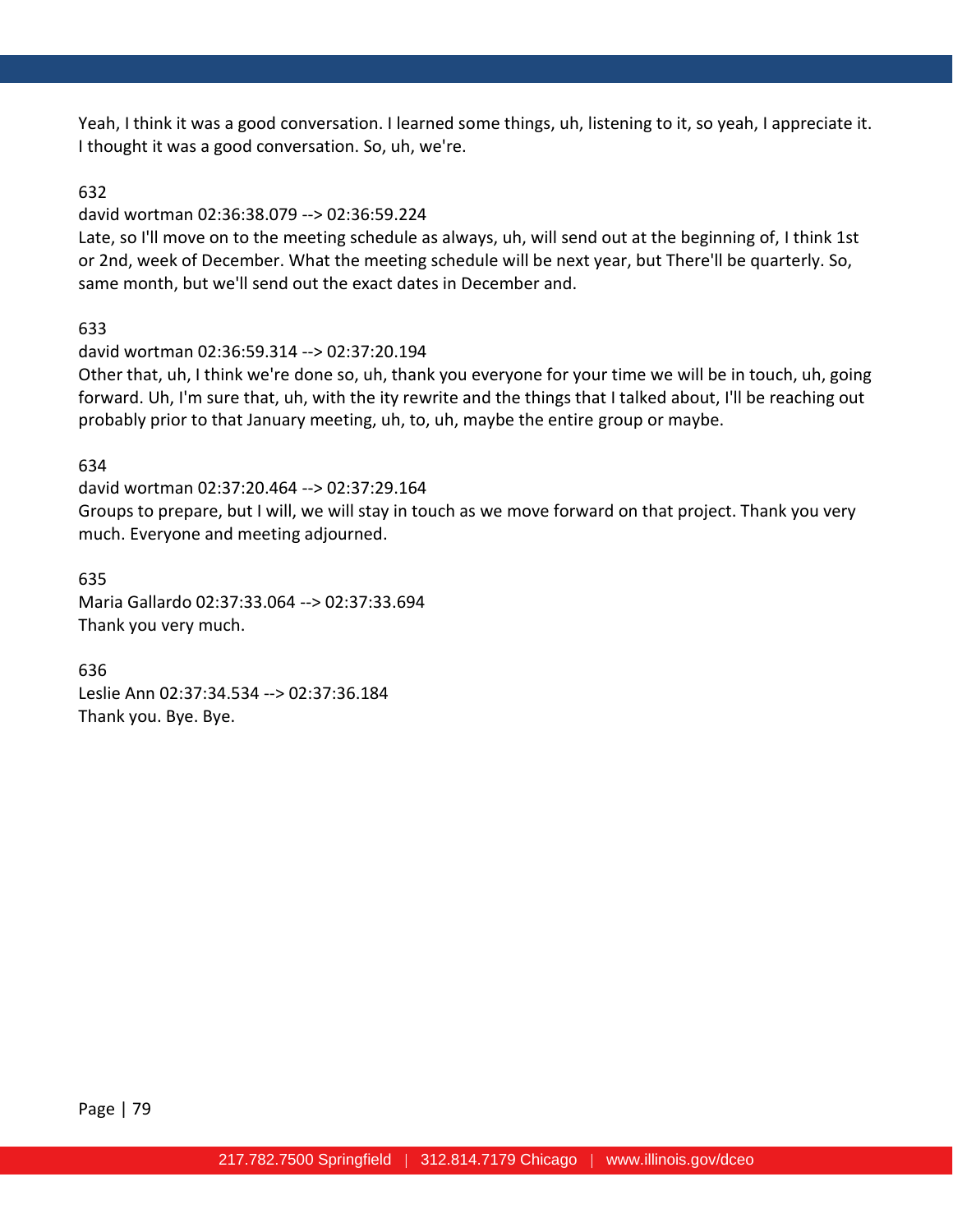Yeah, I think it was a good conversation. I learned some things, uh, listening to it, so yeah, I appreciate it. I thought it was a good conversation. So, uh, we're.

632

david wortman 02:36:38.079 --> 02:36:59.224

Late, so I'll move on to the meeting schedule as always, uh, will send out at the beginning of, I think 1st or 2nd, week of December. What the meeting schedule will be next year, but There'll be quarterly. So, same month, but we'll send out the exact dates in December and.

633

david wortman 02:36:59.314 --> 02:37:20.194

Other that, uh, I think we're done so, uh, thank you everyone for your time we will be in touch, uh, going forward. Uh, I'm sure that, uh, with the ity rewrite and the things that I talked about, I'll be reaching out probably prior to that January meeting, uh, to, uh, maybe the entire group or maybe.

634

david wortman 02:37:20.464 --> 02:37:29.164

Groups to prepare, but I will, we will stay in touch as we move forward on that project. Thank you very much. Everyone and meeting adjourned.

635

Maria Gallardo 02:37:33.064 --> 02:37:33.694

Thank you very much.

636

Leslie Ann 02:37:34.534 --> 02:37:36.184

Thank you. Bye. Bye.